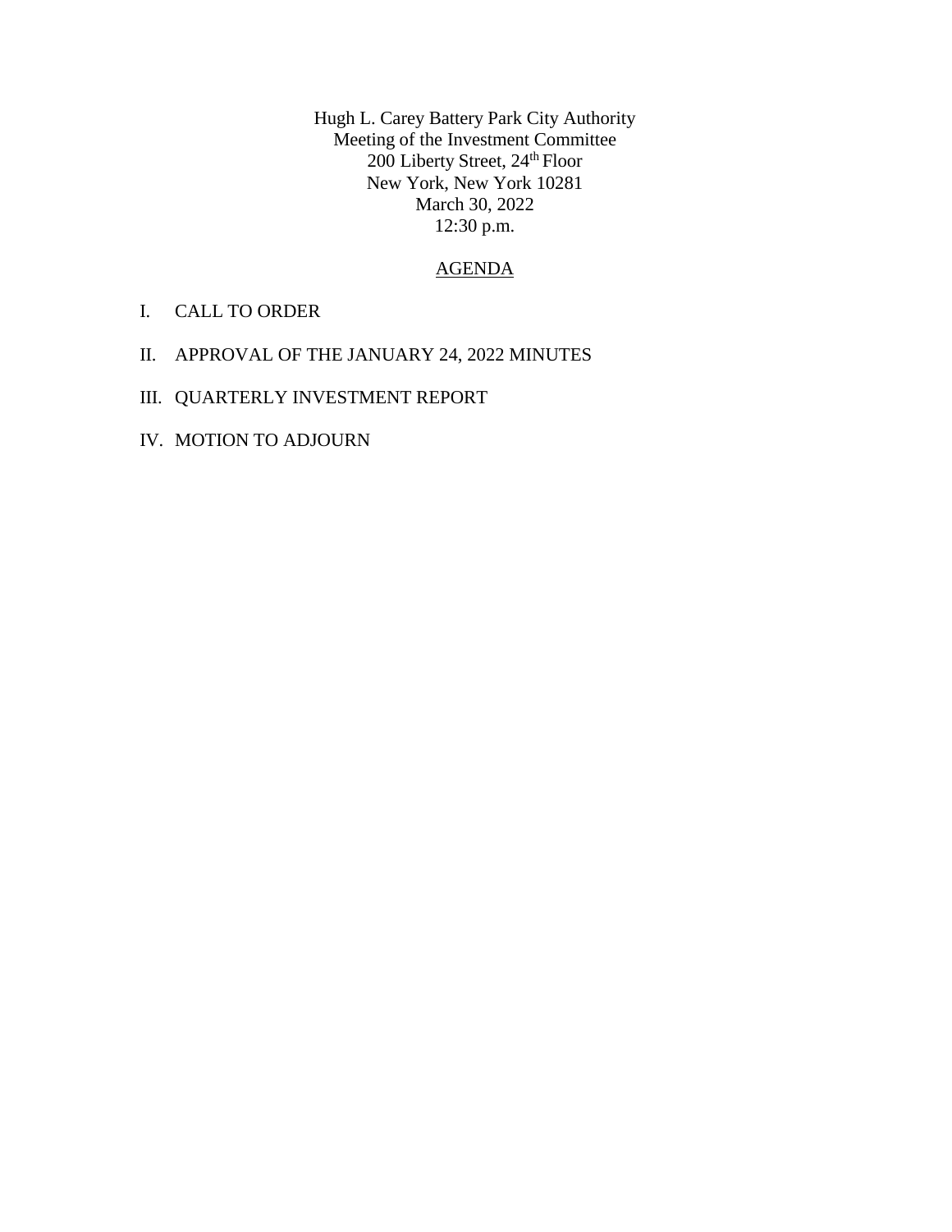Hugh L. Carey Battery Park City Authority
Meeting of the Investment Committee
200 Liberty Street, 24th Floor
New York, New York 10281
March 30, 2022
12:30 p.m.

## AGENDA

I. CALL TO ORDER

II. APPROVAL OF THE JANUARY 24, 2022 MINUTES

III. QUARTERLY INVESTMENT REPORT

IV. MOTION TO ADJOURN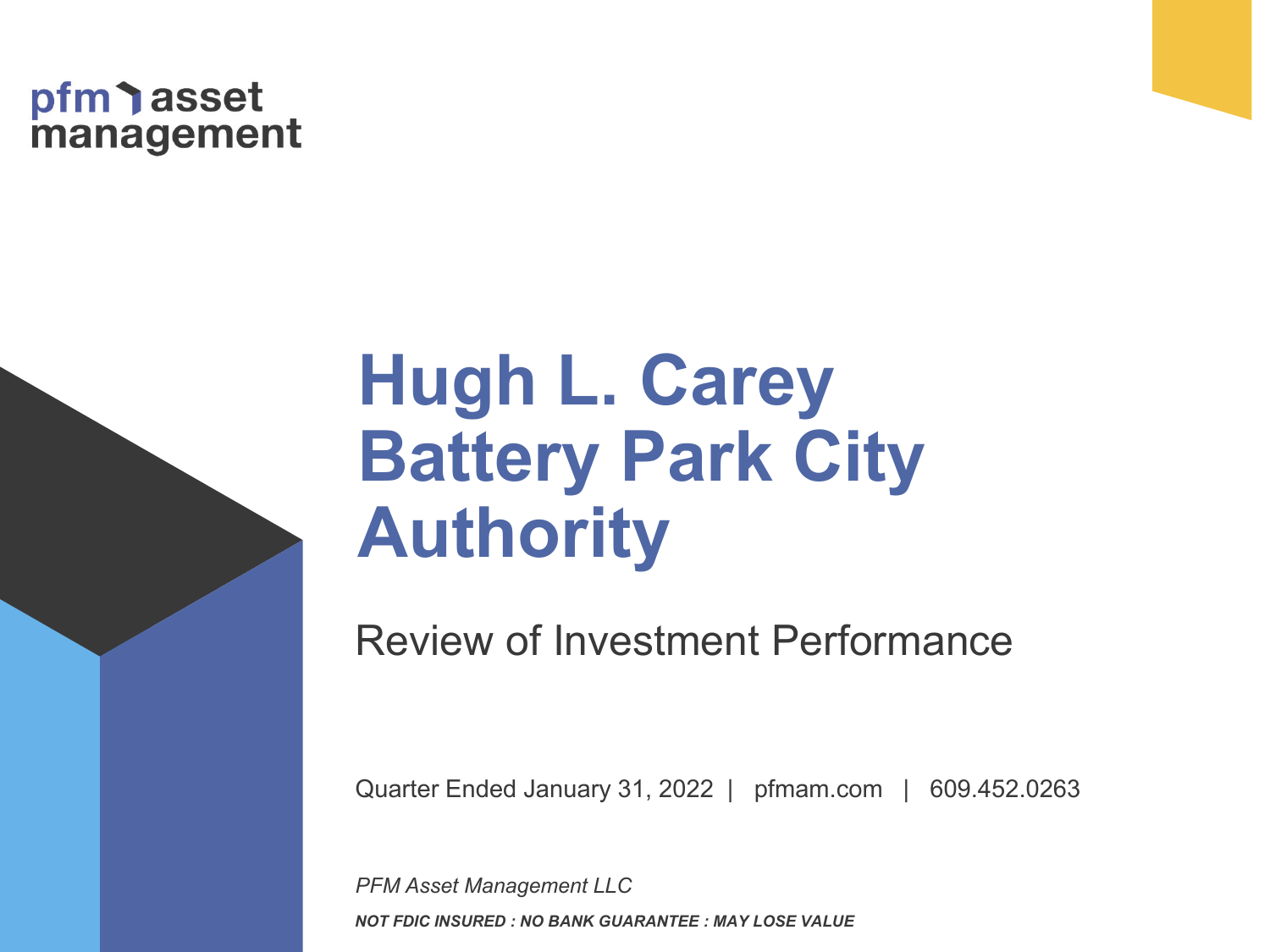pfm asset management

# Hugh L. Carey Battery Park City Authority

## Review of Investment Performance

Quarter Ended January 31, 2022 | pfmam.com | 609.452.0263

*PFM Asset Management LLC*

***NOT FDIC INSURED : NO BANK GUARANTEE : MAY LOSE VALUE***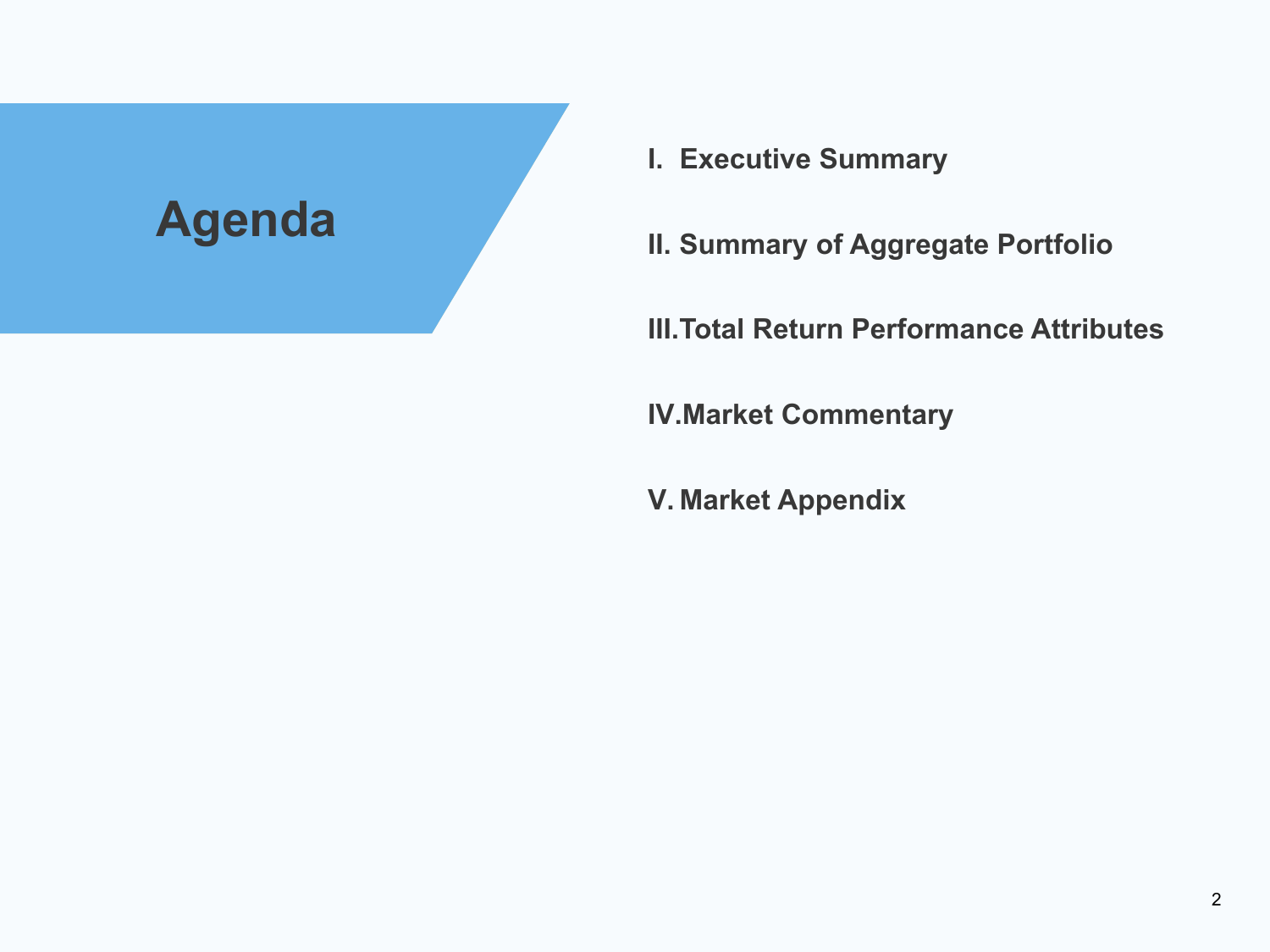# Agenda

I. Executive Summary

II. Summary of Aggregate Portfolio

III. Total Return Performance Attributes

IV. Market Commentary

V. Market Appendix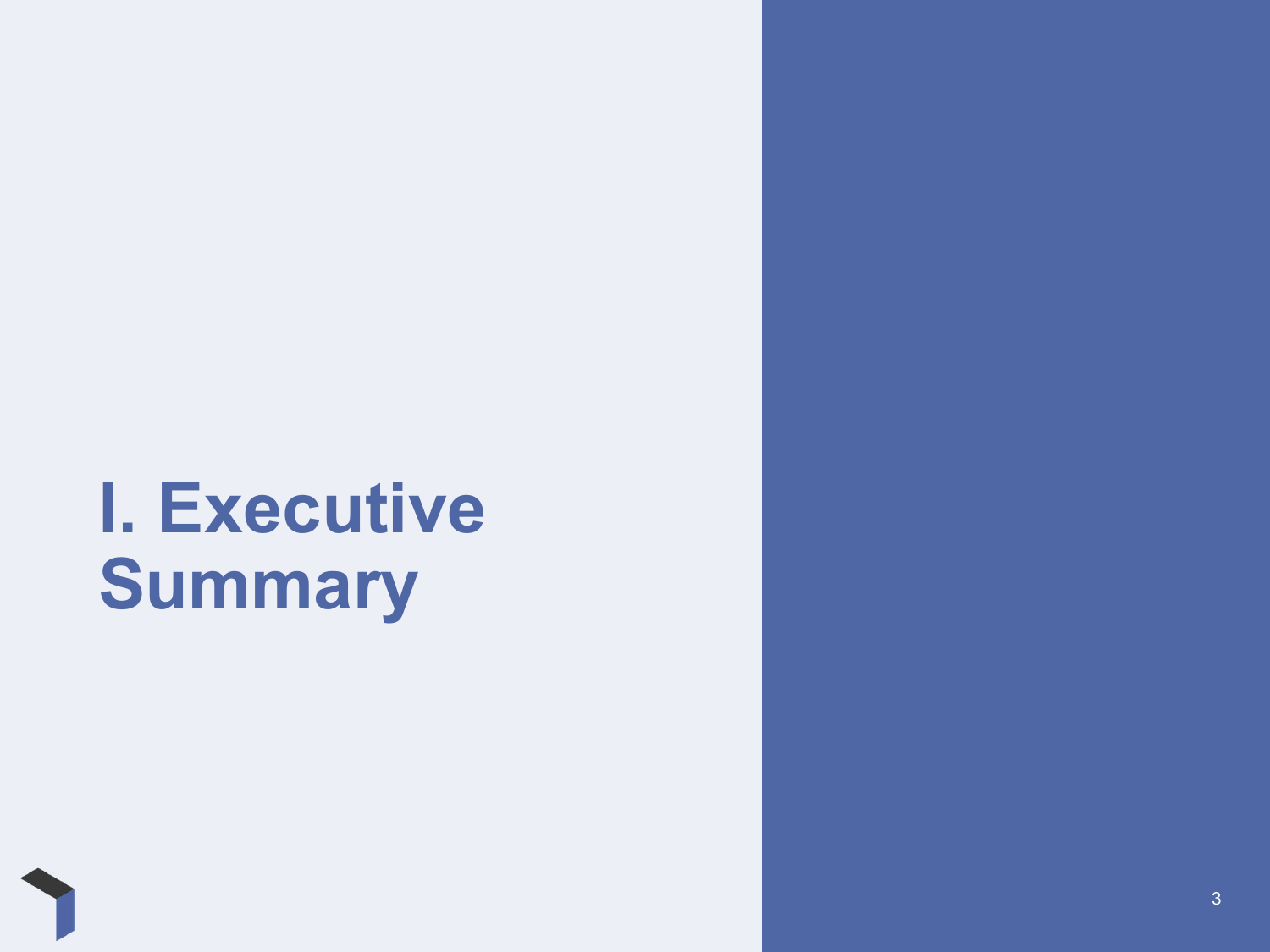# I. Executive Summary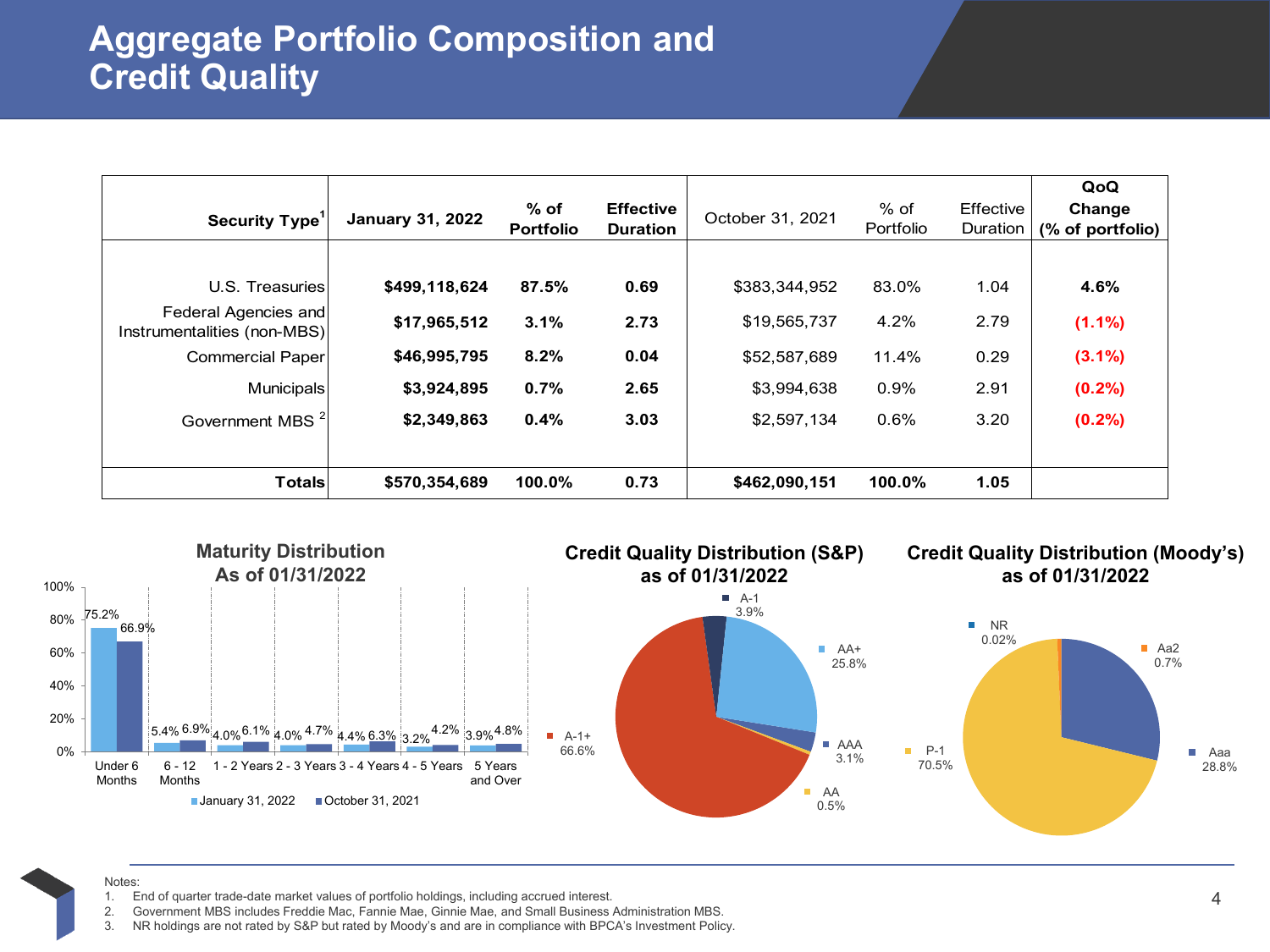# Aggregate Portfolio Composition and Credit Quality

| Security Type[1] | January 31, 2022 | % of Portfolio | Effective Duration | October 31, 2021 | % of Portfolio | Effective Duration | QoQ Change (% of portfolio) |
|---|---|---|---|---|---|---|---|
| U.S. Treasuries | **$499,118,624** | **87.5%** | **0.69** | $383,344,952 | 83.0% | 1.04 | **4.6%** |
| Federal Agencies and Instrumentalities (non-MBS) | **$17,965,512** | **3.1%** | **2.73** | $19,565,737 | 4.2% | 2.79 | **(1.1%)** |
| Commercial Paper | **$46,995,795** | **8.2%** | **0.04** | $52,587,689 | 11.4% | 0.29 | **(3.1%)** |
| Municipals | **$3,924,895** | **0.7%** | **2.65** | $3,994,638 | 0.9% | 2.91 | **(0.2%)** |
| Government MBS[2] | **$2,349,863** | **0.4%** | **3.03** | $2,597,134 | 0.6% | 3.20 | **(0.2%)** |
| **Totals** | **$570,354,689** | **100.0%** | **0.73** | **$462,090,151** | **100.0%** | **1.05** | |

## Maturity Distribution As of 01/31/2022

| Maturity | January 31, 2022 | October 31, 2021 |
|---|---|---|
| Under 6 Months | 75.2% | 66.9% |
| 6 - 12 Months | 5.4% | 6.9% |
| 1 - 2 Years | 4.0% | 6.1% |
| 2 - 3 Years | 4.0% | 4.7% |
| 3 - 4 Years | 4.4% | 6.3% |
| 4 - 5 Years | 3.2% | 4.2% |
| 5 Years and Over | 3.9% | 4.8% |

## Credit Quality Distribution (S&P) as of 01/31/2022

| Rating | % |
|---|---|
| A-1+ | 66.6% |
| A-1 | 3.9% |
| AA+ | 25.8% |
| AAA | 3.1% |
| AA | 0.5% |

## Credit Quality Distribution (Moody's) as of 01/31/2022

| Rating | % |
|---|---|
| P-1 | 70.5% |
| Aaa | 28.8% |
| Aa2 | 0.7% |
| NR | 0.02% |

Notes:

1. End of quarter trade-date market values of portfolio holdings, including accrued interest.
2. Government MBS includes Freddie Mac, Fannie Mae, Ginnie Mae, and Small Business Administration MBS.
3. NR holdings are not rated by S&P but rated by Moody's and are in compliance with BPCA's Investment Policy.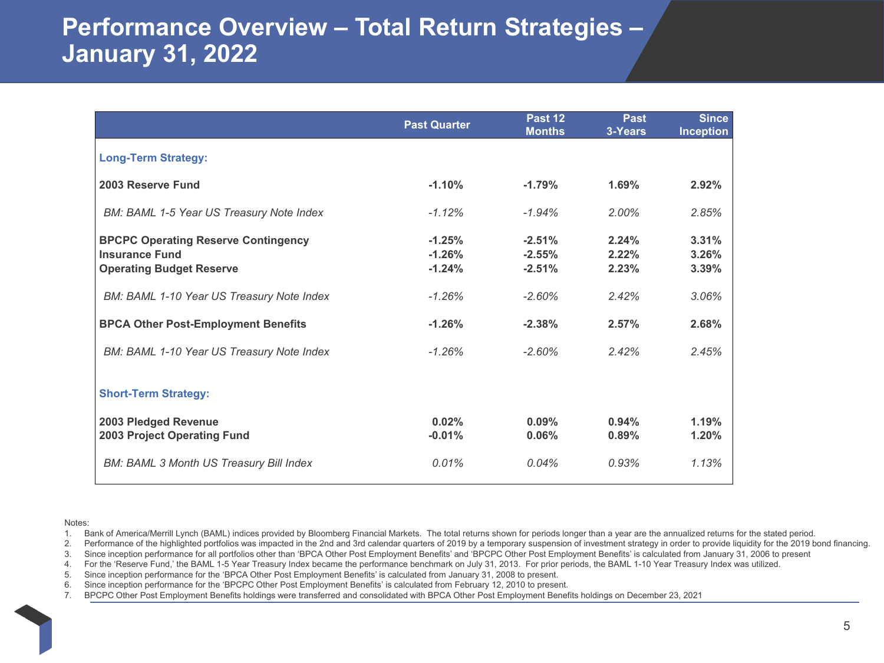# Performance Overview – Total Return Strategies – January 31, 2022

| | Past Quarter | Past 12 Months | Past 3-Years | Since Inception |
|---|---|---|---|---|
| **Long-Term Strategy:** | | | | |
| **2003 Reserve Fund** | **-1.10%** | **-1.79%** | **1.69%** | **2.92%** |
| *BM: BAML 1-5 Year US Treasury Note Index* | *-1.12%* | *-1.94%* | *2.00%* | *2.85%* |
| **BPCPC Operating Reserve Contingency** | **-1.25%** | **-2.51%** | **2.24%** | **3.31%** |
| **Insurance Fund** | **-1.26%** | **-2.55%** | **2.22%** | **3.26%** |
| **Operating Budget Reserve** | **-1.24%** | **-2.51%** | **2.23%** | **3.39%** |
| *BM: BAML 1-10 Year US Treasury Note Index* | *-1.26%* | *-2.60%* | *2.42%* | *3.06%* |
| **BPCA Other Post-Employment Benefits** | **-1.26%** | **-2.38%** | **2.57%** | **2.68%** |
| *BM: BAML 1-10 Year US Treasury Note Index* | *-1.26%* | *-2.60%* | *2.42%* | *2.45%* |
| **Short-Term Strategy:** | | | | |
| **2003 Pledged Revenue** | **0.02%** | **0.09%** | **0.94%** | **1.19%** |
| **2003 Project Operating Fund** | **-0.01%** | **0.06%** | **0.89%** | **1.20%** |
| *BM: BAML 3 Month US Treasury Bill Index* | *0.01%* | *0.04%* | *0.93%* | *1.13%* |

Notes:

1. Bank of America/Merrill Lynch (BAML) indices provided by Bloomberg Financial Markets. The total returns shown for periods longer than a year are the annualized returns for the stated period.
2. Performance of the highlighted portfolios was impacted in the 2nd and 3rd calendar quarters of 2019 by a temporary suspension of investment strategy in order to provide liquidity for the 2019 bond financing.
3. Since inception performance for all portfolios other than 'BPCA Other Post Employment Benefits' and 'BPCPC Other Post Employment Benefits' is calculated from January 31, 2006 to present
4. For the 'Reserve Fund,' the BAML 1-5 Year Treasury Index became the performance benchmark on July 31, 2013. For prior periods, the BAML 1-10 Year Treasury Index was utilized.
5. Since inception performance for the 'BPCA Other Post Employment Benefits' is calculated from January 31, 2008 to present.
6. Since inception performance for the 'BPCPC Other Post Employment Benefits' is calculated from February 12, 2010 to present.
7. BPCPC Other Post Employment Benefits holdings were transferred and consolidated with BPCA Other Post Employment Benefits holdings on December 23, 2021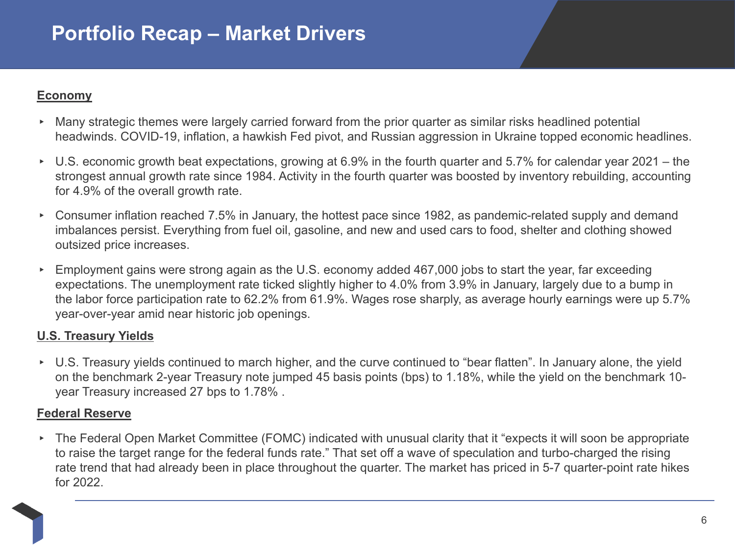# Portfolio Recap – Market Drivers

**Economy**

- Many strategic themes were largely carried forward from the prior quarter as similar risks headlined potential headwinds. COVID-19, inflation, a hawkish Fed pivot, and Russian aggression in Ukraine topped economic headlines.
- U.S. economic growth beat expectations, growing at 6.9% in the fourth quarter and 5.7% for calendar year 2021 – the strongest annual growth rate since 1984. Activity in the fourth quarter was boosted by inventory rebuilding, accounting for 4.9% of the overall growth rate.
- Consumer inflation reached 7.5% in January, the hottest pace since 1982, as pandemic-related supply and demand imbalances persist. Everything from fuel oil, gasoline, and new and used cars to food, shelter and clothing showed outsized price increases.
- Employment gains were strong again as the U.S. economy added 467,000 jobs to start the year, far exceeding expectations. The unemployment rate ticked slightly higher to 4.0% from 3.9% in January, largely due to a bump in the labor force participation rate to 62.2% from 61.9%. Wages rose sharply, as average hourly earnings were up 5.7% year-over-year amid near historic job openings.

**U.S. Treasury Yields**

- U.S. Treasury yields continued to march higher, and the curve continued to "bear flatten". In January alone, the yield on the benchmark 2-year Treasury note jumped 45 basis points (bps) to 1.18%, while the yield on the benchmark 10-year Treasury increased 27 bps to 1.78% .

**Federal Reserve**

- The Federal Open Market Committee (FOMC) indicated with unusual clarity that it "expects it will soon be appropriate to raise the target range for the federal funds rate." That set off a wave of speculation and turbo-charged the rising rate trend that had already been in place throughout the quarter. The market has priced in 5-7 quarter-point rate hikes for 2022.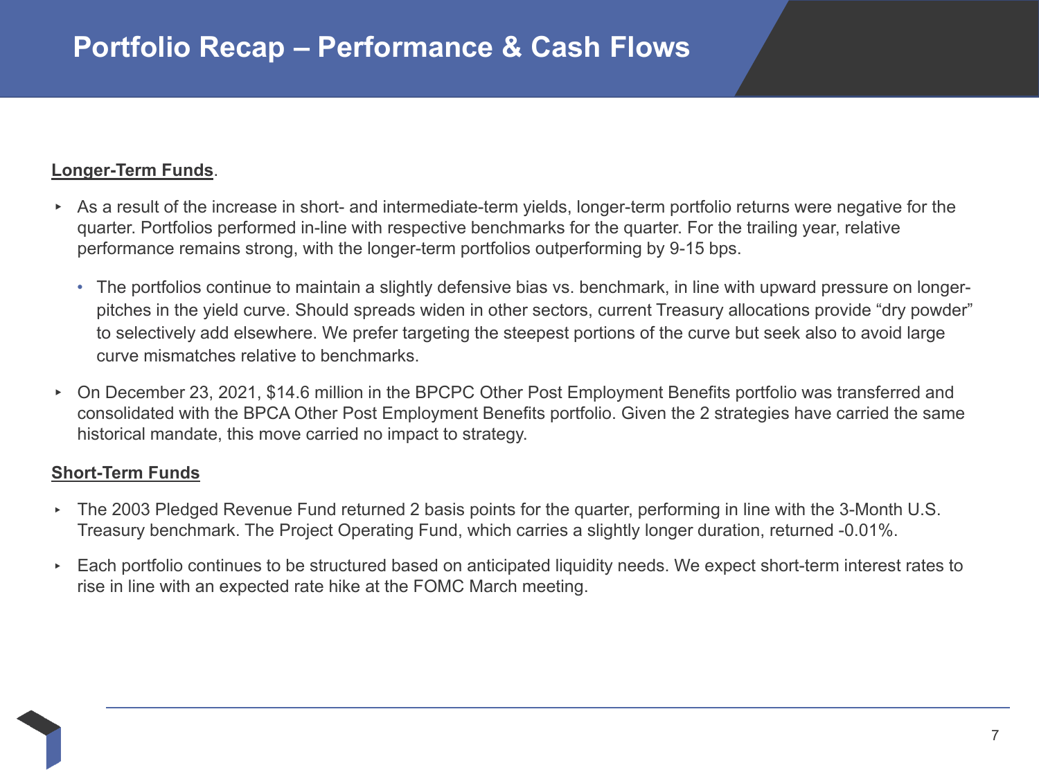# Portfolio Recap – Performance & Cash Flows

**Longer-Term Funds**.

- As a result of the increase in short- and intermediate-term yields, longer-term portfolio returns were negative for the quarter. Portfolios performed in-line with respective benchmarks for the quarter. For the trailing year, relative performance remains strong, with the longer-term portfolios outperforming by 9-15 bps.
  - The portfolios continue to maintain a slightly defensive bias vs. benchmark, in line with upward pressure on longer-pitches in the yield curve. Should spreads widen in other sectors, current Treasury allocations provide “dry powder” to selectively add elsewhere. We prefer targeting the steepest portions of the curve but seek also to avoid large curve mismatches relative to benchmarks.
- On December 23, 2021, $14.6 million in the BPCPC Other Post Employment Benefits portfolio was transferred and consolidated with the BPCA Other Post Employment Benefits portfolio. Given the 2 strategies have carried the same historical mandate, this move carried no impact to strategy.

**Short-Term Funds**

- The 2003 Pledged Revenue Fund returned 2 basis points for the quarter, performing in line with the 3-Month U.S. Treasury benchmark. The Project Operating Fund, which carries a slightly longer duration, returned -0.01%.
- Each portfolio continues to be structured based on anticipated liquidity needs. We expect short-term interest rates to rise in line with an expected rate hike at the FOMC March meeting.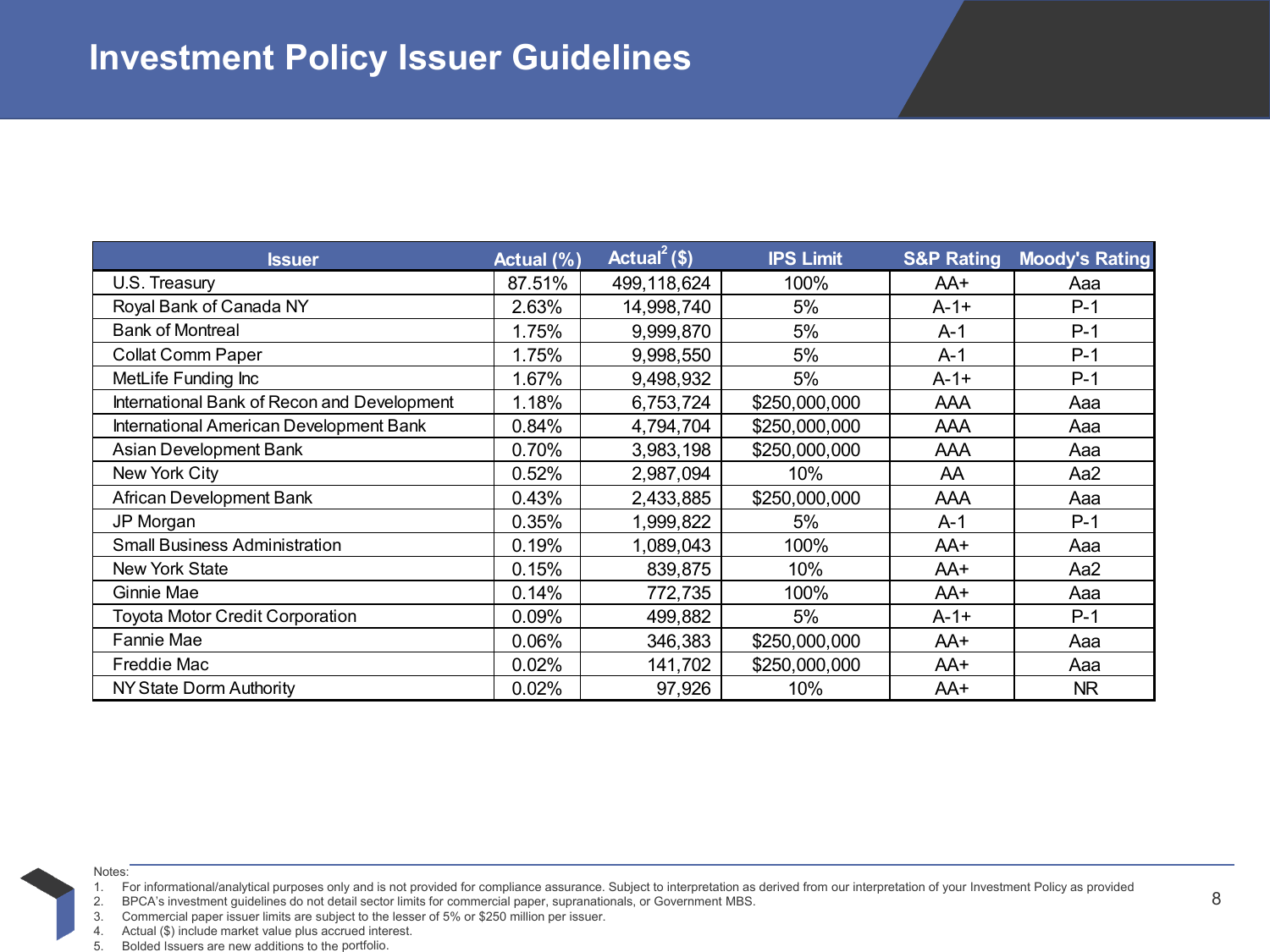# Investment Policy Issuer Guidelines

| Issuer | Actual (%) | Actual[2] ($) | IPS Limit | S&P Rating | Moody's Rating |
|---|---|---|---|---|---|
| U.S. Treasury | 87.51% | 499,118,624 | 100% | AA+ | Aaa |
| Royal Bank of Canada NY | 2.63% | 14,998,740 | 5% | A-1+ | P-1 |
| Bank of Montreal | 1.75% | 9,999,870 | 5% | A-1 | P-1 |
| Collat Comm Paper | 1.75% | 9,998,550 | 5% | A-1 | P-1 |
| MetLife Funding Inc | 1.67% | 9,498,932 | 5% | A-1+ | P-1 |
| International Bank of Recon and Development | 1.18% | 6,753,724 | $250,000,000 | AAA | Aaa |
| International American Development Bank | 0.84% | 4,794,704 | $250,000,000 | AAA | Aaa |
| Asian Development Bank | 0.70% | 3,983,198 | $250,000,000 | AAA | Aaa |
| New York City | 0.52% | 2,987,094 | 10% | AA | Aa2 |
| African Development Bank | 0.43% | 2,433,885 | $250,000,000 | AAA | Aaa |
| JP Morgan | 0.35% | 1,999,822 | 5% | A-1 | P-1 |
| Small Business Administration | 0.19% | 1,089,043 | 100% | AA+ | Aaa |
| New York State | 0.15% | 839,875 | 10% | AA+ | Aa2 |
| Ginnie Mae | 0.14% | 772,735 | 100% | AA+ | Aaa |
| Toyota Motor Credit Corporation | 0.09% | 499,882 | 5% | A-1+ | P-1 |
| Fannie Mae | 0.06% | 346,383 | $250,000,000 | AA+ | Aaa |
| Freddie Mac | 0.02% | 141,702 | $250,000,000 | AA+ | Aaa |
| NY State Dorm Authority | 0.02% | 97,926 | 10% | AA+ | NR |

Notes:
1. For informational/analytical purposes only and is not provided for compliance assurance. Subject to interpretation as derived from our interpretation of your Investment Policy as provided
2. BPCA's investment guidelines do not detail sector limits for commercial paper, supranationals, or Government MBS.
3. Commercial paper issuer limits are subject to the lesser of 5% or $250 million per issuer.
4. Actual ($) include market value plus accrued interest.
5. Bolded Issuers are new additions to the portfolio.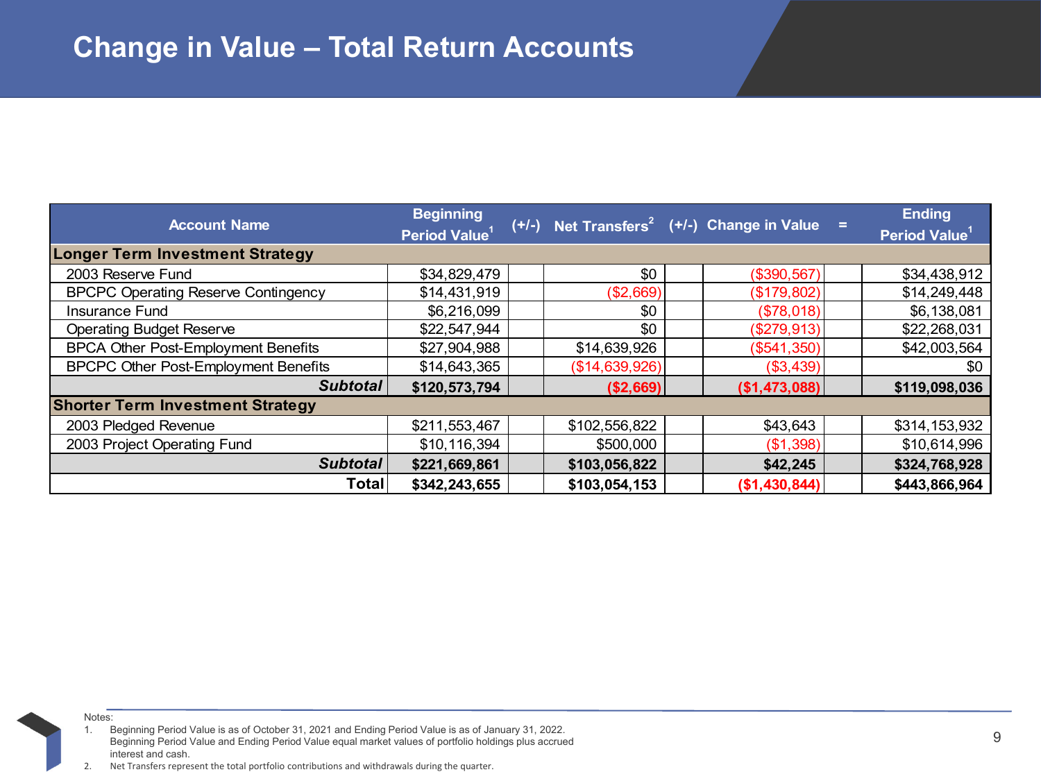# Change in Value – Total Return Accounts

| Account Name | Beginning Period Value[1] | (+/-) | Net Transfers[2] | (+/-) | Change in Value | = | Ending Period Value[1] |
|---|---|---|---|---|---|---|---|
| **Longer Term Investment Strategy** | | | | | | | |
| 2003 Reserve Fund | $34,829,479 | | $0 | | ($390,567) | | $34,438,912 |
| BPCPC Operating Reserve Contingency | $14,431,919 | | ($2,669) | | ($179,802) | | $14,249,448 |
| Insurance Fund | $6,216,099 | | $0 | | ($78,018) | | $6,138,081 |
| Operating Budget Reserve | $22,547,944 | | $0 | | ($279,913) | | $22,268,031 |
| BPCA Other Post-Employment Benefits | $27,904,988 | | $14,639,926 | | ($541,350) | | $42,003,564 |
| BPCPC Other Post-Employment Benefits | $14,643,365 | | ($14,639,926) | | ($3,439) | | $0 |
| ***Subtotal*** | **$120,573,794** | | **($2,669)** | | **($1,473,088)** | | **$119,098,036** |
| **Shorter Term Investment Strategy** | | | | | | | |
| 2003 Pledged Revenue | $211,553,467 | | $102,556,822 | | $43,643 | | $314,153,932 |
| 2003 Project Operating Fund | $10,116,394 | | $500,000 | | ($1,398) | | $10,614,996 |
| ***Subtotal*** | **$221,669,861** | | **$103,056,822** | | **$42,245** | | **$324,768,928** |
| **Total** | **$342,243,655** | | **$103,054,153** | | **($1,430,844)** | | **$443,866,964** |

Notes:

1. Beginning Period Value is as of October 31, 2021 and Ending Period Value is as of January 31, 2022. Beginning Period Value and Ending Period Value equal market values of portfolio holdings plus accrued interest and cash.
2. Net Transfers represent the total portfolio contributions and withdrawals during the quarter.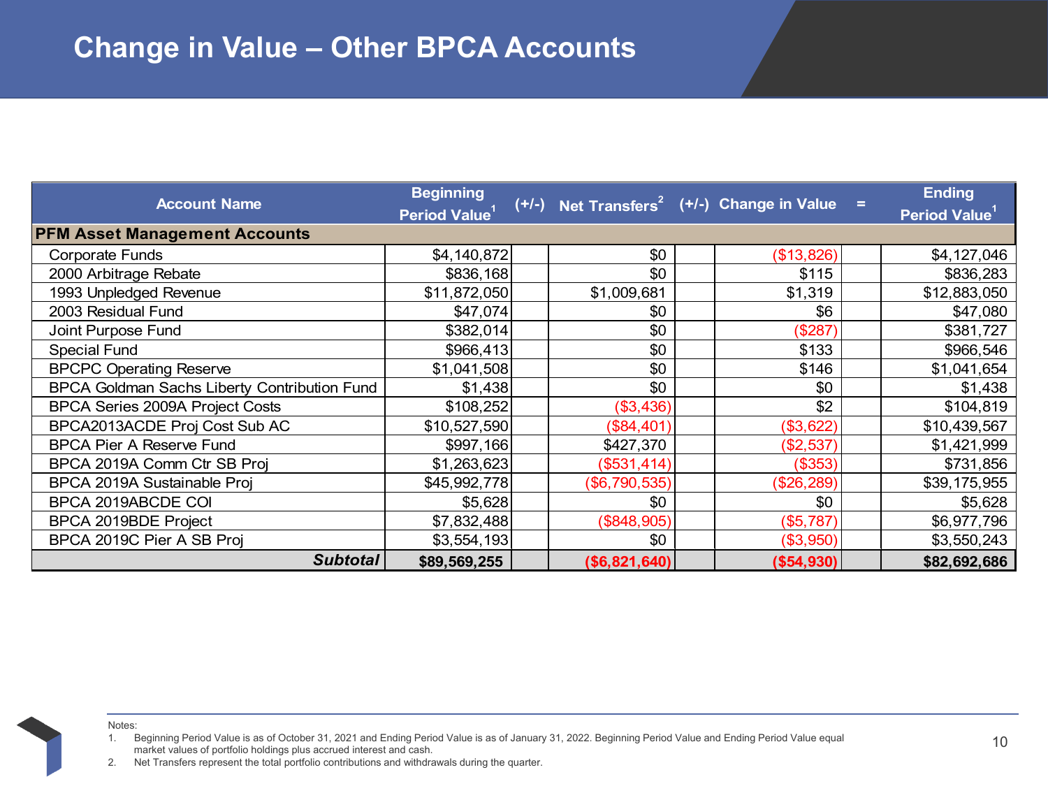# Change in Value – Other BPCA Accounts

| Account Name | Beginning Period Value[1] | (+/-) | Net Transfers[2] | (+/-) | Change in Value | = | Ending Period Value[1] |
|---|---|---|---|---|---|---|---|
| **PFM Asset Management Accounts** | | | | | | | |
| Corporate Funds | $4,140,872 | | $0 | | ($13,826) | | $4,127,046 |
| 2000 Arbitrage Rebate | $836,168 | | $0 | | $115 | | $836,283 |
| 1993 Unpledged Revenue | $11,872,050 | | $1,009,681 | | $1,319 | | $12,883,050 |
| 2003 Residual Fund | $47,074 | | $0 | | $6 | | $47,080 |
| Joint Purpose Fund | $382,014 | | $0 | | ($287) | | $381,727 |
| Special Fund | $966,413 | | $0 | | $133 | | $966,546 |
| BPCPC Operating Reserve | $1,041,508 | | $0 | | $146 | | $1,041,654 |
| BPCA Goldman Sachs Liberty Contribution Fund | $1,438 | | $0 | | $0 | | $1,438 |
| BPCA Series 2009A Project Costs | $108,252 | | ($3,436) | | $2 | | $104,819 |
| BPCA2013ACDE Proj Cost Sub AC | $10,527,590 | | ($84,401) | | ($3,622) | | $10,439,567 |
| BPCA Pier A Reserve Fund | $997,166 | | $427,370 | | ($2,537) | | $1,421,999 |
| BPCA 2019A Comm Ctr SB Proj | $1,263,623 | | ($531,414) | | ($353) | | $731,856 |
| BPCA 2019A Sustainable Proj | $45,992,778 | | ($6,790,535) | | ($26,289) | | $39,175,955 |
| BPCA 2019ABCDE COI | $5,628 | | $0 | | $0 | | $5,628 |
| BPCA 2019BDE Project | $7,832,488 | | ($848,905) | | ($5,787) | | $6,977,796 |
| BPCA 2019C Pier A SB Proj | $3,554,193 | | $0 | | ($3,950) | | $3,550,243 |
| ***Subtotal*** | **$89,569,255** | | **($6,821,640)** | | **($54,930)** | | **$82,692,686** |

Notes:

1. Beginning Period Value is as of October 31, 2021 and Ending Period Value is as of January 31, 2022. Beginning Period Value and Ending Period Value equal market values of portfolio holdings plus accrued interest and cash.
2. Net Transfers represent the total portfolio contributions and withdrawals during the quarter.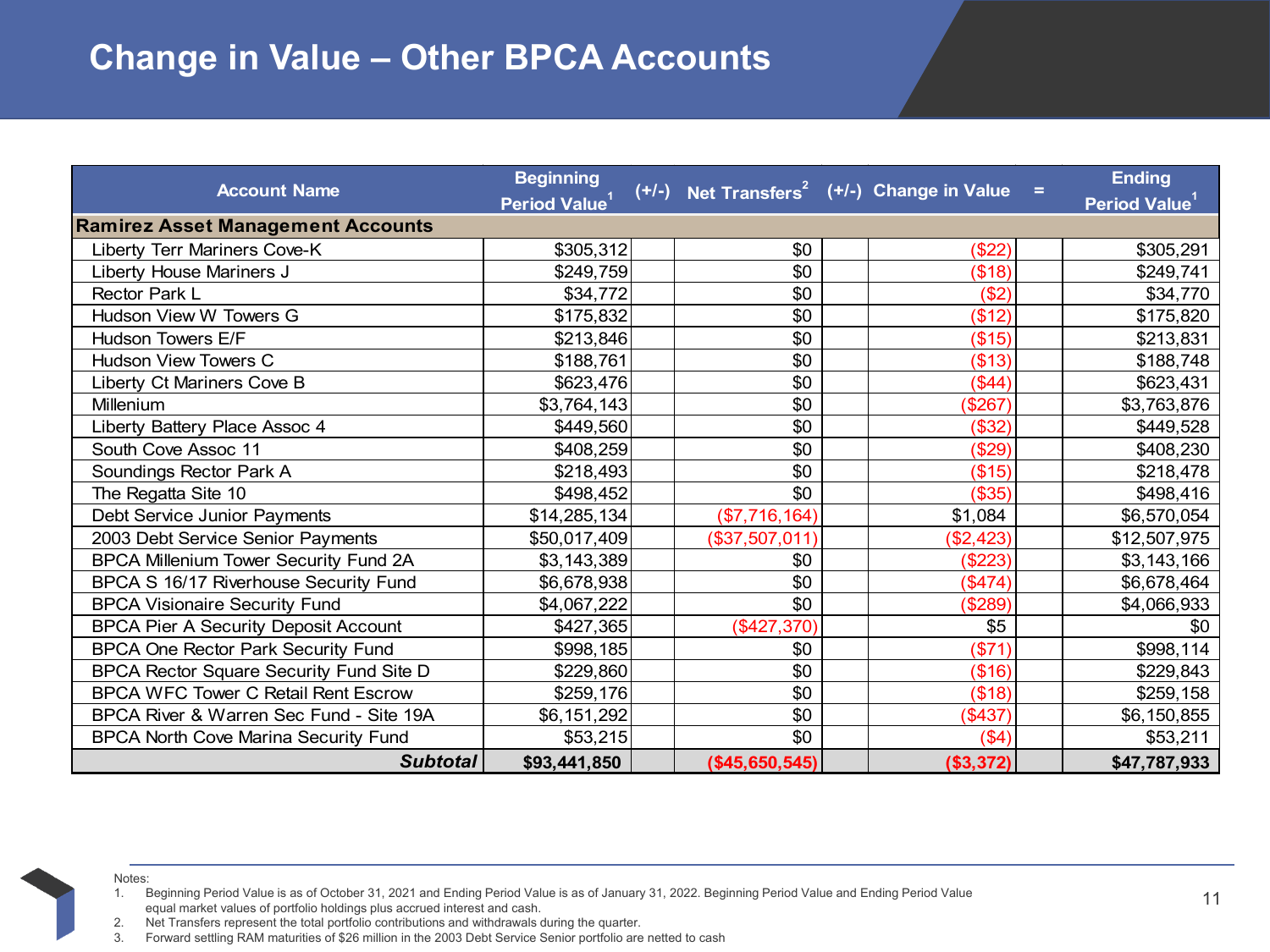# Change in Value – Other BPCA Accounts

| Account Name | Beginning Period Value[1] | (+/-) | Net Transfers[2] | (+/-) | Change in Value | = | Ending Period Value[1] |
|---|---|---|---|---|---|---|---|
| **Ramirez Asset Management Accounts** | | | | | | | |
| Liberty Terr Mariners Cove-K | $305,312 | | $0 | | ($22) | | $305,291 |
| Liberty House Mariners J | $249,759 | | $0 | | ($18) | | $249,741 |
| Rector Park L | $34,772 | | $0 | | ($2) | | $34,770 |
| Hudson View W Towers G | $175,832 | | $0 | | ($12) | | $175,820 |
| Hudson Towers E/F | $213,846 | | $0 | | ($15) | | $213,831 |
| Hudson View Towers C | $188,761 | | $0 | | ($13) | | $188,748 |
| Liberty Ct Mariners Cove B | $623,476 | | $0 | | ($44) | | $623,431 |
| Millenium | $3,764,143 | | $0 | | ($267) | | $3,763,876 |
| Liberty Battery Place Assoc 4 | $449,560 | | $0 | | ($32) | | $449,528 |
| South Cove Assoc 11 | $408,259 | | $0 | | ($29) | | $408,230 |
| Soundings Rector Park A | $218,493 | | $0 | | ($15) | | $218,478 |
| The Regatta Site 10 | $498,452 | | $0 | | ($35) | | $498,416 |
| Debt Service Junior Payments | $14,285,134 | | ($7,716,164) | | $1,084 | | $6,570,054 |
| 2003 Debt Service Senior Payments | $50,017,409 | | ($37,507,011) | | ($2,423) | | $12,507,975 |
| BPCA Millenium Tower Security Fund 2A | $3,143,389 | | $0 | | ($223) | | $3,143,166 |
| BPCA S 16/17 Riverhouse Security Fund | $6,678,938 | | $0 | | ($474) | | $6,678,464 |
| BPCA Visionaire Security Fund | $4,067,222 | | $0 | | ($289) | | $4,066,933 |
| BPCA Pier A Security Deposit Account | $427,365 | | ($427,370) | | $5 | | $0 |
| BPCA One Rector Park Security Fund | $998,185 | | $0 | | ($71) | | $998,114 |
| BPCA Rector Square Security Fund Site D | $229,860 | | $0 | | ($16) | | $229,843 |
| BPCA WFC Tower C Retail Rent Escrow | $259,176 | | $0 | | ($18) | | $259,158 |
| BPCA River & Warren Sec Fund - Site 19A | $6,151,292 | | $0 | | ($437) | | $6,150,855 |
| BPCA North Cove Marina Security Fund | $53,215 | | $0 | | ($4) | | $53,211 |
| ***Subtotal*** | **$93,441,850** | | **($45,650,545)** | | **($3,372)** | | **$47,787,933** |

Notes:

1. Beginning Period Value is as of October 31, 2021 and Ending Period Value is as of January 31, 2022. Beginning Period Value and Ending Period Value equal market values of portfolio holdings plus accrued interest and cash.
2. Net Transfers represent the total portfolio contributions and withdrawals during the quarter.
3. Forward settling RAM maturities of $26 million in the 2003 Debt Service Senior portfolio are netted to cash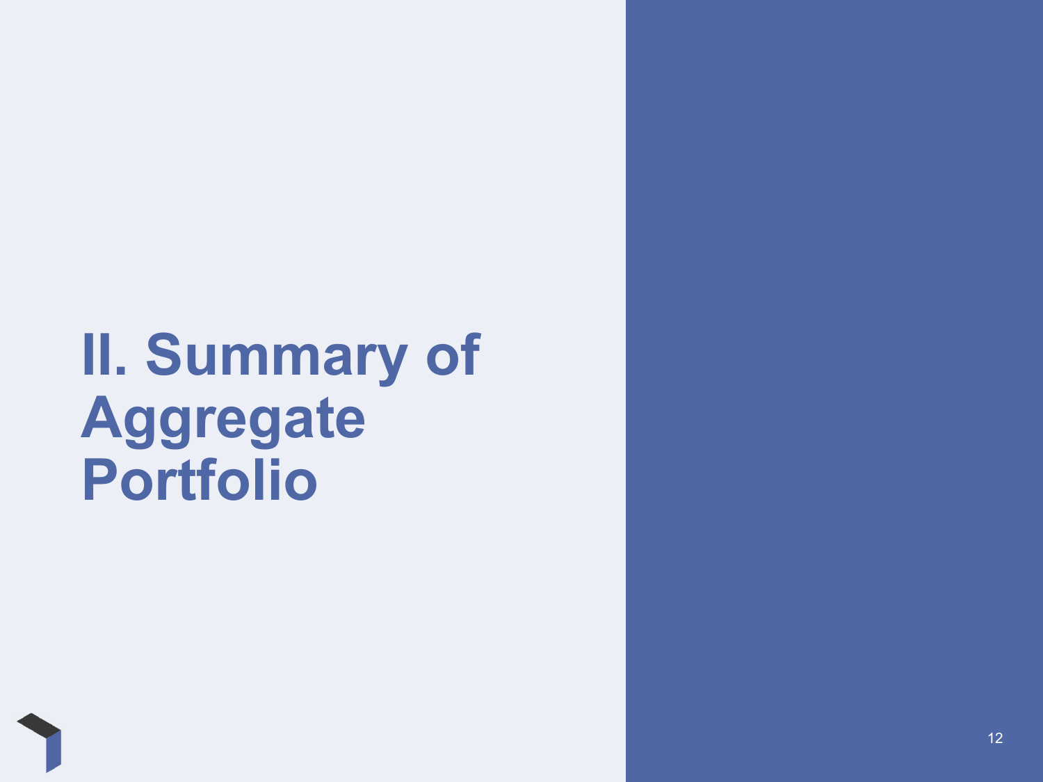# II. Summary of Aggregate Portfolio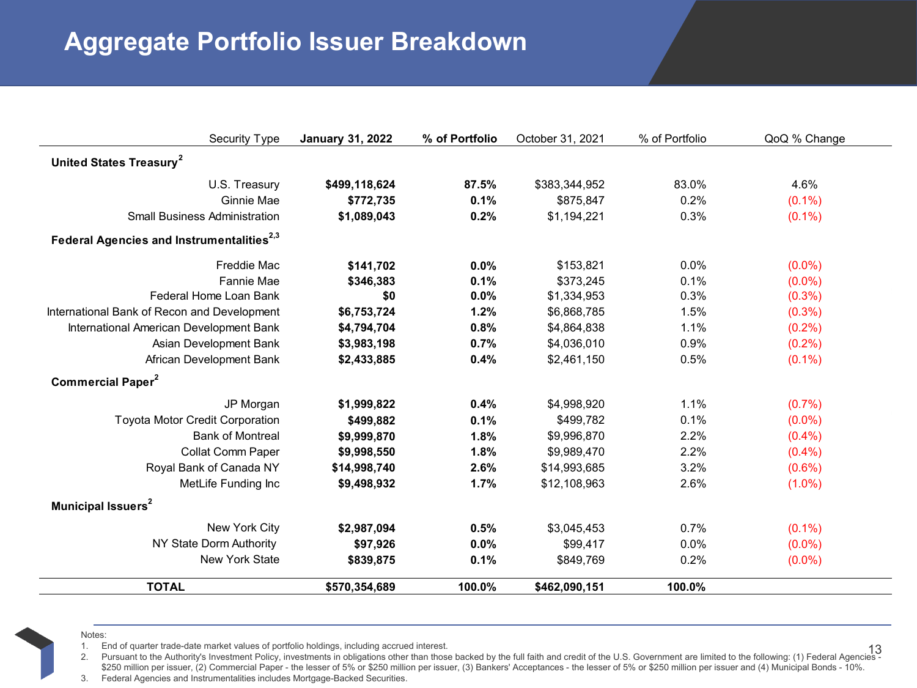# Aggregate Portfolio Issuer Breakdown

| Security Type | January 31, 2022 | % of Portfolio | October 31, 2021 | % of Portfolio | QoQ % Change |
|---|---|---|---|---|---|
| **United States Treasury[2]** | | | | | |
| U.S. Treasury | **$499,118,624** | **87.5%** | $383,344,952 | 83.0% | 4.6% |
| Ginnie Mae | **$772,735** | **0.1%** | $875,847 | 0.2% | (0.1%) |
| Small Business Administration | **$1,089,043** | **0.2%** | $1,194,221 | 0.3% | (0.1%) |
| **Federal Agencies and Instrumentalities[2,3]** | | | | | |
| Freddie Mac | **$141,702** | **0.0%** | $153,821 | 0.0% | (0.0%) |
| Fannie Mae | **$346,383** | **0.1%** | $373,245 | 0.1% | (0.0%) |
| Federal Home Loan Bank | **$0** | **0.0%** | $1,334,953 | 0.3% | (0.3%) |
| International Bank of Recon and Development | **$6,753,724** | **1.2%** | $6,868,785 | 1.5% | (0.3%) |
| International American Development Bank | **$4,794,704** | **0.8%** | $4,864,838 | 1.1% | (0.2%) |
| Asian Development Bank | **$3,983,198** | **0.7%** | $4,036,010 | 0.9% | (0.2%) |
| African Development Bank | **$2,433,885** | **0.4%** | $2,461,150 | 0.5% | (0.1%) |
| **Commercial Paper[2]** | | | | | |
| JP Morgan | **$1,999,822** | **0.4%** | $4,998,920 | 1.1% | (0.7%) |
| Toyota Motor Credit Corporation | **$499,882** | **0.1%** | $499,782 | 0.1% | (0.0%) |
| Bank of Montreal | **$9,999,870** | **1.8%** | $9,996,870 | 2.2% | (0.4%) |
| Collat Comm Paper | **$9,998,550** | **1.8%** | $9,989,470 | 2.2% | (0.4%) |
| Royal Bank of Canada NY | **$14,998,740** | **2.6%** | $14,993,685 | 3.2% | (0.6%) |
| MetLife Funding Inc | **$9,498,932** | **1.7%** | $12,108,963 | 2.6% | (1.0%) |
| **Municipal Issuers[2]** | | | | | |
| New York City | **$2,987,094** | **0.5%** | $3,045,453 | 0.7% | (0.1%) |
| NY State Dorm Authority | **$97,926** | **0.0%** | $99,417 | 0.0% | (0.0%) |
| New York State | **$839,875** | **0.1%** | $849,769 | 0.2% | (0.0%) |
| **TOTAL** | **$570,354,689** | **100.0%** | **$462,090,151** | **100.0%** | |

Notes:

1. End of quarter trade-date market values of portfolio holdings, including accrued interest.
2. Pursuant to the Authority's Investment Policy, investments in obligations other than those backed by the full faith and credit of the U.S. Government are limited to the following: (1) Federal Agencies - $250 million per issuer, (2) Commercial Paper - the lesser of 5% or $250 million per issuer, (3) Bankers' Acceptances - the lesser of 5% or $250 million per issuer and (4) Municipal Bonds - 10%.
3. Federal Agencies and Instrumentalities includes Mortgage-Backed Securities.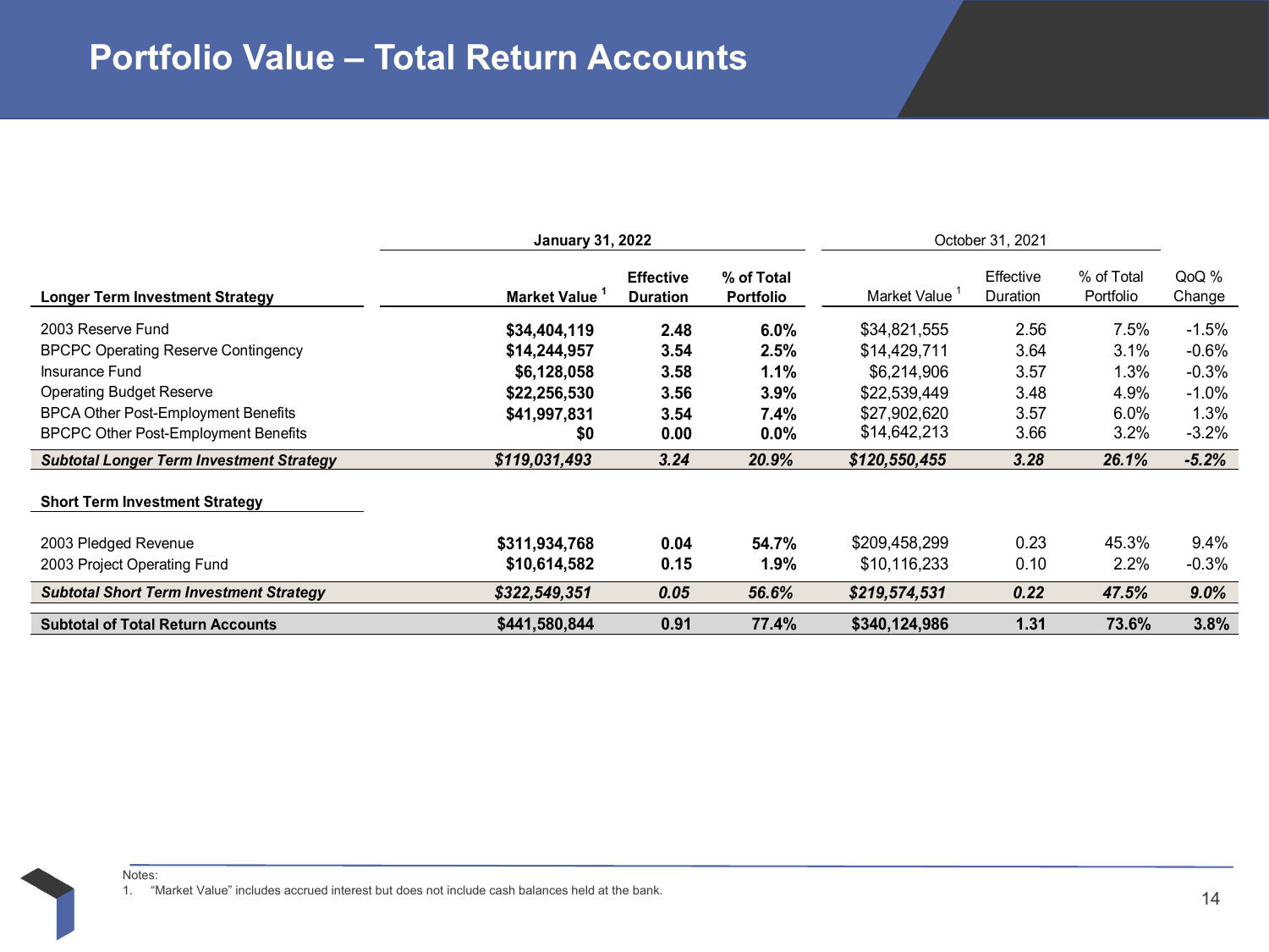# Portfolio Value – Total Return Accounts

| | January 31, 2022 | | | October 31, 2021 | | | |
|---|---|---|---|---|---|---|---|
| **Longer Term Investment Strategy** | **Market Value [1]** | **Effective Duration** | **% of Total Portfolio** | Market Value [1] | Effective Duration | % of Total Portfolio | QoQ % Change |
| 2003 Reserve Fund | **$34,404,119** | **2.48** | **6.0%** | $34,821,555 | 2.56 | 7.5% | -1.5% |
| BPCPC Operating Reserve Contingency | **$14,244,957** | **3.54** | **2.5%** | $14,429,711 | 3.64 | 3.1% | -0.6% |
| Insurance Fund | **$6,128,058** | **3.58** | **1.1%** | $6,214,906 | 3.57 | 1.3% | -0.3% |
| Operating Budget Reserve | **$22,256,530** | **3.56** | **3.9%** | $22,539,449 | 3.48 | 4.9% | -1.0% |
| BPCA Other Post-Employment Benefits | **$41,997,831** | **3.54** | **7.4%** | $27,902,620 | 3.57 | 6.0% | 1.3% |
| BPCPC Other Post-Employment Benefits | **$0** | **0.00** | **0.0%** | $14,642,213 | 3.66 | 3.2% | -3.2% |
| ***Subtotal Longer Term Investment Strategy*** | ***$119,031,493*** | ***3.24*** | ***20.9%*** | ***$120,550,455*** | ***3.28*** | ***26.1%*** | ***-5.2%*** |
| **Short Term Investment Strategy** | | | | | | | |
| 2003 Pledged Revenue | **$311,934,768** | **0.04** | **54.7%** | $209,458,299 | 0.23 | 45.3% | 9.4% |
| 2003 Project Operating Fund | **$10,614,582** | **0.15** | **1.9%** | $10,116,233 | 0.10 | 2.2% | -0.3% |
| ***Subtotal Short Term Investment Strategy*** | ***$322,549,351*** | ***0.05*** | ***56.6%*** | ***$219,574,531*** | ***0.22*** | ***47.5%*** | ***9.0%*** |
| **Subtotal of Total Return Accounts** | **$441,580,844** | **0.91** | **77.4%** | **$340,124,986** | **1.31** | **73.6%** | **3.8%** |

Notes:
1. "Market Value" includes accrued interest but does not include cash balances held at the bank.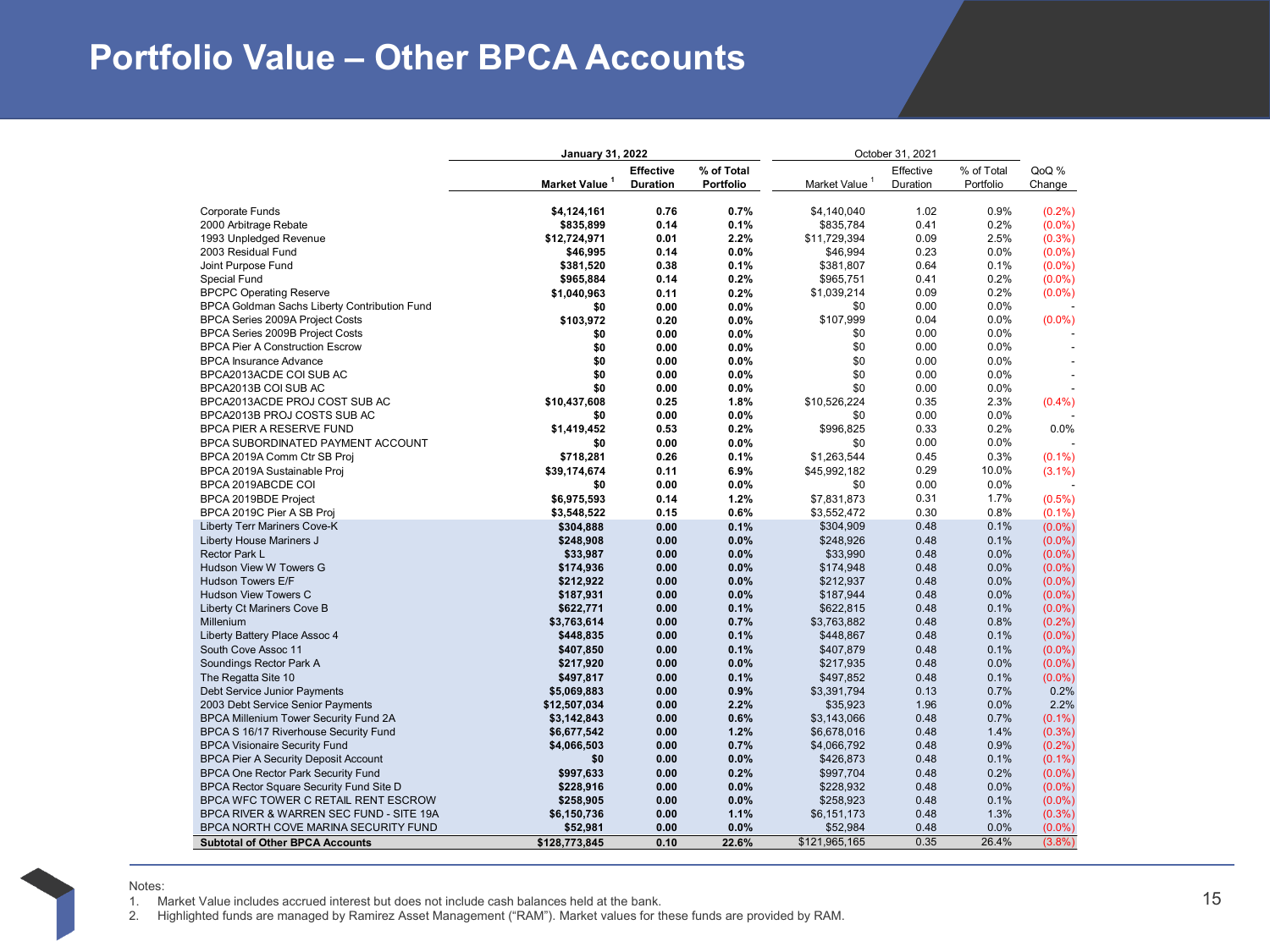# Portfolio Value – Other BPCA Accounts

| | January 31, 2022 | | | October 31, 2021 | | | |
|---|---|---|---|---|---|---|---|
| | Market Value [1] | Effective Duration | % of Total Portfolio | Market Value [1] | Effective Duration | % of Total Portfolio | QoQ % Change |
| Corporate Funds | $4,124,161 | 0.76 | 0.7% | $4,140,040 | 1.02 | 0.9% | (0.2%) |
| 2000 Arbitrage Rebate | $835,899 | 0.14 | 0.1% | $835,784 | 0.41 | 0.2% | (0.0%) |
| 1993 Unpledged Revenue | $12,724,971 | 0.01 | 2.2% | $11,729,394 | 0.09 | 2.5% | (0.3%) |
| 2003 Residual Fund | $46,995 | 0.14 | 0.0% | $46,994 | 0.23 | 0.0% | (0.0%) |
| Joint Purpose Fund | $381,520 | 0.38 | 0.1% | $381,807 | 0.64 | 0.1% | (0.0%) |
| Special Fund | $965,884 | 0.14 | 0.2% | $965,751 | 0.41 | 0.2% | (0.0%) |
| BPCPC Operating Reserve | $1,040,963 | 0.11 | 0.2% | $1,039,214 | 0.09 | 0.2% | (0.0%) |
| BPCA Goldman Sachs Liberty Contribution Fund | $0 | 0.00 | 0.0% | $0 | 0.00 | 0.0% | - |
| BPCA Series 2009A Project Costs | $103,972 | 0.20 | 0.0% | $107,999 | 0.04 | 0.0% | (0.0%) |
| BPCA Series 2009B Project Costs | $0 | 0.00 | 0.0% | $0 | 0.00 | 0.0% | - |
| BPCA Pier A Construction Escrow | $0 | 0.00 | 0.0% | $0 | 0.00 | 0.0% | - |
| BPCA Insurance Advance | $0 | 0.00 | 0.0% | $0 | 0.00 | 0.0% | - |
| BPCA2013ACDE COI SUB AC | $0 | 0.00 | 0.0% | $0 | 0.00 | 0.0% | - |
| BPCA2013B COI SUB AC | $0 | 0.00 | 0.0% | $0 | 0.00 | 0.0% | - |
| BPCA2013ACDE PROJ COST SUB AC | $10,437,608 | 0.25 | 1.8% | $10,526,224 | 0.35 | 2.3% | (0.4%) |
| BPCA2013B PROJ COSTS SUB AC | $0 | 0.00 | 0.0% | $0 | 0.00 | 0.0% | - |
| BPCA PIER A RESERVE FUND | $1,419,452 | 0.53 | 0.2% | $996,825 | 0.33 | 0.2% | 0.0% |
| BPCA SUBORDINATED PAYMENT ACCOUNT | $0 | 0.00 | 0.0% | $0 | 0.00 | 0.0% | - |
| BPCA 2019A Comm Ctr SB Proj | $718,281 | 0.26 | 0.1% | $1,263,544 | 0.45 | 0.3% | (0.1%) |
| BPCA 2019A Sustainable Proj | $39,174,674 | 0.11 | 6.9% | $45,992,182 | 0.29 | 10.0% | (3.1%) |
| BPCA 2019ABCDE COI | $0 | 0.00 | 0.0% | $0 | 0.00 | 0.0% | - |
| BPCA 2019BDE Project | $6,975,593 | 0.14 | 1.2% | $7,831,873 | 0.31 | 1.7% | (0.5%) |
| BPCA 2019C Pier A SB Proj | $3,548,522 | 0.15 | 0.6% | $3,552,472 | 0.30 | 0.8% | (0.1%) |
| Liberty Terr Mariners Cove-K | $304,888 | 0.00 | 0.1% | $304,909 | 0.48 | 0.1% | (0.0%) |
| Liberty House Mariners J | $248,908 | 0.00 | 0.0% | $248,926 | 0.48 | 0.1% | (0.0%) |
| Rector Park L | $33,987 | 0.00 | 0.0% | $33,990 | 0.48 | 0.0% | (0.0%) |
| Hudson View W Towers G | $174,936 | 0.00 | 0.0% | $174,948 | 0.48 | 0.0% | (0.0%) |
| Hudson Towers E/F | $212,922 | 0.00 | 0.0% | $212,937 | 0.48 | 0.0% | (0.0%) |
| Hudson View Towers C | $187,931 | 0.00 | 0.0% | $187,944 | 0.48 | 0.0% | (0.0%) |
| Liberty Ct Mariners Cove B | $622,771 | 0.00 | 0.1% | $622,815 | 0.48 | 0.1% | (0.0%) |
| Millenium | $3,763,614 | 0.00 | 0.7% | $3,763,882 | 0.48 | 0.8% | (0.2%) |
| Liberty Battery Place Assoc 4 | $448,835 | 0.00 | 0.1% | $448,867 | 0.48 | 0.1% | (0.0%) |
| South Cove Assoc 11 | $407,850 | 0.00 | 0.1% | $407,879 | 0.48 | 0.1% | (0.0%) |
| Soundings Rector Park A | $217,920 | 0.00 | 0.0% | $217,935 | 0.48 | 0.0% | (0.0%) |
| The Regatta Site 10 | $497,817 | 0.00 | 0.1% | $497,852 | 0.48 | 0.1% | (0.0%) |
| Debt Service Junior Payments | $5,069,883 | 0.00 | 0.9% | $3,391,794 | 0.13 | 0.7% | 0.2% |
| 2003 Debt Service Senior Payments | $12,507,034 | 0.00 | 2.2% | $35,923 | 1.96 | 0.0% | 2.2% |
| BPCA Millenium Tower Security Fund 2A | $3,142,843 | 0.00 | 0.6% | $3,143,066 | 0.48 | 0.7% | (0.1%) |
| BPCA S 16/17 Riverhouse Security Fund | $6,677,542 | 0.00 | 1.2% | $6,678,016 | 0.48 | 1.4% | (0.3%) |
| BPCA Visionaire Security Fund | $4,066,503 | 0.00 | 0.7% | $4,066,792 | 0.48 | 0.9% | (0.2%) |
| BPCA Pier A Security Deposit Account | $0 | 0.00 | 0.0% | $426,873 | 0.48 | 0.1% | (0.1%) |
| BPCA One Rector Park Security Fund | $997,633 | 0.00 | 0.2% | $997,704 | 0.48 | 0.2% | (0.0%) |
| BPCA Rector Square Security Fund Site D | $228,916 | 0.00 | 0.0% | $228,932 | 0.48 | 0.0% | (0.0%) |
| BPCA WFC TOWER C RETAIL RENT ESCROW | $258,905 | 0.00 | 0.0% | $258,923 | 0.48 | 0.1% | (0.0%) |
| BPCA RIVER & WARREN SEC FUND - SITE 19A | $6,150,736 | 0.00 | 1.1% | $6,151,173 | 0.48 | 1.3% | (0.3%) |
| BPCA NORTH COVE MARINA SECURITY FUND | $52,981 | 0.00 | 0.0% | $52,984 | 0.48 | 0.0% | (0.0%) |
| **Subtotal of Other BPCA Accounts** | **$128,773,845** | **0.10** | **22.6%** | $121,965,165 | 0.35 | 26.4% | (3.8%) |

Notes:
1. Market Value includes accrued interest but does not include cash balances held at the bank.
2. Highlighted funds are managed by Ramirez Asset Management ("RAM"). Market values for these funds are provided by RAM.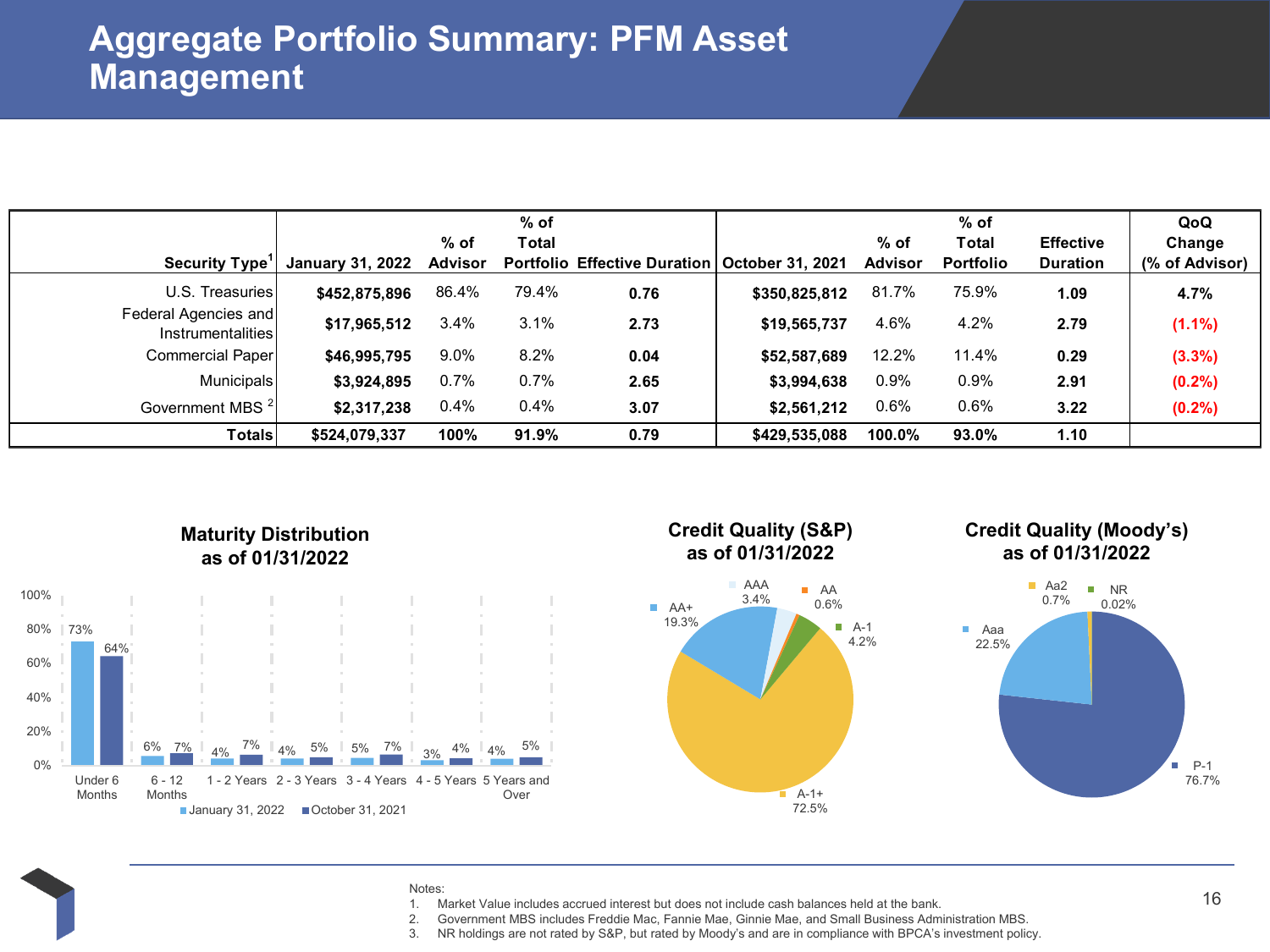# Aggregate Portfolio Summary: PFM Asset Management

| Security Type[1] | January 31, 2022 | % of Advisor | % of Total Portfolio | Effective Duration | October 31, 2021 | % of Advisor | % of Total Portfolio | Effective Duration | QoQ Change (% of Advisor) |
|---|---|---|---|---|---|---|---|---|---|
| U.S. Treasuries | **$452,875,896** | 86.4% | 79.4% | **0.76** | **$350,825,812** | 81.7% | 75.9% | **1.09** | **4.7%** |
| Federal Agencies and Instrumentalities | **$17,965,512** | 3.4% | 3.1% | **2.73** | **$19,565,737** | 4.6% | 4.2% | **2.79** | **(1.1%)** |
| Commercial Paper | **$46,995,795** | 9.0% | 8.2% | **0.04** | **$52,587,689** | 12.2% | 11.4% | **0.29** | **(3.3%)** |
| Municipals | **$3,924,895** | 0.7% | 0.7% | **2.65** | **$3,994,638** | 0.9% | 0.9% | **2.91** | **(0.2%)** |
| Government MBS [2] | **$2,317,238** | 0.4% | 0.4% | **3.07** | **$2,561,212** | 0.6% | 0.6% | **3.22** | **(0.2%)** |
| **Totals** | **$524,079,337** | **100%** | **91.9%** | **0.79** | **$429,535,088** | **100.0%** | **93.0%** | **1.10** | |

**Maturity Distribution as of 01/31/2022**

| Maturity | January 31, 2022 | October 31, 2021 |
|---|---|---|
| Under 6 Months | 73% | 64% |
| 6 - 12 Months | 6% | 7% |
| 1 - 2 Years | 4% | 7% |
| 2 - 3 Years | 4% | 5% |
| 3 - 4 Years | 5% | 7% |
| 4 - 5 Years | 3% | 4% |
| 5 Years and Over | 4% | 5% |

**Credit Quality (S&P) as of 01/31/2022**

| Rating | % |
|---|---|
| A-1+ | 72.5% |
| AA+ | 19.3% |
| A-1 | 4.2% |
| AAA | 3.4% |
| AA | 0.6% |

**Credit Quality (Moody's) as of 01/31/2022**

| Rating | % |
|---|---|
| P-1 | 76.7% |
| Aaa | 22.5% |
| Aa2 | 0.7% |
| NR | 0.02% |

Notes:
1. Market Value includes accrued interest but does not include cash balances held at the bank.
2. Government MBS includes Freddie Mac, Fannie Mae, Ginnie Mae, and Small Business Administration MBS.
3. NR holdings are not rated by S&P, but rated by Moody's and are in compliance with BPCA's investment policy.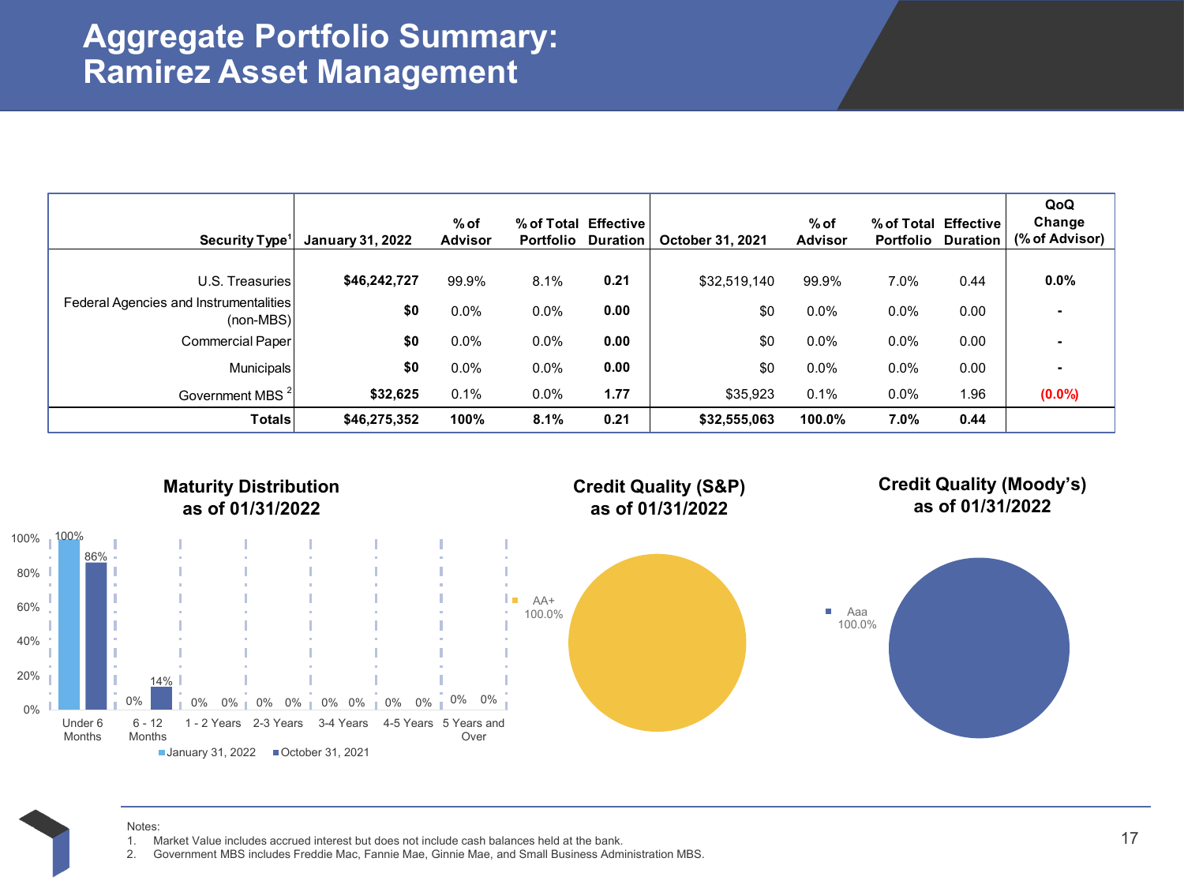# Aggregate Portfolio Summary: Ramirez Asset Management

| Security Type[1] | January 31, 2022 | % of Advisor | % of Total Portfolio | Effective Duration | October 31, 2021 | % of Advisor | % of Total Portfolio | Effective Duration | QoQ Change (% of Advisor) |
|---|---|---|---|---|---|---|---|---|---|
| U.S. Treasuries | **$46,242,727** | 99.9% | 8.1% | **0.21** | $32,519,140 | 99.9% | 7.0% | 0.44 | **0.0%** |
| Federal Agencies and Instrumentalities (non-MBS) | **$0** | 0.0% | 0.0% | **0.00** | $0 | 0.0% | 0.0% | 0.00 | **-** |
| Commercial Paper | **$0** | 0.0% | 0.0% | **0.00** | $0 | 0.0% | 0.0% | 0.00 | **-** |
| Municipals | **$0** | 0.0% | 0.0% | **0.00** | $0 | 0.0% | 0.0% | 0.00 | **-** |
| Government MBS [2] | **$32,625** | 0.1% | 0.0% | **1.77** | $35,923 | 0.1% | 0.0% | 1.96 | **(0.0%)** |
| **Totals** | **$46,275,352** | **100%** | **8.1%** | **0.21** | **$32,555,063** | **100.0%** | **7.0%** | **0.44** | |

**Maturity Distribution as of 01/31/2022**

| | January 31, 2022 | October 31, 2021 |
|---|---|---|
| Under 6 Months | 100% | 86% |
| 6 - 12 Months | 0% | 14% |
| 1 - 2 Years | 0% | 0% |
| 2-3 Years | 0% | 0% |
| 3-4 Years | 0% | 0% |
| 4-5 Years | 0% | 0% |
| 5 Years and Over | 0% | 0% |

**Credit Quality (S&P) as of 01/31/2022**

AA+ 100.0%

**Credit Quality (Moody's) as of 01/31/2022**

Aaa 100.0%

Notes:
1. Market Value includes accrued interest but does not include cash balances held at the bank.
2. Government MBS includes Freddie Mac, Fannie Mae, Ginnie Mae, and Small Business Administration MBS.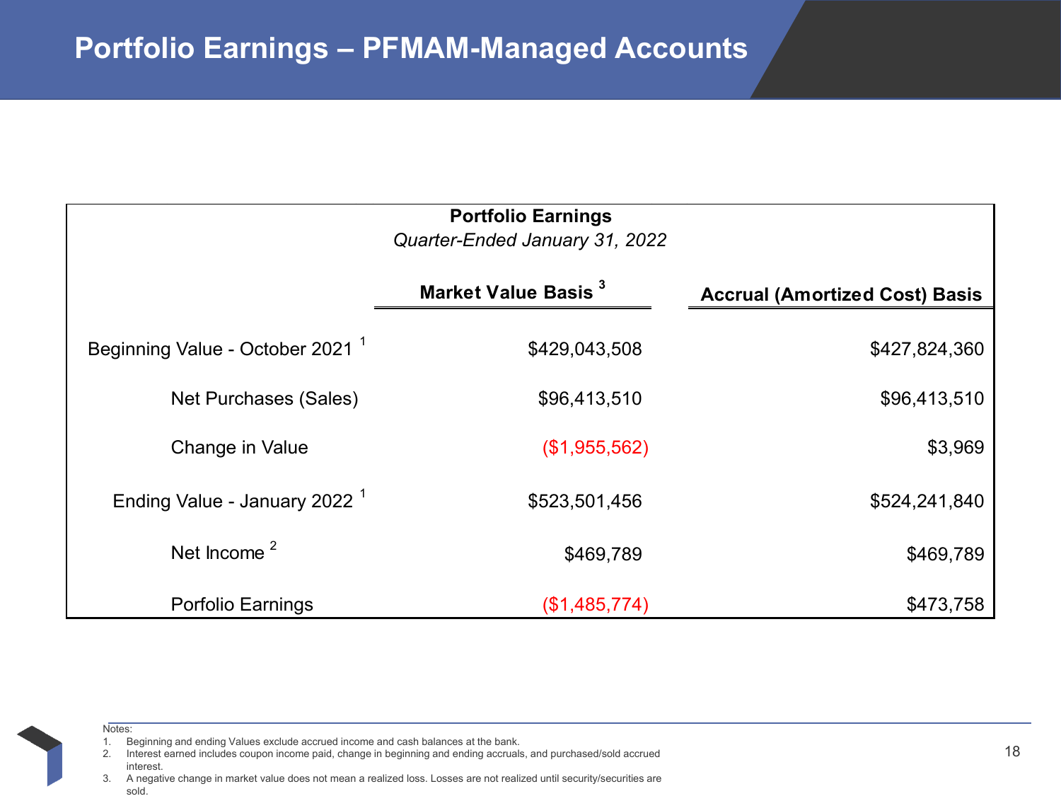# Portfolio Earnings – PFMAM-Managed Accounts

**Portfolio Earnings**
*Quarter-Ended January 31, 2022*

| | Market Value Basis [3] | Accrual (Amortized Cost) Basis |
|---|---|---|
| Beginning Value - October 2021 [1] | $429,043,508 | $427,824,360 |
| Net Purchases (Sales) | $96,413,510 | $96,413,510 |
| Change in Value | ($1,955,562) | $3,969 |
| Ending Value - January 2022 [1] | $523,501,456 | $524,241,840 |
| Net Income [2] | $469,789 | $469,789 |
| Porfolio Earnings | ($1,485,774) | $473,758 |

Notes:

1. Beginning and ending Values exclude accrued income and cash balances at the bank.
2. Interest earned includes coupon income paid, change in beginning and ending accruals, and purchased/sold accrued interest.
3. A negative change in market value does not mean a realized loss. Losses are not realized until security/securities are sold.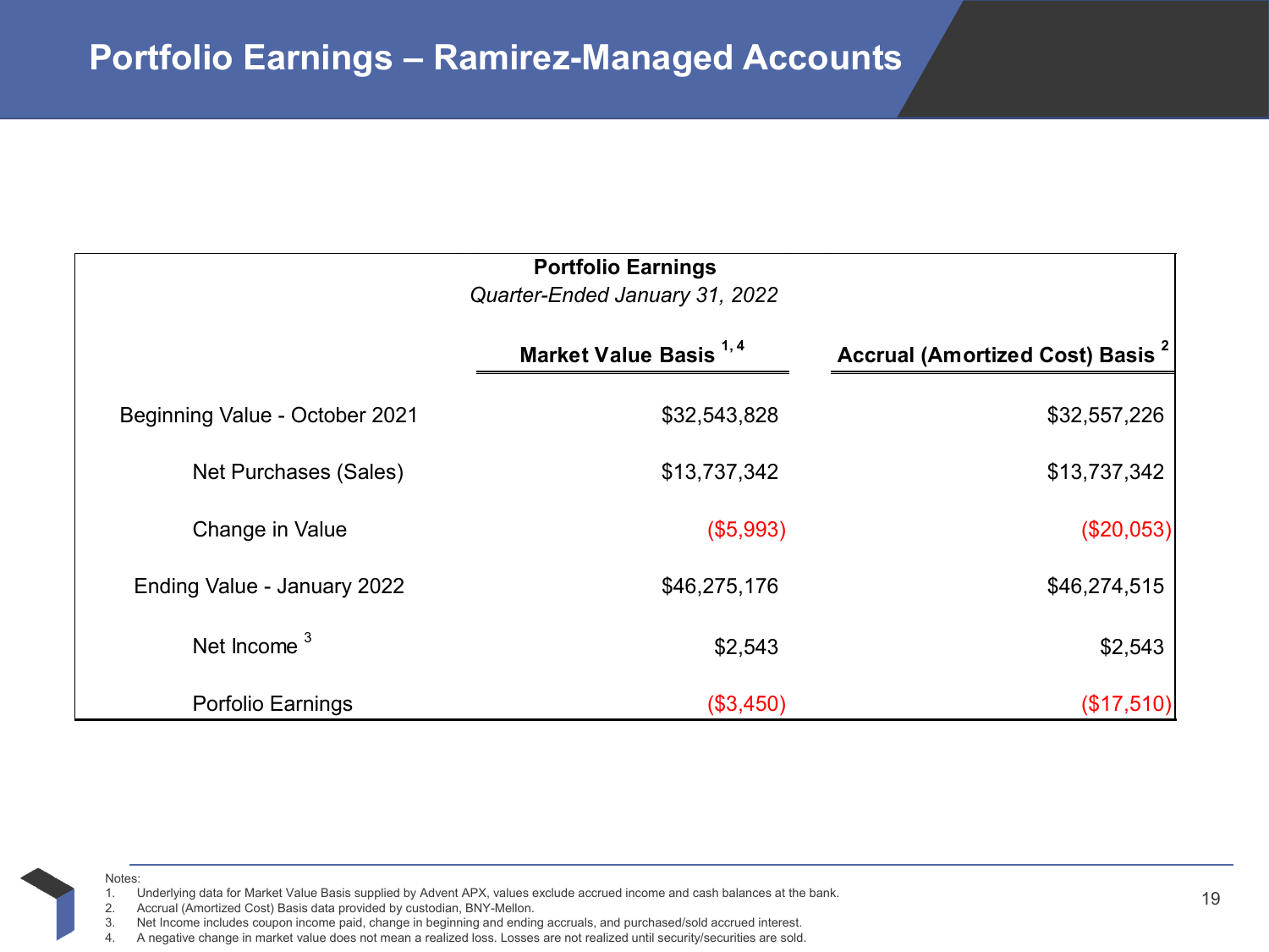# Portfolio Earnings – Ramirez-Managed Accounts

**Portfolio Earnings**

*Quarter-Ended January 31, 2022*

| | Market Value Basis [1, 4] | Accrual (Amortized Cost) Basis [2] |
|---|---|---|
| Beginning Value - October 2021 | $32,543,828 | $32,557,226 |
| Net Purchases (Sales) | $13,737,342 | $13,737,342 |
| Change in Value | ($5,993) | ($20,053) |
| Ending Value - January 2022 | $46,275,176 | $46,274,515 |
| Net Income [3] | $2,543 | $2,543 |
| Porfolio Earnings | ($3,450) | ($17,510) |

Notes:

1. Underlying data for Market Value Basis supplied by Advent APX, values exclude accrued income and cash balances at the bank.
2. Accrual (Amortized Cost) Basis data provided by custodian, BNY-Mellon.
3. Net Income includes coupon income paid, change in beginning and ending accruals, and purchased/sold accrued interest.
4. A negative change in market value does not mean a realized loss. Losses are not realized until security/securities are sold.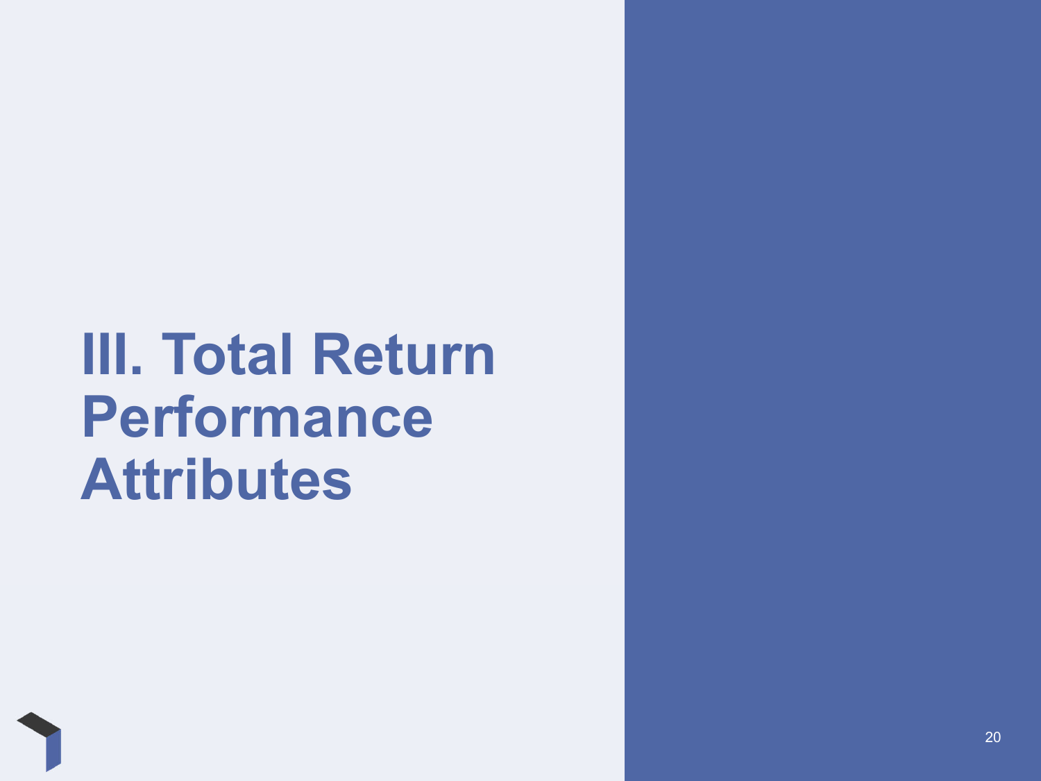# III. Total Return Performance Attributes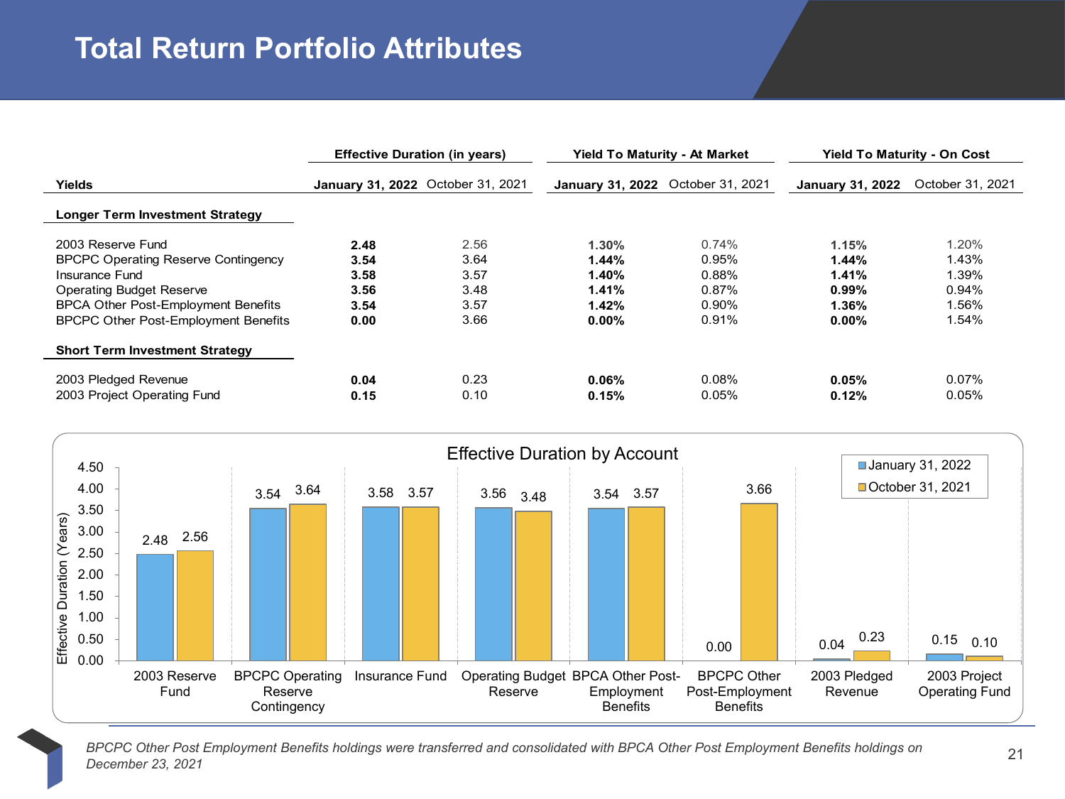# Total Return Portfolio Attributes

| Yields | Effective Duration (in years) | | Yield To Maturity - At Market | | Yield To Maturity - On Cost | |
|---|---|---|---|---|---|---|
| | **January 31, 2022** | October 31, 2021 | **January 31, 2022** | October 31, 2021 | **January 31, 2022** | October 31, 2021 |
| **Longer Term Investment Strategy** | | | | | | |
| 2003 Reserve Fund | **2.48** | 2.56 | **1.30%** | 0.74% | **1.15%** | 1.20% |
| BPCPC Operating Reserve Contingency | **3.54** | 3.64 | **1.44%** | 0.95% | **1.44%** | 1.43% |
| Insurance Fund | **3.58** | 3.57 | **1.40%** | 0.88% | **1.41%** | 1.39% |
| Operating Budget Reserve | **3.56** | 3.48 | **1.41%** | 0.87% | **0.99%** | 0.94% |
| BPCA Other Post-Employment Benefits | **3.54** | 3.57 | **1.42%** | 0.90% | **1.36%** | 1.56% |
| BPCPC Other Post-Employment Benefits | **0.00** | 3.66 | **0.00%** | 0.91% | **0.00%** | 1.54% |
| **Short Term Investment Strategy** | | | | | | |
| 2003 Pledged Revenue | **0.04** | 0.23 | **0.06%** | 0.08% | **0.05%** | 0.07% |
| 2003 Project Operating Fund | **0.15** | 0.10 | **0.15%** | 0.05% | **0.12%** | 0.05% |

## Effective Duration by Account

| Account | January 31, 2022 | October 31, 2021 |
|---|---|---|
| 2003 Reserve Fund | 2.48 | 2.56 |
| BPCPC Operating Reserve Contingency | 3.54 | 3.64 |
| Insurance Fund | 3.58 | 3.57 |
| Operating Budget Reserve | 3.56 | 3.48 |
| BPCA Other Post-Employment Benefits | 3.54 | 3.57 |
| BPCPC Other Post-Employment Benefits | 0.00 | 3.66 |
| 2003 Pledged Revenue | 0.04 | 0.23 |
| 2003 Project Operating Fund | 0.15 | 0.10 |

*BPCPC Other Post Employment Benefits holdings were transferred and consolidated with BPCA Other Post Employment Benefits holdings on December 23, 2021*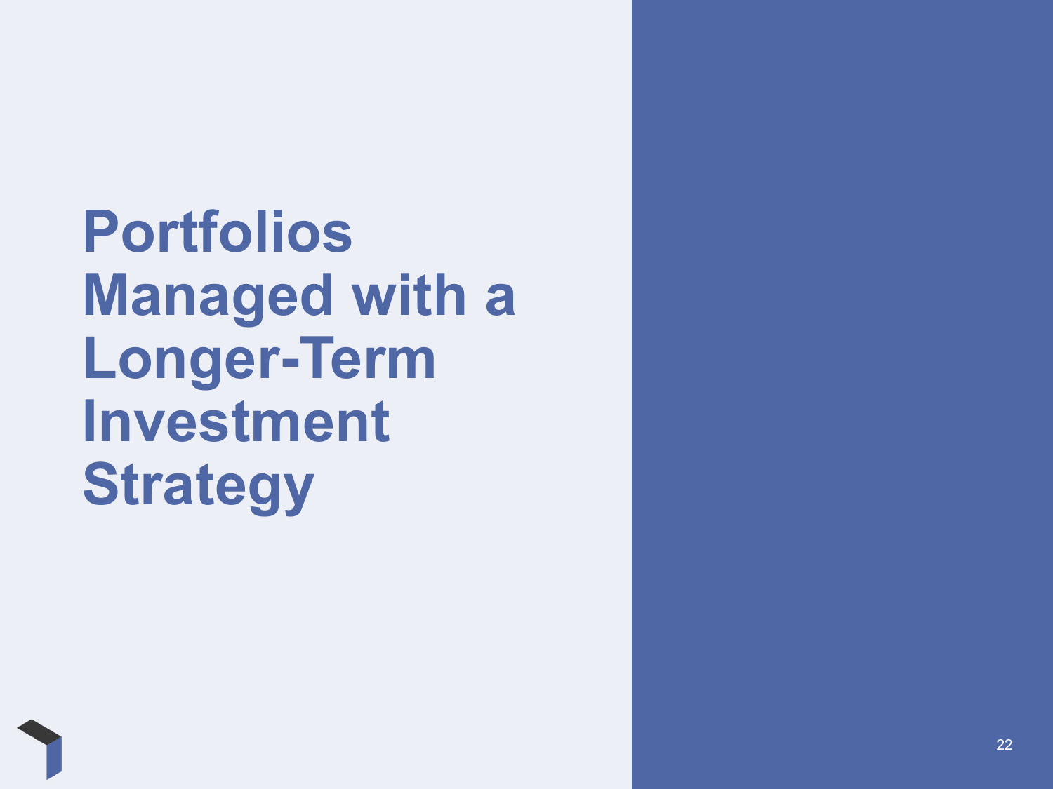# Portfolios Managed with a Longer-Term Investment Strategy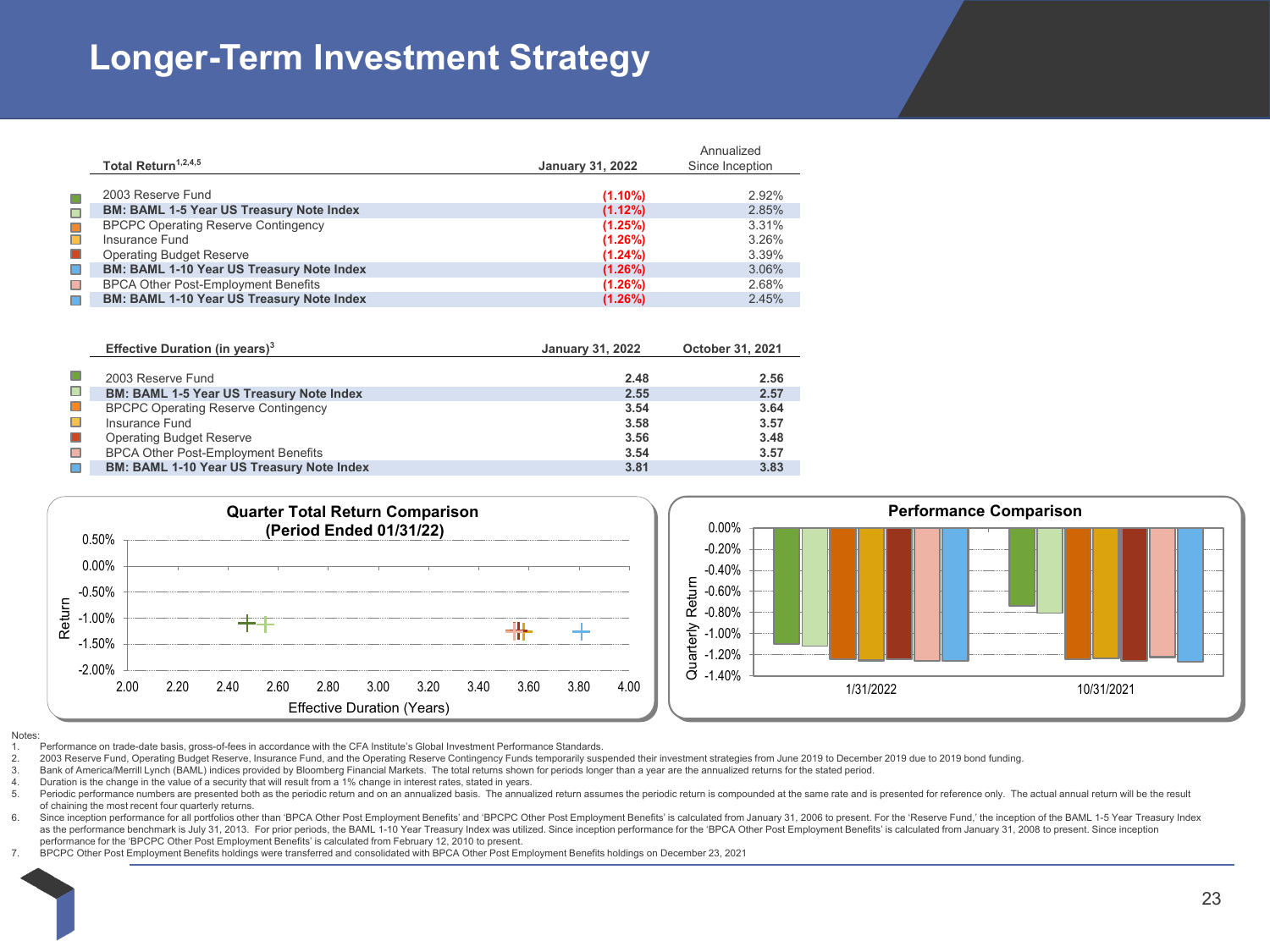# Longer-Term Investment Strategy

| Total Return[1,2,4,5] | January 31, 2022 | Annualized Since Inception |
|---|---|---|
| 2003 Reserve Fund | (1.10%) | 2.92% |
| **BM: BAML 1-5 Year US Treasury Note Index** | (1.12%) | 2.85% |
| BPCPC Operating Reserve Contingency | (1.25%) | 3.31% |
| Insurance Fund | (1.26%) | 3.26% |
| Operating Budget Reserve | (1.24%) | 3.39% |
| **BM: BAML 1-10 Year US Treasury Note Index** | (1.26%) | 3.06% |
| BPCA Other Post-Employment Benefits | (1.26%) | 2.68% |
| **BM: BAML 1-10 Year US Treasury Note Index** | (1.26%) | 2.45% |

| Effective Duration (in years)[3] | January 31, 2022 | October 31, 2021 |
|---|---|---|
| 2003 Reserve Fund | 2.48 | 2.56 |
| **BM: BAML 1-5 Year US Treasury Note Index** | 2.55 | 2.57 |
| BPCPC Operating Reserve Contingency | 3.54 | 3.64 |
| Insurance Fund | 3.58 | 3.57 |
| Operating Budget Reserve | 3.56 | 3.48 |
| BPCA Other Post-Employment Benefits | 3.54 | 3.57 |
| **BM: BAML 1-10 Year US Treasury Note Index** | 3.81 | 3.83 |

**Quarter Total Return Comparison (Period Ended 01/31/22)**

**Performance Comparison**

Notes:

1. Performance on trade-date basis, gross-of-fees in accordance with the CFA Institute's Global Investment Performance Standards.
2. 2003 Reserve Fund, Operating Budget Reserve, Insurance Fund, and the Operating Reserve Contingency Funds temporarily suspended their investment strategies from June 2019 to December 2019 due to 2019 bond funding.
3. Bank of America/Merrill Lynch (BAML) indices provided by Bloomberg Financial Markets. The total returns shown for periods longer than a year are the annualized returns for the stated period.
4. Duration is the change in the value of a security that will result from a 1% change in interest rates, stated in years.
5. Periodic performance numbers are presented both as the periodic return and on an annualized basis. The annualized return assumes the periodic return is compounded at the same rate and is presented for reference only. The actual annual return will be the result of chaining the most recent four quarterly returns.
6. Since inception performance for all portfolios other than 'BPCA Other Post Employment Benefits' and 'BPCPC Other Post Employment Benefits' is calculated from January 31, 2006 to present. For the 'Reserve Fund,' the inception of the BAML 1-5 Year Treasury Index as the performance benchmark is July 31, 2013. For prior periods, the BAML 1-10 Year Treasury Index was utilized. Since inception performance for the 'BPCA Other Post Employment Benefits' is calculated from January 31, 2008 to present. Since inception performance for the 'BPCPC Other Post Employment Benefits' is calculated from February 12, 2010 to present.
7. BPCPC Other Post Employment Benefits holdings were transferred and consolidated with BPCA Other Post Employment Benefits holdings on December 23, 2021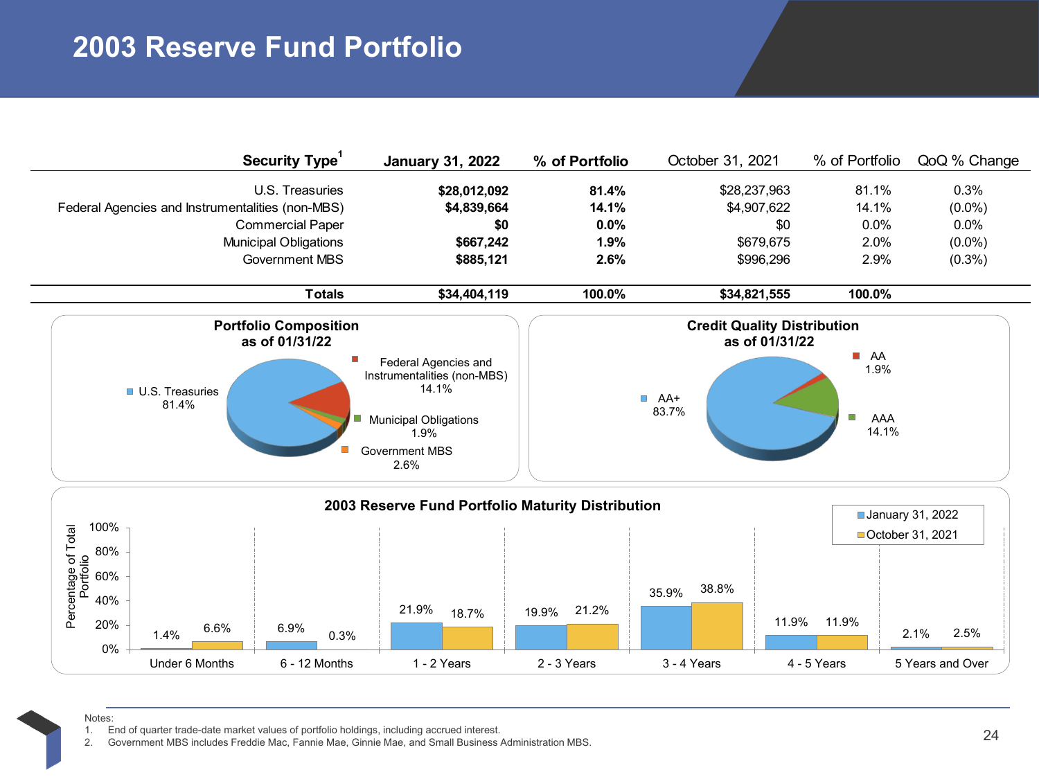# 2003 Reserve Fund Portfolio

| Security Type[1] | January 31, 2022 | % of Portfolio | October 31, 2021 | % of Portfolio | QoQ % Change |
|---|---|---|---|---|---|
| U.S. Treasuries | **$28,012,092** | **81.4%** | $28,237,963 | 81.1% | 0.3% |
| Federal Agencies and Instrumentalities (non-MBS) | **$4,839,664** | **14.1%** | $4,907,622 | 14.1% | (0.0%) |
| Commercial Paper | **$0** | **0.0%** | $0 | 0.0% | 0.0% |
| Municipal Obligations | **$667,242** | **1.9%** | $679,675 | 2.0% | (0.0%) |
| Government MBS | **$885,121** | **2.6%** | $996,296 | 2.9% | (0.3%) |
| **Totals** | **$34,404,119** | **100.0%** | **$34,821,555** | **100.0%** | |

**Portfolio Composition as of 01/31/22**

- U.S. Treasuries 81.4%
- Federal Agencies and Instrumentalities (non-MBS) 14.1%
- Municipal Obligations 1.9%
- Government MBS 2.6%

**Credit Quality Distribution as of 01/31/22**

- AA+ 83.7%
- AA 1.9%
- AAA 14.1%

**2003 Reserve Fund Portfolio Maturity Distribution**

| Maturity | January 31, 2022 | October 31, 2021 |
|---|---|---|
| Under 6 Months | 1.4% | 6.6% |
| 6 - 12 Months | 6.9% | 0.3% |
| 1 - 2 Years | 21.9% | 18.7% |
| 2 - 3 Years | 19.9% | 21.2% |
| 3 - 4 Years | 35.9% | 38.8% |
| 4 - 5 Years | 11.9% | 11.9% |
| 5 Years and Over | 2.1% | 2.5% |

Notes:
1. End of quarter trade-date market values of portfolio holdings, including accrued interest.
2. Government MBS includes Freddie Mac, Fannie Mae, Ginnie Mae, and Small Business Administration MBS.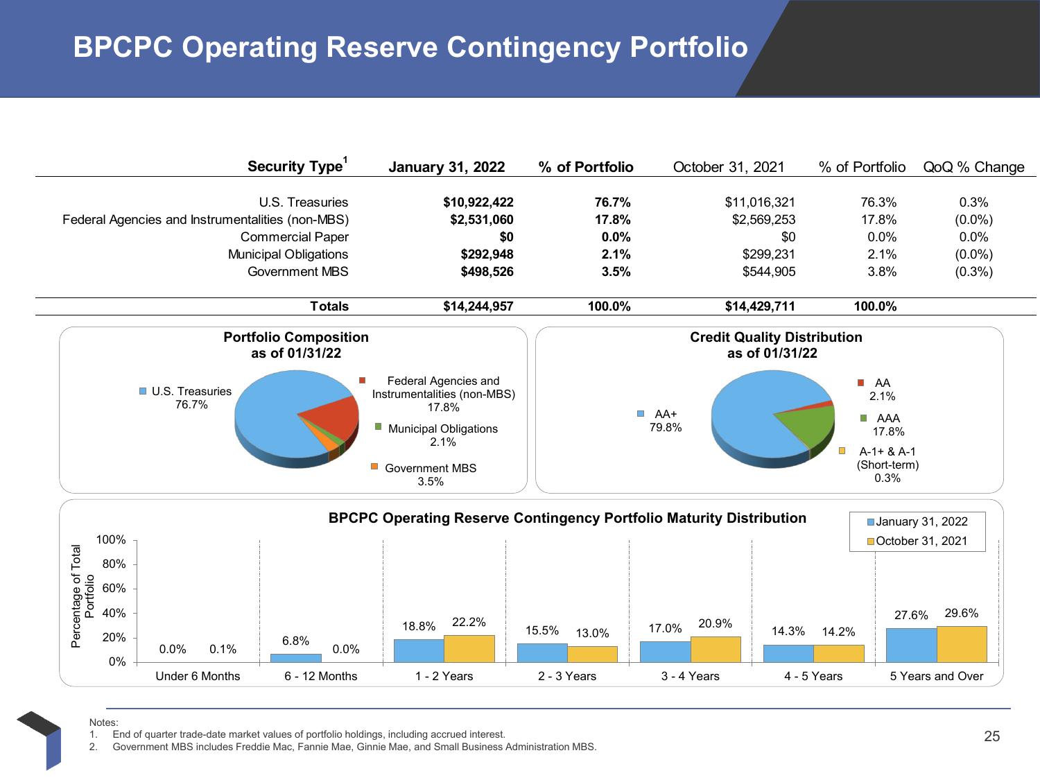# BPCPC Operating Reserve Contingency Portfolio

| Security Type[1] | January 31, 2022 | % of Portfolio | October 31, 2021 | % of Portfolio | QoQ % Change |
|---|---|---|---|---|---|
| U.S. Treasuries | **$10,922,422** | **76.7%** | $11,016,321 | 76.3% | 0.3% |
| Federal Agencies and Instrumentalities (non-MBS) | **$2,531,060** | **17.8%** | $2,569,253 | 17.8% | (0.0%) |
| Commercial Paper | **$0** | **0.0%** | $0 | 0.0% | 0.0% |
| Municipal Obligations | **$292,948** | **2.1%** | $299,231 | 2.1% | (0.0%) |
| Government MBS | **$498,526** | **3.5%** | $544,905 | 3.8% | (0.3%) |
| **Totals** | **$14,244,957** | **100.0%** | **$14,429,711** | **100.0%** | |

**Portfolio Composition as of 01/31/22**

- U.S. Treasuries 76.7%
- Federal Agencies and Instrumentalities (non-MBS) 17.8%
- Municipal Obligations 2.1%
- Government MBS 3.5%

**Credit Quality Distribution as of 01/31/22**

- AA+ 79.8%
- AA 2.1%
- AAA 17.8%
- A-1+ & A-1 (Short-term) 0.3%

**BPCPC Operating Reserve Contingency Portfolio Maturity Distribution**

| Maturity | January 31, 2022 | October 31, 2021 |
|---|---|---|
| Under 6 Months | 0.0% | 0.1% |
| 6 - 12 Months | 6.8% | 0.0% |
| 1 - 2 Years | 18.8% | 22.2% |
| 2 - 3 Years | 15.5% | 13.0% |
| 3 - 4 Years | 17.0% | 20.9% |
| 4 - 5 Years | 14.3% | 14.2% |
| 5 Years and Over | 27.6% | 29.6% |

Notes:
1. End of quarter trade-date market values of portfolio holdings, including accrued interest.
2. Government MBS includes Freddie Mac, Fannie Mae, Ginnie Mae, and Small Business Administration MBS.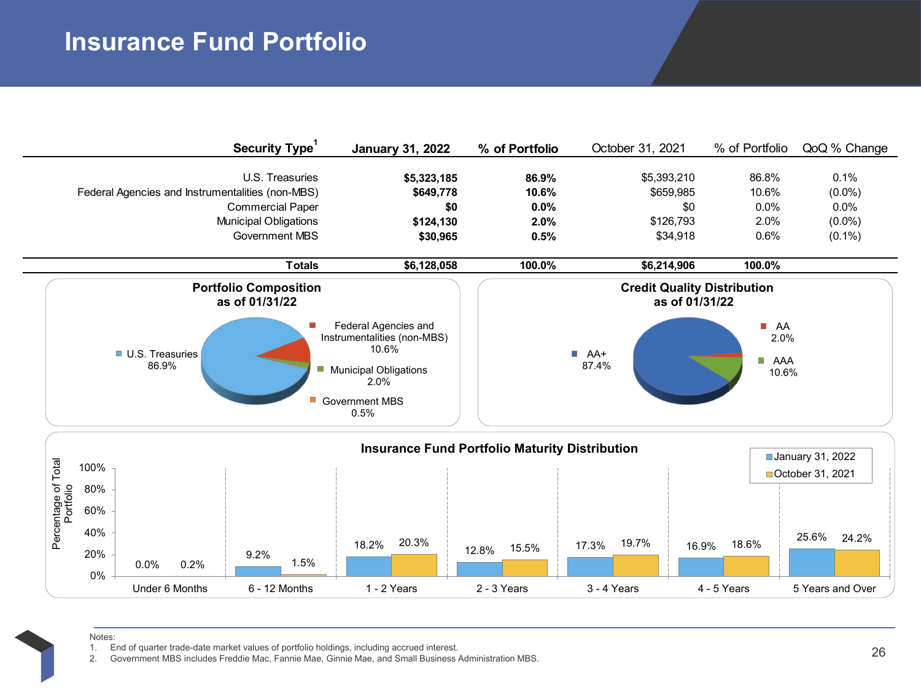# Insurance Fund Portfolio

| Security Type[1] | January 31, 2022 | % of Portfolio | October 31, 2021 | % of Portfolio | QoQ % Change |
|---|---|---|---|---|---|
| U.S. Treasuries | **$5,323,185** | **86.9%** | $5,393,210 | 86.8% | 0.1% |
| Federal Agencies and Instrumentalities (non-MBS) | **$649,778** | **10.6%** | $659,985 | 10.6% | (0.0%) |
| Commercial Paper | **$0** | **0.0%** | $0 | 0.0% | 0.0% |
| Municipal Obligations | **$124,130** | **2.0%** | $126,793 | 2.0% | (0.0%) |
| Government MBS | **$30,965** | **0.5%** | $34,918 | 0.6% | (0.1%) |
| **Totals** | **$6,128,058** | **100.0%** | **$6,214,906** | **100.0%** | |

### Portfolio Composition as of 01/31/22

- U.S. Treasuries: 86.9%
- Federal Agencies and Instrumentalities (non-MBS): 10.6%
- Municipal Obligations: 2.0%
- Government MBS: 0.5%

### Credit Quality Distribution as of 01/31/22

- AA+: 87.4%
- AA: 2.0%
- AAA: 10.6%

### Insurance Fund Portfolio Maturity Distribution

| Maturity | January 31, 2022 | October 31, 2021 |
|---|---|---|
| Under 6 Months | 0.0% | 0.2% |
| 6 - 12 Months | 9.2% | 1.5% |
| 1 - 2 Years | 18.2% | 20.3% |
| 2 - 3 Years | 12.8% | 15.5% |
| 3 - 4 Years | 17.3% | 19.7% |
| 4 - 5 Years | 16.9% | 18.6% |
| 5 Years and Over | 25.6% | 24.2% |

Notes:
1. End of quarter trade-date market values of portfolio holdings, including accrued interest.
2. Government MBS includes Freddie Mac, Fannie Mae, Ginnie Mae, and Small Business Administration MBS.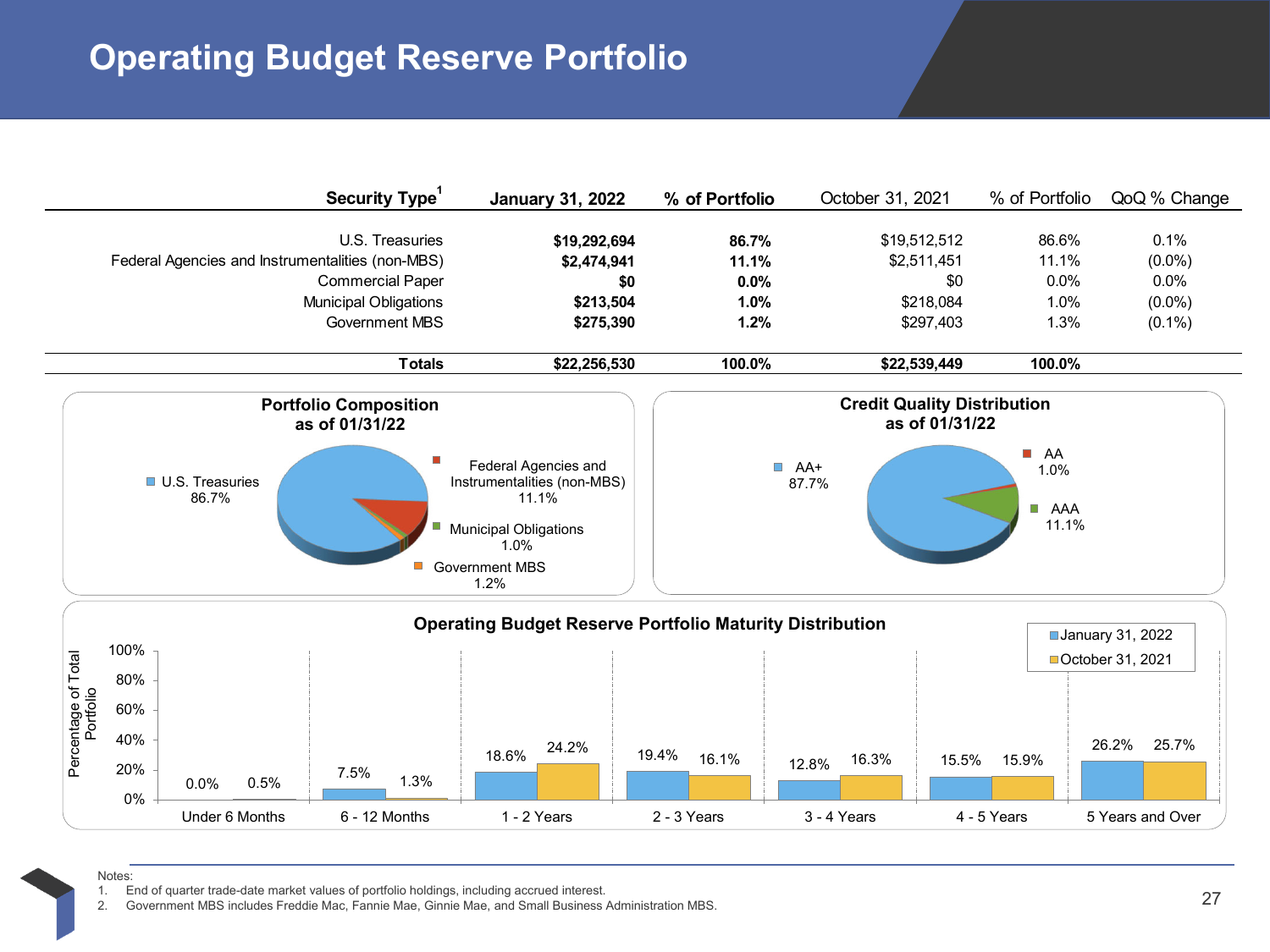# Operating Budget Reserve Portfolio

| Security Type[1] | January 31, 2022 | % of Portfolio | October 31, 2021 | % of Portfolio | QoQ % Change |
|---|---|---|---|---|---|
| U.S. Treasuries | **$19,292,694** | **86.7%** | $19,512,512 | 86.6% | 0.1% |
| Federal Agencies and Instrumentalities (non-MBS) | **$2,474,941** | **11.1%** | $2,511,451 | 11.1% | (0.0%) |
| Commercial Paper | **$0** | **0.0%** | $0 | 0.0% | 0.0% |
| Municipal Obligations | **$213,504** | **1.0%** | $218,084 | 1.0% | (0.0%) |
| Government MBS | **$275,390** | **1.2%** | $297,403 | 1.3% | (0.1%) |
| **Totals** | **$22,256,530** | **100.0%** | **$22,539,449** | **100.0%** | |

### Portfolio Composition as of 01/31/22

- U.S. Treasuries 86.7%
- Federal Agencies and Instrumentalities (non-MBS) 11.1%
- Municipal Obligations 1.0%
- Government MBS 1.2%

### Credit Quality Distribution as of 01/31/22

- AA+ 87.7%
- AA 1.0%
- AAA 11.1%

### Operating Budget Reserve Portfolio Maturity Distribution

| Maturity | January 31, 2022 | October 31, 2021 |
|---|---|---|
| Under 6 Months | 0.0% | 0.5% |
| 6 - 12 Months | 7.5% | 1.3% |
| 1 - 2 Years | 18.6% | 24.2% |
| 2 - 3 Years | 19.4% | 16.1% |
| 3 - 4 Years | 12.8% | 16.3% |
| 4 - 5 Years | 15.5% | 15.9% |
| 5 Years and Over | 26.2% | 25.7% |

Notes:
1. End of quarter trade-date market values of portfolio holdings, including accrued interest.
2. Government MBS includes Freddie Mac, Fannie Mae, Ginnie Mae, and Small Business Administration MBS.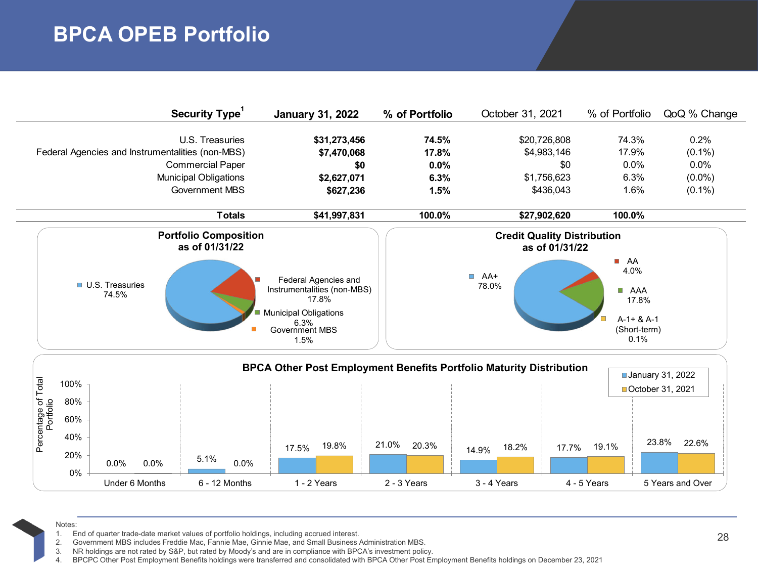# BPCA OPEB Portfolio

| Security Type[1] | January 31, 2022 | % of Portfolio | October 31, 2021 | % of Portfolio | QoQ % Change |
|---|---|---|---|---|---|
| U.S. Treasuries | **$31,273,456** | **74.5%** | $20,726,808 | 74.3% | 0.2% |
| Federal Agencies and Instrumentalities (non-MBS) | **$7,470,068** | **17.8%** | $4,983,146 | 17.9% | (0.1%) |
| Commercial Paper | **$0** | **0.0%** | $0 | 0.0% | 0.0% |
| Municipal Obligations | **$2,627,071** | **6.3%** | $1,756,623 | 6.3% | (0.0%) |
| Government MBS | **$627,236** | **1.5%** | $436,043 | 1.6% | (0.1%) |
| **Totals** | **$41,997,831** | **100.0%** | **$27,902,620** | **100.0%** | |

**Portfolio Composition as of 01/31/22**

| Security Type | % |
|---|---|
| U.S. Treasuries | 74.5% |
| Federal Agencies and Instrumentalities (non-MBS) | 17.8% |
| Municipal Obligations | 6.3% |
| Government MBS | 1.5% |

**Credit Quality Distribution as of 01/31/22**

| Rating | % |
|---|---|
| AA+ | 78.0% |
| AA | 4.0% |
| AAA | 17.8% |
| A-1+ & A-1 (Short-term) | 0.1% |

**BPCA Other Post Employment Benefits Portfolio Maturity Distribution**

| Maturity | January 31, 2022 | October 31, 2021 |
|---|---|---|
| Under 6 Months | 0.0% | 0.0% |
| 6 - 12 Months | 5.1% | 0.0% |
| 1 - 2 Years | 17.5% | 19.8% |
| 2 - 3 Years | 21.0% | 20.3% |
| 3 - 4 Years | 14.9% | 18.2% |
| 4 - 5 Years | 17.7% | 19.1% |
| 5 Years and Over | 23.8% | 22.6% |

Notes:
1. End of quarter trade-date market values of portfolio holdings, including accrued interest.
2. Government MBS includes Freddie Mac, Fannie Mae, Ginnie Mae, and Small Business Administration MBS.
3. NR holdings are not rated by S&P, but rated by Moody's and are in compliance with BPCA's investment policy.
4. BPCPC Other Post Employment Benefits holdings were transferred and consolidated with BPCA Other Post Employment Benefits holdings on December 23, 2021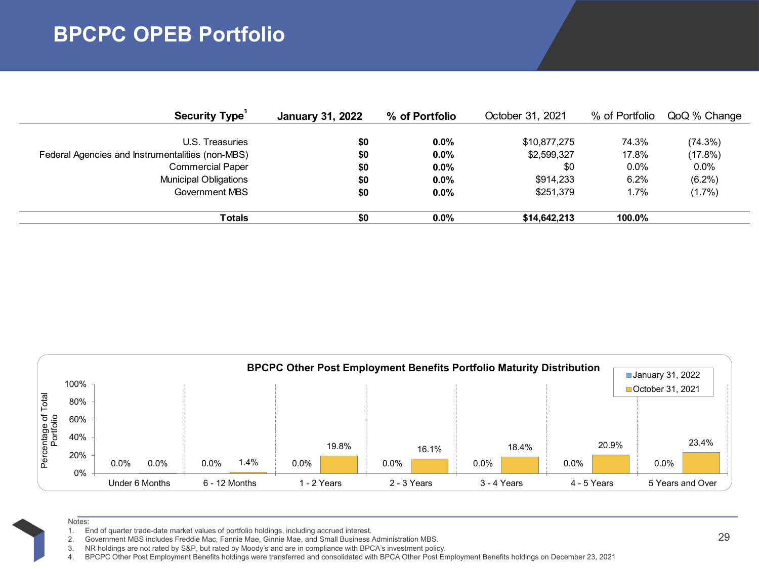# BPCPC OPEB Portfolio

| Security Type[1] | January 31, 2022 | % of Portfolio | October 31, 2021 | % of Portfolio | QoQ % Change |
|---|---|---|---|---|---|
| U.S. Treasuries | $0 | 0.0% | $10,877,275 | 74.3% | (74.3%) |
| Federal Agencies and Instrumentalities (non-MBS) | $0 | 0.0% | $2,599,327 | 17.8% | (17.8%) |
| Commercial Paper | $0 | 0.0% | $0 | 0.0% | 0.0% |
| Municipal Obligations | $0 | 0.0% | $914,233 | 6.2% | (6.2%) |
| Government MBS | $0 | 0.0% | $251,379 | 1.7% | (1.7%) |
| **Totals** | **$0** | **0.0%** | **$14,642,213** | **100.0%** | |

**BPCPC Other Post Employment Benefits Portfolio Maturity Distribution**

| Maturity | January 31, 2022 | October 31, 2021 |
|---|---|---|
| Under 6 Months | 0.0% | 0.0% |
| 6 - 12 Months | 0.0% | 1.4% |
| 1 - 2 Years | 0.0% | 19.8% |
| 2 - 3 Years | 0.0% | 16.1% |
| 3 - 4 Years | 0.0% | 18.4% |
| 4 - 5 Years | 0.0% | 20.9% |
| 5 Years and Over | 0.0% | 23.4% |

Notes:
1. End of quarter trade-date market values of portfolio holdings, including accrued interest.
2. Government MBS includes Freddie Mac, Fannie Mae, Ginnie Mae, and Small Business Administration MBS.
3. NR holdings are not rated by S&P, but rated by Moody's and are in compliance with BPCA's investment policy.
4. BPCPC Other Post Employment Benefits holdings were transferred and consolidated with BPCA Other Post Employment Benefits holdings on December 23, 2021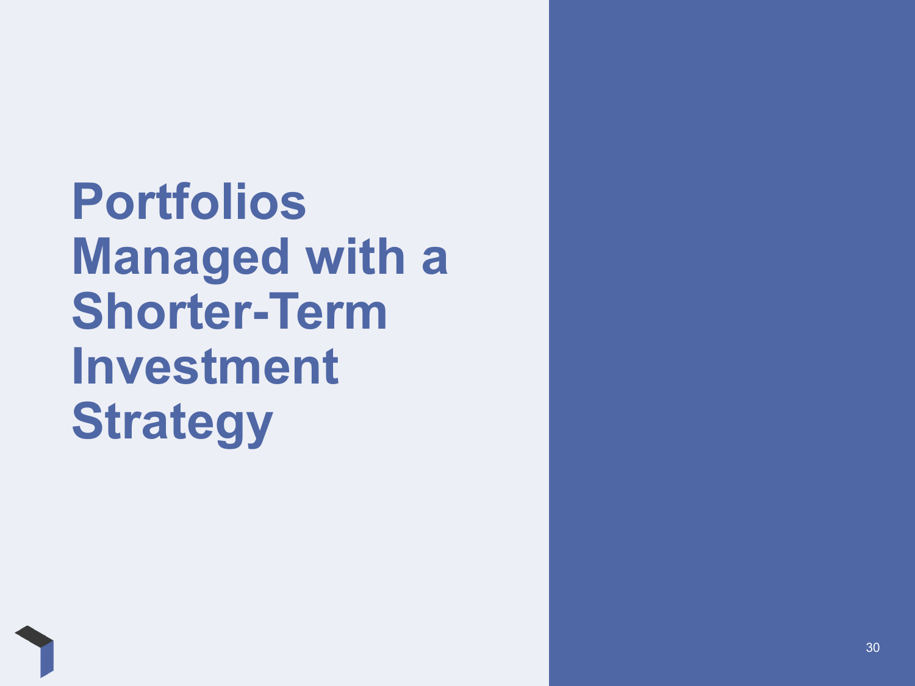# Portfolios Managed with a Shorter-Term Investment Strategy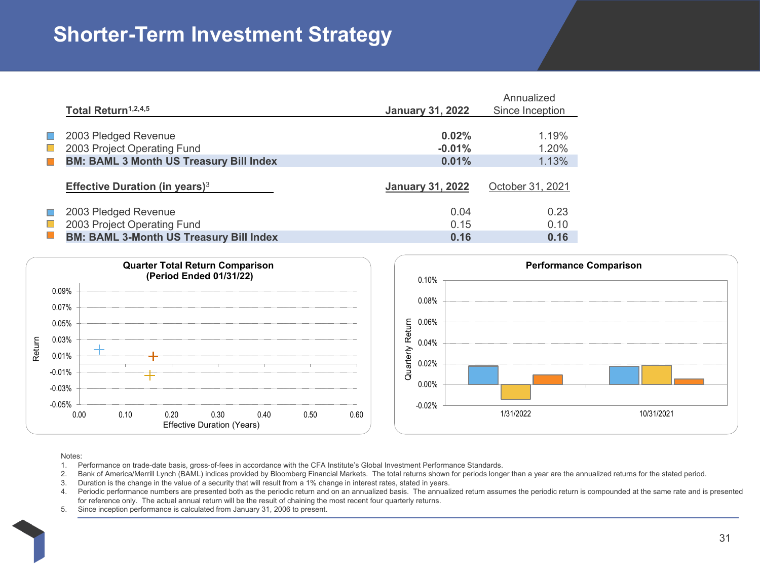# Shorter-Term Investment Strategy

| Total Return[1,2,4,5] | January 31, 2022 | Annualized Since Inception |
|---|---|---|
| 2003 Pledged Revenue | **0.02%** | 1.19% |
| 2003 Project Operating Fund | **-0.01%** | 1.20% |
| **BM: BAML 3 Month US Treasury Bill Index** | **0.01%** | 1.13% |

| Effective Duration (in years)[3] | January 31, 2022 | October 31, 2021 |
|---|---|---|
| 2003 Pledged Revenue | 0.04 | 0.23 |
| 2003 Project Operating Fund | 0.15 | 0.10 |
| **BM: BAML 3-Month US Treasury Bill Index** | **0.16** | **0.16** |

**Quarter Total Return Comparison (Period Ended 01/31/22)**

**Performance Comparison**

Notes:

1. Performance on trade-date basis, gross-of-fees in accordance with the CFA Institute's Global Investment Performance Standards.
2. Bank of America/Merrill Lynch (BAML) indices provided by Bloomberg Financial Markets. The total returns shown for periods longer than a year are the annualized returns for the stated period.
3. Duration is the change in the value of a security that will result from a 1% change in interest rates, stated in years.
4. Periodic performance numbers are presented both as the periodic return and on an annualized basis. The annualized return assumes the periodic return is compounded at the same rate and is presented for reference only. The actual annual return will be the result of chaining the most recent four quarterly returns.
5. Since inception performance is calculated from January 31, 2006 to present.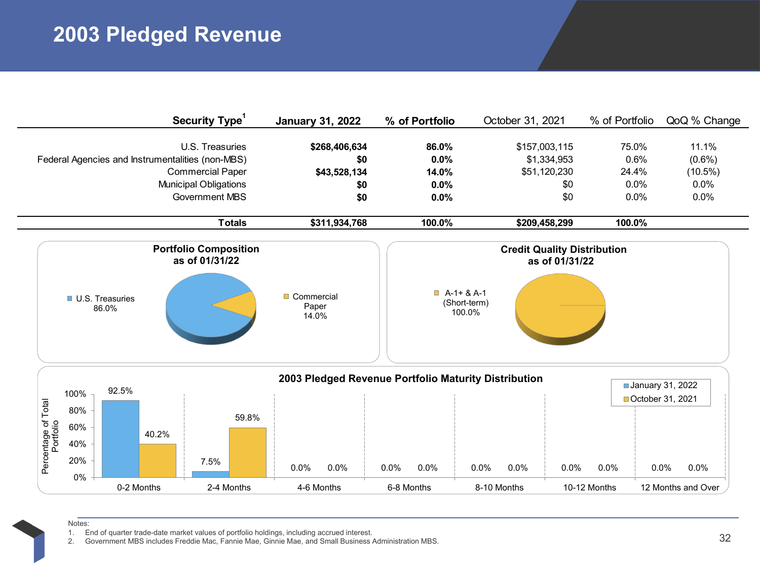# 2003 Pledged Revenue

| Security Type[1] | January 31, 2022 | % of Portfolio | October 31, 2021 | % of Portfolio | QoQ % Change |
|---|---|---|---|---|---|
| U.S. Treasuries | $268,406,634 | 86.0% | $157,003,115 | 75.0% | 11.1% |
| Federal Agencies and Instrumentalities (non-MBS) | $0 | 0.0% | $1,334,953 | 0.6% | (0.6%) |
| Commercial Paper | $43,528,134 | 14.0% | $51,120,230 | 24.4% | (10.5%) |
| Municipal Obligations | $0 | 0.0% | $0 | 0.0% | 0.0% |
| Government MBS | $0 | 0.0% | $0 | 0.0% | 0.0% |
| **Totals** | **$311,934,768** | **100.0%** | **$209,458,299** | **100.0%** | |

**Portfolio Composition as of 01/31/22**

- U.S. Treasuries 86.0%
- Commercial Paper 14.0%

**Credit Quality Distribution as of 01/31/22**

- A-1+ & A-1 (Short-term) 100.0%

**2003 Pledged Revenue Portfolio Maturity Distribution**

| Maturity | January 31, 2022 | October 31, 2021 |
|---|---|---|
| 0-2 Months | 92.5% | 40.2% |
| 2-4 Months | 7.5% | 59.8% |
| 4-6 Months | 0.0% | 0.0% |
| 6-8 Months | 0.0% | 0.0% |
| 8-10 Months | 0.0% | 0.0% |
| 10-12 Months | 0.0% | 0.0% |
| 12 Months and Over | 0.0% | 0.0% |

Notes:
1. End of quarter trade-date market values of portfolio holdings, including accrued interest.
2. Government MBS includes Freddie Mac, Fannie Mae, Ginnie Mae, and Small Business Administration MBS.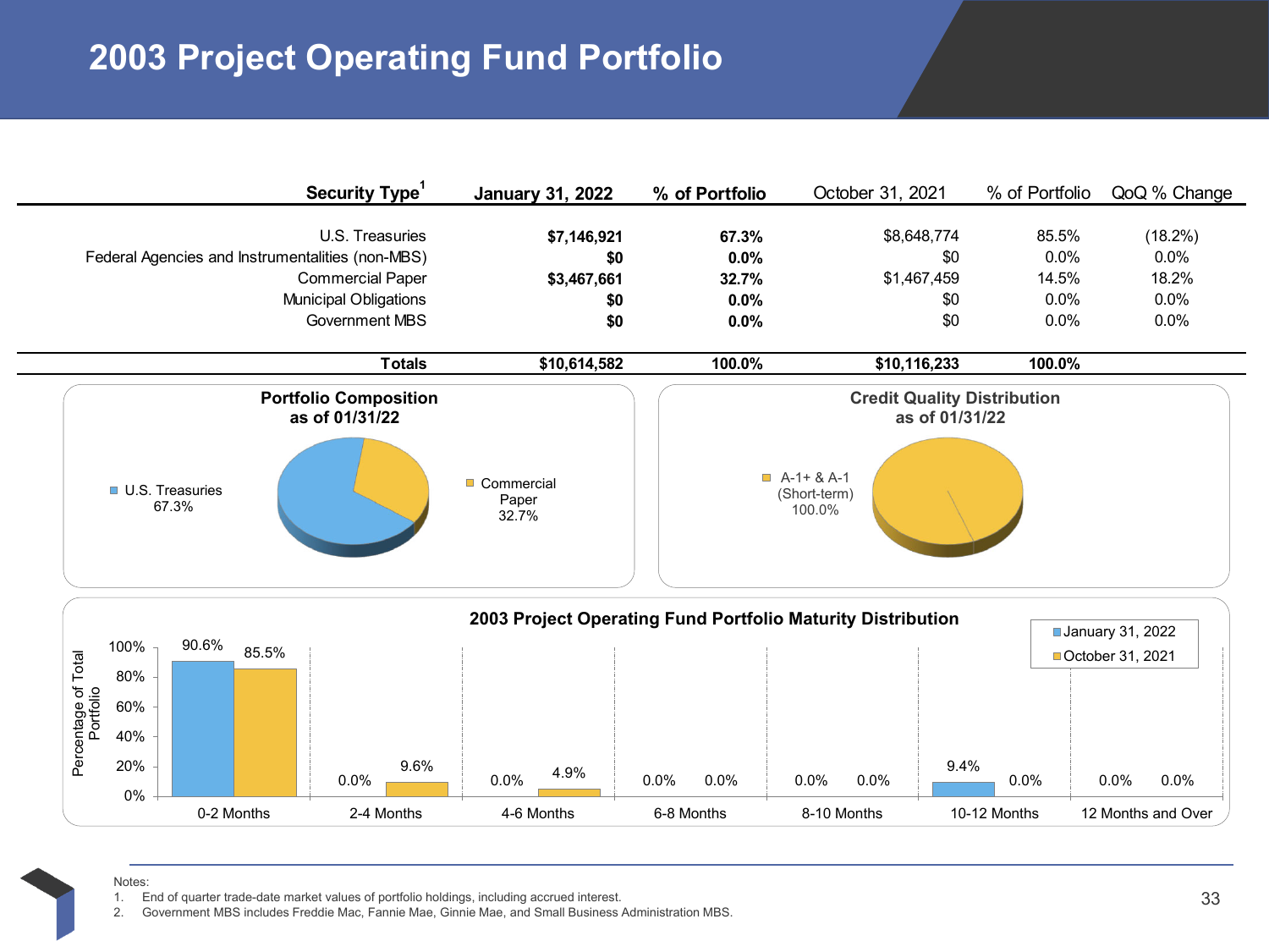# 2003 Project Operating Fund Portfolio

| Security Type[1] | January 31, 2022 | % of Portfolio | October 31, 2021 | % of Portfolio | QoQ % Change |
|---|---|---|---|---|---|
| U.S. Treasuries | **$7,146,921** | **67.3%** | $8,648,774 | 85.5% | (18.2%) |
| Federal Agencies and Instrumentalities (non-MBS) | **$0** | **0.0%** | $0 | 0.0% | 0.0% |
| Commercial Paper | **$3,467,661** | **32.7%** | $1,467,459 | 14.5% | 18.2% |
| Municipal Obligations | **$0** | **0.0%** | $0 | 0.0% | 0.0% |
| Government MBS | **$0** | **0.0%** | $0 | 0.0% | 0.0% |
| **Totals** | **$10,614,582** | **100.0%** | **$10,116,233** | **100.0%** | |

**Portfolio Composition as of 01/31/22**

- U.S. Treasuries 67.3%
- Commercial Paper 32.7%

**Credit Quality Distribution as of 01/31/22**

- A-1+ & A-1 (Short-term) 100.0%

**2003 Project Operating Fund Portfolio Maturity Distribution**

| Percentage of Total Portfolio | 0-2 Months | 2-4 Months | 4-6 Months | 6-8 Months | 8-10 Months | 10-12 Months | 12 Months and Over |
|---|---|---|---|---|---|---|---|
| January 31, 2022 | 90.6% | 0.0% | 0.0% | 0.0% | 0.0% | 9.4% | 0.0% |
| October 31, 2021 | 85.5% | 9.6% | 4.9% | 0.0% | 0.0% | 0.0% | 0.0% |

Notes:
1. End of quarter trade-date market values of portfolio holdings, including accrued interest.
2. Government MBS includes Freddie Mac, Fannie Mae, Ginnie Mae, and Small Business Administration MBS.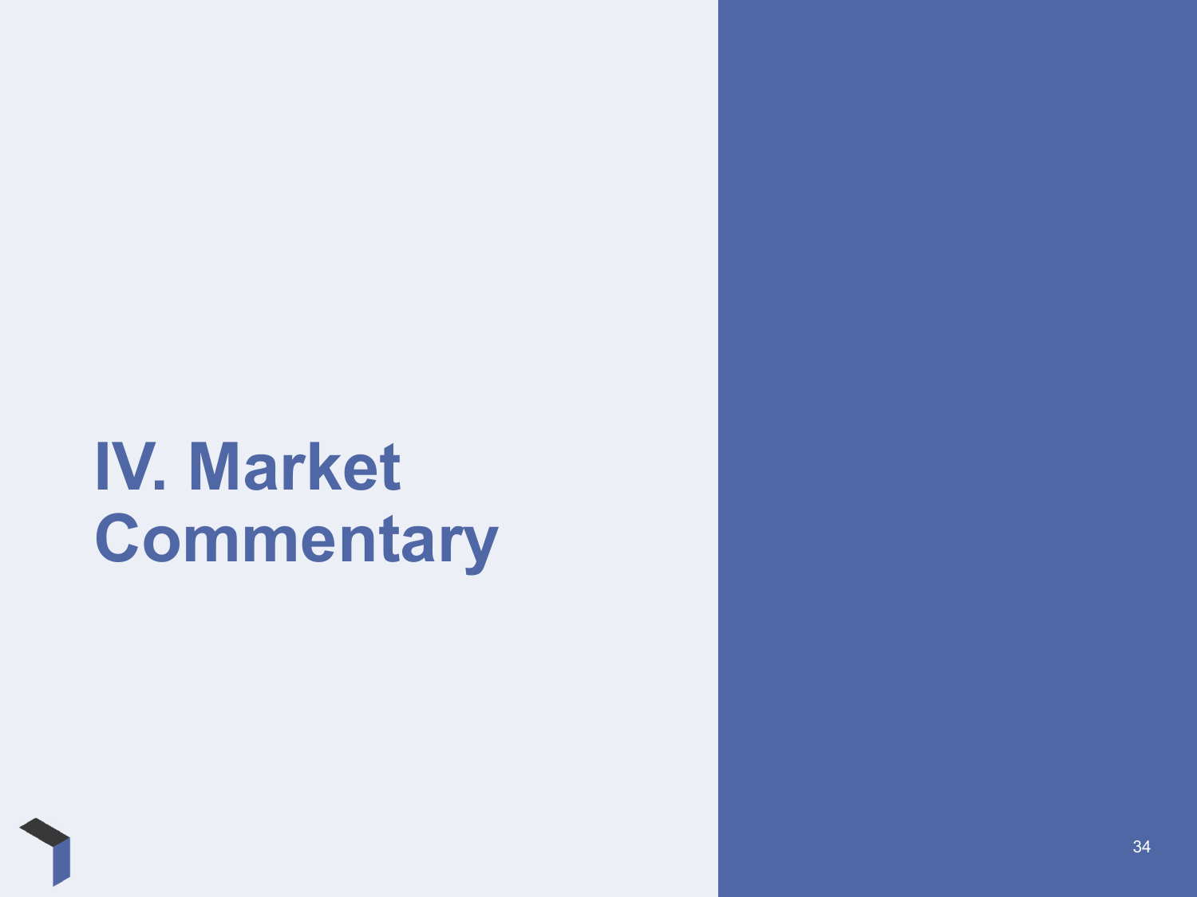# IV. Market Commentary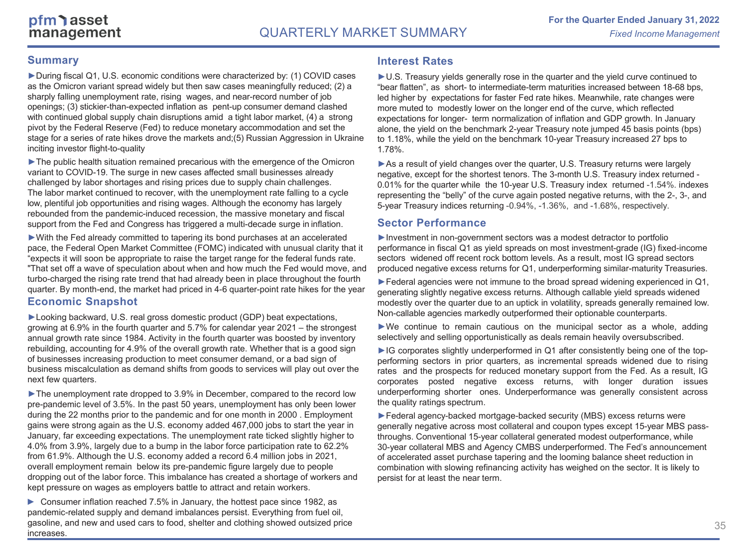# QUARTERLY MARKET SUMMARY

**For the Quarter Ended January 31, 2022**

*Fixed Income Management*

## Summary

► During fiscal Q1, U.S. economic conditions were characterized by: (1) COVID cases as the Omicron variant spread widely but then saw cases meaningfully reduced; (2) a sharply falling unemployment rate, rising wages, and near-record number of job openings; (3) stickier-than-expected inflation as pent-up consumer demand clashed with continued global supply chain disruptions amid a tight labor market, (4) a strong pivot by the Federal Reserve (Fed) to reduce monetary accommodation and set the stage for a series of rate hikes drove the markets and;(5) Russian Aggression in Ukraine inciting investor flight-to-quality

► The public health situation remained precarious with the emergence of the Omicron variant to COVID-19. The surge in new cases affected small businesses already challenged by labor shortages and rising prices due to supply chain challenges. The labor market continued to recover, with the unemployment rate falling to a cycle low, plentiful job opportunities and rising wages. Although the economy has largely rebounded from the pandemic-induced recession, the massive monetary and fiscal support from the Fed and Congress has triggered a multi-decade surge in inflation.

► With the Fed already committed to tapering its bond purchases at an accelerated pace, the Federal Open Market Committee (FOMC) indicated with unusual clarity that it "expects it will soon be appropriate to raise the target range for the federal funds rate. "That set off a wave of speculation about when and how much the Fed would move, and turbo-charged the rising rate trend that had already been in place throughout the fourth quarter. By month-end, the market had priced in 4-6 quarter-point rate hikes for the year

## Economic Snapshot

► Looking backward, U.S. real gross domestic product (GDP) beat expectations, growing at 6.9% in the fourth quarter and 5.7% for calendar year 2021 – the strongest annual growth rate since 1984. Activity in the fourth quarter was boosted by inventory rebuilding, accounting for 4.9% of the overall growth rate. Whether that is a good sign of businesses increasing production to meet consumer demand, or a bad sign of business miscalculation as demand shifts from goods to services will play out over the next few quarters.

► The unemployment rate dropped to 3.9% in December, compared to the record low pre-pandemic level of 3.5%. In the past 50 years, unemployment has only been lower during the 22 months prior to the pandemic and for one month in 2000 . Employment gains were strong again as the U.S. economy added 467,000 jobs to start the year in January, far exceeding expectations. The unemployment rate ticked slightly higher to 4.0% from 3.9%, largely due to a bump in the labor force participation rate to 62.2% from 61.9%. Although the U.S. economy added a record 6.4 million jobs in 2021, overall employment remain below its pre-pandemic figure largely due to people dropping out of the labor force. This imbalance has created a shortage of workers and kept pressure on wages as employers battle to attract and retain workers.

► Consumer inflation reached 7.5% in January, the hottest pace since 1982, as pandemic-related supply and demand imbalances persist. Everything from fuel oil, gasoline, and new and used cars to food, shelter and clothing showed outsized price increases.

## Interest Rates

► U.S. Treasury yields generally rose in the quarter and the yield curve continued to "bear flatten", as short- to intermediate-term maturities increased between 18-68 bps, led higher by expectations for faster Fed rate hikes. Meanwhile, rate changes were more muted to modestly lower on the longer end of the curve, which reflected expectations for longer- term normalization of inflation and GDP growth. In January alone, the yield on the benchmark 2-year Treasury note jumped 45 basis points (bps) to 1.18%, while the yield on the benchmark 10-year Treasury increased 27 bps to 1.78%.

► As a result of yield changes over the quarter, U.S. Treasury returns were largely negative, except for the shortest tenors. The 3-month U.S. Treasury index returned -0.01% for the quarter while the 10-year U.S. Treasury index returned -1.54%. indexes representing the "belly" of the curve again posted negative returns, with the 2-, 3-, and 5-year Treasury indices returning -0.94%, -1.36%, and -1.68%, respectively.

## Sector Performance

► Investment in non-government sectors was a modest detractor to portfolio performance in fiscal Q1 as yield spreads on most investment-grade (IG) fixed-income sectors widened off recent rock bottom levels. As a result, most IG spread sectors produced negative excess returns for Q1, underperforming similar-maturity Treasuries.

► Federal agencies were not immune to the broad spread widening experienced in Q1, generating slightly negative excess returns. Although callable yield spreads widened modestly over the quarter due to an uptick in volatility, spreads generally remained low. Non-callable agencies markedly outperformed their optionable counterparts.

► We continue to remain cautious on the municipal sector as a whole, adding selectively and selling opportunistically as deals remain heavily oversubscribed.

► IG corporates slightly underperformed in Q1 after consistently being one of the top-performing sectors in prior quarters, as incremental spreads widened due to rising rates and the prospects for reduced monetary support from the Fed. As a result, IG corporates posted negative excess returns, with longer duration issues underperforming shorter ones. Underperformance was generally consistent across the quality ratings spectrum.

► Federal agency-backed mortgage-backed security (MBS) excess returns were generally negative across most collateral and coupon types except 15-year MBS pass-throughs. Conventional 15-year collateral generated modest outperformance, while 30-year collateral MBS and Agency CMBS underperformed. The Fed's announcement of accelerated asset purchase tapering and the looming balance sheet reduction in combination with slowing refinancing activity has weighed on the sector. It is likely to persist for at least the near term.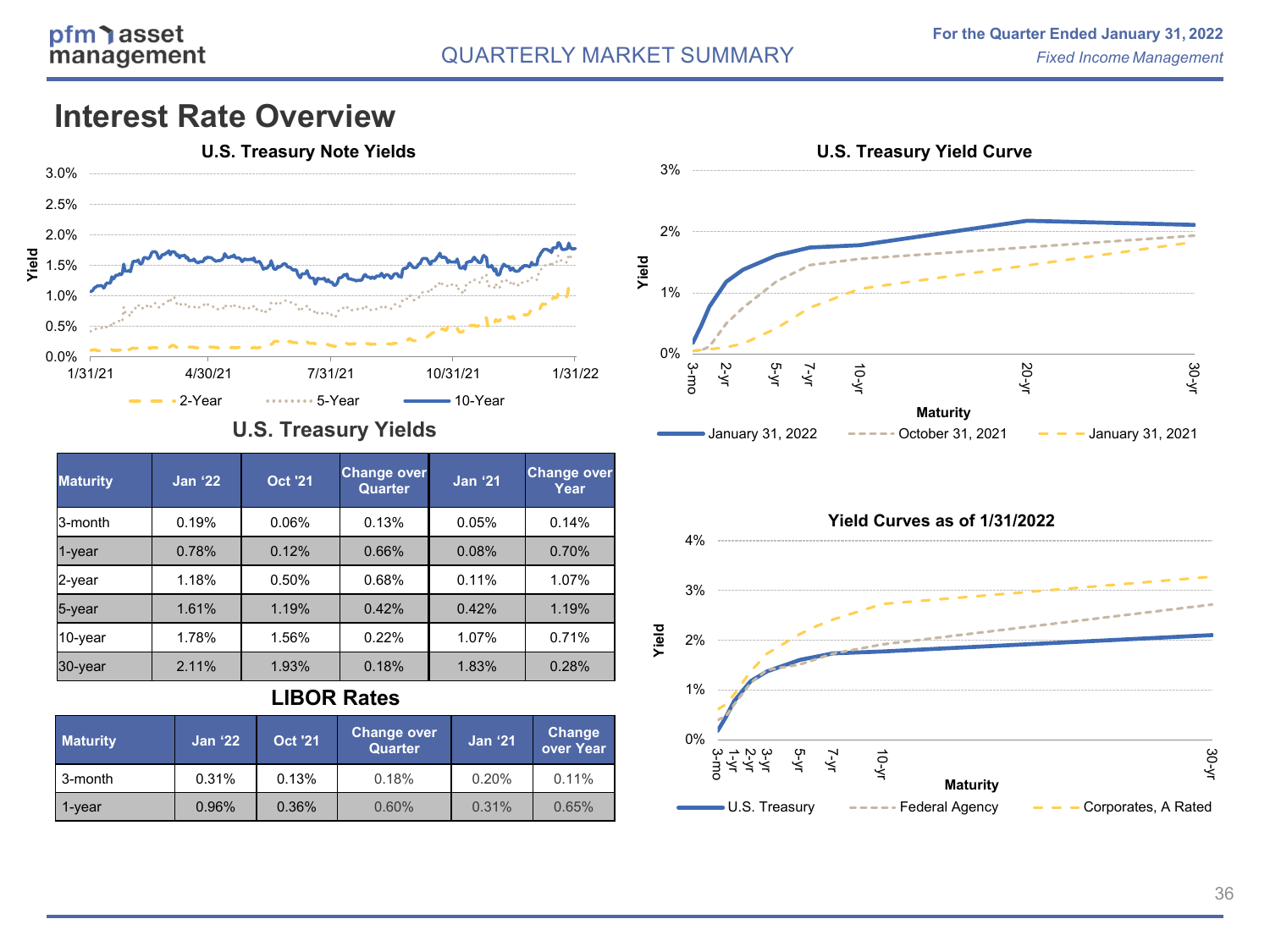# Interest Rate Overview

## U.S. Treasury Note Yields

## U.S. Treasury Yields

| Maturity | Jan '22 | Oct '21 | Change over Quarter | Jan '21 | Change over Year |
|---|---|---|---|---|---|
| 3-month | 0.19% | 0.06% | 0.13% | 0.05% | 0.14% |
| 1-year | 0.78% | 0.12% | 0.66% | 0.08% | 0.70% |
| 2-year | 1.18% | 0.50% | 0.68% | 0.11% | 1.07% |
| 5-year | 1.61% | 1.19% | 0.42% | 0.42% | 1.19% |
| 10-year | 1.78% | 1.56% | 0.22% | 1.07% | 0.71% |
| 30-year | 2.11% | 1.93% | 0.18% | 1.83% | 0.28% |

## LIBOR Rates

| Maturity | Jan '22 | Oct '21 | Change over Quarter | Jan '21 | Change over Year |
|---|---|---|---|---|---|
| 3-month | 0.31% | 0.13% | 0.18% | 0.20% | 0.11% |
| 1-year | 0.96% | 0.36% | 0.60% | 0.31% | 0.65% |

## U.S. Treasury Yield Curve

## Yield Curves as of 1/31/2022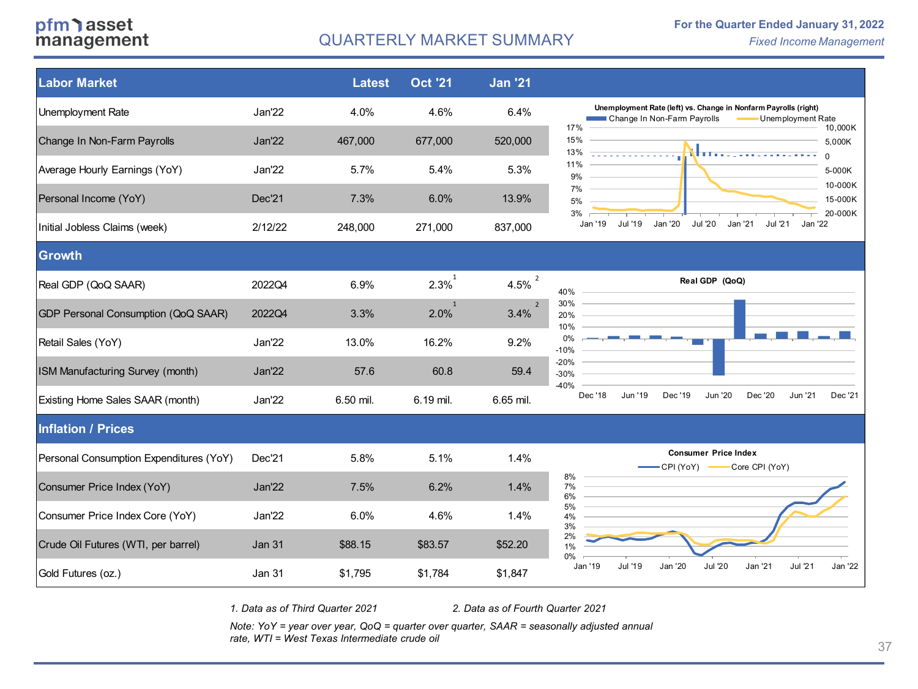# QUARTERLY MARKET SUMMARY

**For the Quarter Ended January 31, 2022**

*Fixed Income Management*

| Labor Market | | Latest | Oct '21 | Jan '21 |
|---|---|---|---|---|
| Unemployment Rate | Jan'22 | 4.0% | 4.6% | 6.4% |
| Change In Non-Farm Payrolls | Jan'22 | 467,000 | 677,000 | 520,000 |
| Average Hourly Earnings (YoY) | Jan'22 | 5.7% | 5.4% | 5.3% |
| Personal Income (YoY) | Dec'21 | 7.3% | 6.0% | 13.9% |
| Initial Jobless Claims (week) | 2/12/22 | 248,000 | 271,000 | 837,000 |
| **Growth** | | | | |
| Real GDP (QoQ SAAR) | 2022Q4 | 6.9% | 2.3% [1] | 4.5% [2] |
| GDP Personal Consumption (QoQ SAAR) | 2022Q4 | 3.3% | 2.0% [1] | 3.4% [2] |
| Retail Sales (YoY) | Jan'22 | 13.0% | 16.2% | 9.2% |
| ISM Manufacturing Survey (month) | Jan'22 | 57.6 | 60.8 | 59.4 |
| Existing Home Sales SAAR (month) | Jan'22 | 6.50 mil. | 6.19 mil. | 6.65 mil. |
| **Inflation / Prices** | | | | |
| Personal Consumption Expenditures (YoY) | Dec'21 | 5.8% | 5.1% | 1.4% |
| Consumer Price Index (YoY) | Jan'22 | 7.5% | 6.2% | 1.4% |
| Consumer Price Index Core (YoY) | Jan'22 | 6.0% | 4.6% | 1.4% |
| Crude Oil Futures (WTI, per barrel) | Jan 31 | $88.15 | $83.57 | $52.20 |
| Gold Futures (oz.) | Jan 31 | $1,795 | $1,784 | $1,847 |

Unemployment Rate (left) vs. Change in Nonfarm Payrolls (right)

Real GDP (QoQ)

Consumer Price Index

*1. Data as of Third Quarter 2021*

*2. Data as of Fourth Quarter 2021*

*Note: YoY = year over year, QoQ = quarter over quarter, SAAR = seasonally adjusted annual rate, WTI = West Texas Intermediate crude oil*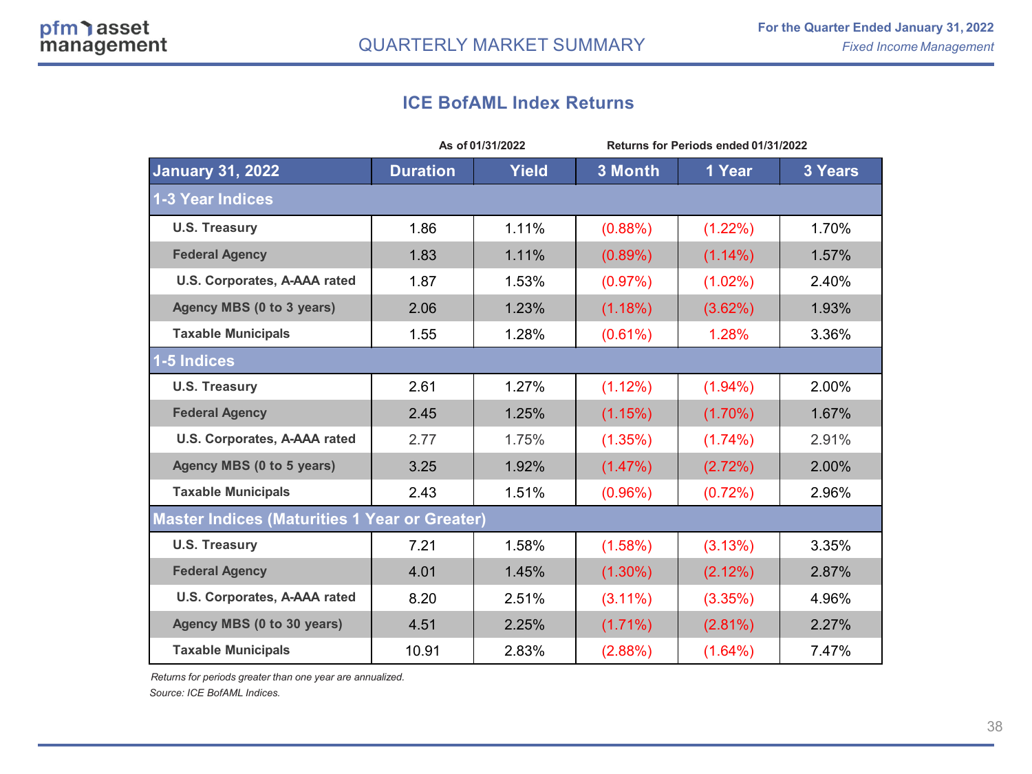# QUARTERLY MARKET SUMMARY

**For the Quarter Ended January 31, 2022**
*Fixed Income Management*

## ICE BofAML Index Returns

| | As of 01/31/2022 | | Returns for Periods ended 01/31/2022 | | |
|---|---|---|---|---|---|
| **January 31, 2022** | **Duration** | **Yield** | **3 Month** | **1 Year** | **3 Years** |
| **1-3 Year Indices** | | | | | |
| U.S. Treasury | 1.86 | 1.11% | (0.88%) | (1.22%) | 1.70% |
| Federal Agency | 1.83 | 1.11% | (0.89%) | (1.14%) | 1.57% |
| U.S. Corporates, A-AAA rated | 1.87 | 1.53% | (0.97%) | (1.02%) | 2.40% |
| Agency MBS (0 to 3 years) | 2.06 | 1.23% | (1.18%) | (3.62%) | 1.93% |
| Taxable Municipals | 1.55 | 1.28% | (0.61%) | 1.28% | 3.36% |
| **1-5 Indices** | | | | | |
| U.S. Treasury | 2.61 | 1.27% | (1.12%) | (1.94%) | 2.00% |
| Federal Agency | 2.45 | 1.25% | (1.15%) | (1.70%) | 1.67% |
| U.S. Corporates, A-AAA rated | 2.77 | 1.75% | (1.35%) | (1.74%) | 2.91% |
| Agency MBS (0 to 5 years) | 3.25 | 1.92% | (1.47%) | (2.72%) | 2.00% |
| Taxable Municipals | 2.43 | 1.51% | (0.96%) | (0.72%) | 2.96% |
| **Master Indices (Maturities 1 Year or Greater)** | | | | | |
| U.S. Treasury | 7.21 | 1.58% | (1.58%) | (3.13%) | 3.35% |
| Federal Agency | 4.01 | 1.45% | (1.30%) | (2.12%) | 2.87% |
| U.S. Corporates, A-AAA rated | 8.20 | 2.51% | (3.11%) | (3.35%) | 4.96% |
| Agency MBS (0 to 30 years) | 4.51 | 2.25% | (1.71%) | (2.81%) | 2.27% |
| Taxable Municipals | 10.91 | 2.83% | (2.88%) | (1.64%) | 7.47% |

*Returns for periods greater than one year are annualized.*
*Source: ICE BofAML Indices.*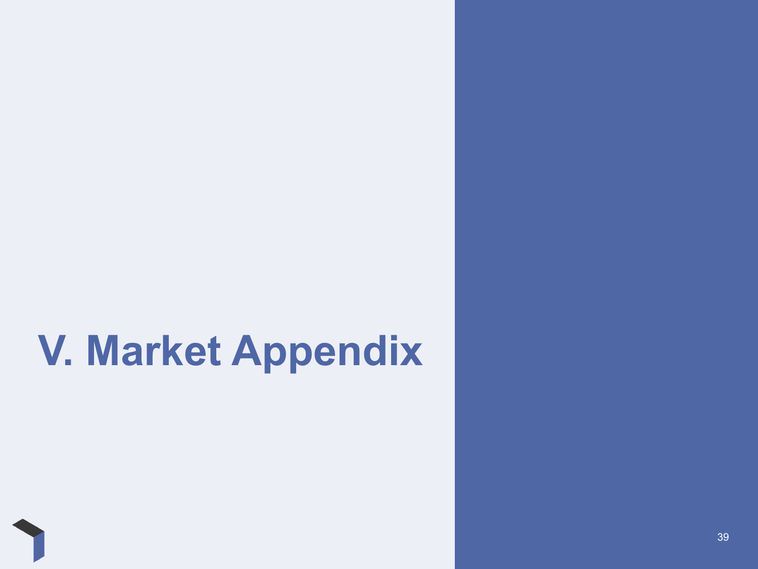# V. Market Appendix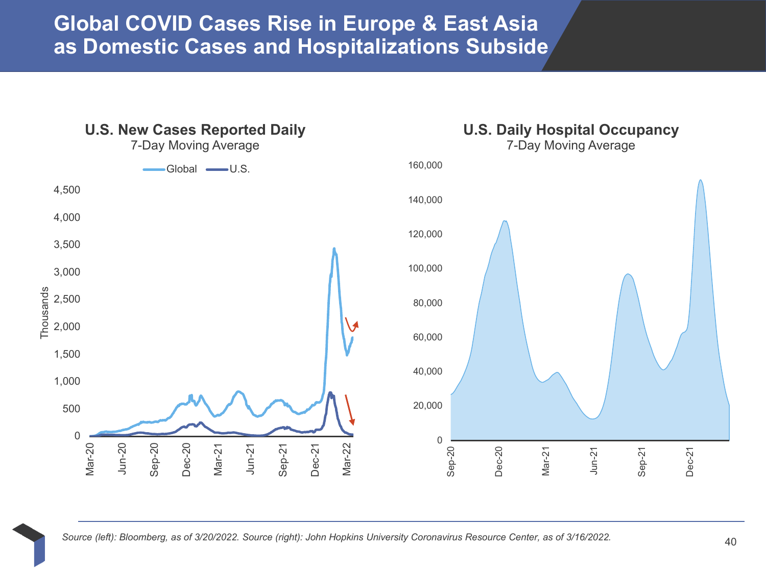# Global COVID Cases Rise in Europe & East Asia as Domestic Cases and Hospitalizations Subside

**U.S. New Cases Reported Daily**
7-Day Moving Average

**U.S. Daily Hospital Occupancy**
7-Day Moving Average

*Source (left): Bloomberg, as of 3/20/2022. Source (right): John Hopkins University Coronavirus Resource Center, as of 3/16/2022.*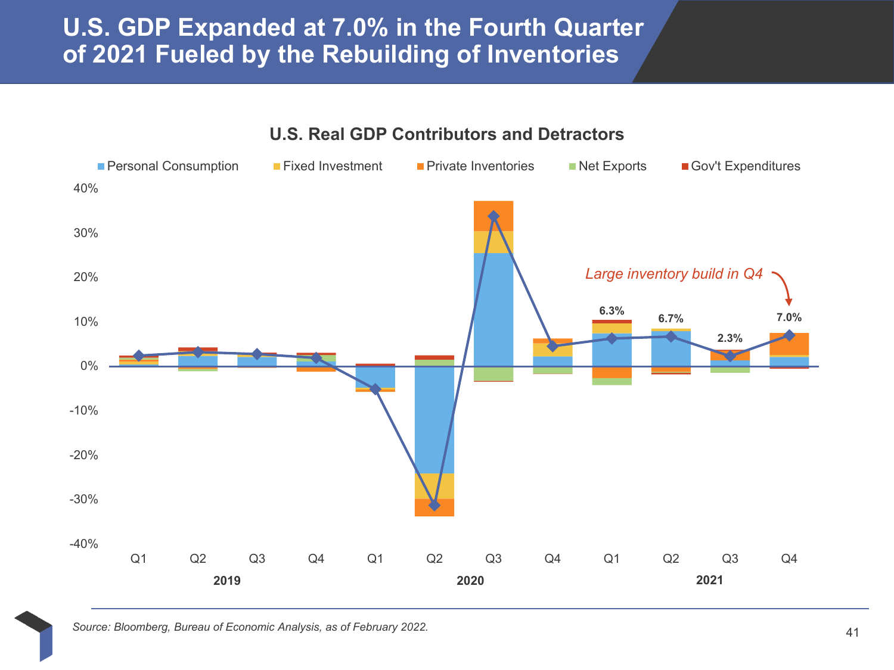# U.S. GDP Expanded at 7.0% in the Fourth Quarter of 2021 Fueled by the Rebuilding of Inventories

**U.S. Real GDP Contributors and Detractors**

Personal Consumption | Fixed Investment | Private Inventories | Net Exports | Gov't Expenditures

40% | 30% | 20% | 10% | 0% | -10% | -20% | -30% | -40%

*Large inventory build in Q4*

6.3% | 6.7% | 2.3% | 7.0%

Q1 | Q2 | Q3 | Q4 | Q1 | Q2 | Q3 | Q4 | Q1 | Q2 | Q3 | Q4

2019 | 2020 | 2021

*Source: Bloomberg, Bureau of Economic Analysis, as of February 2022.*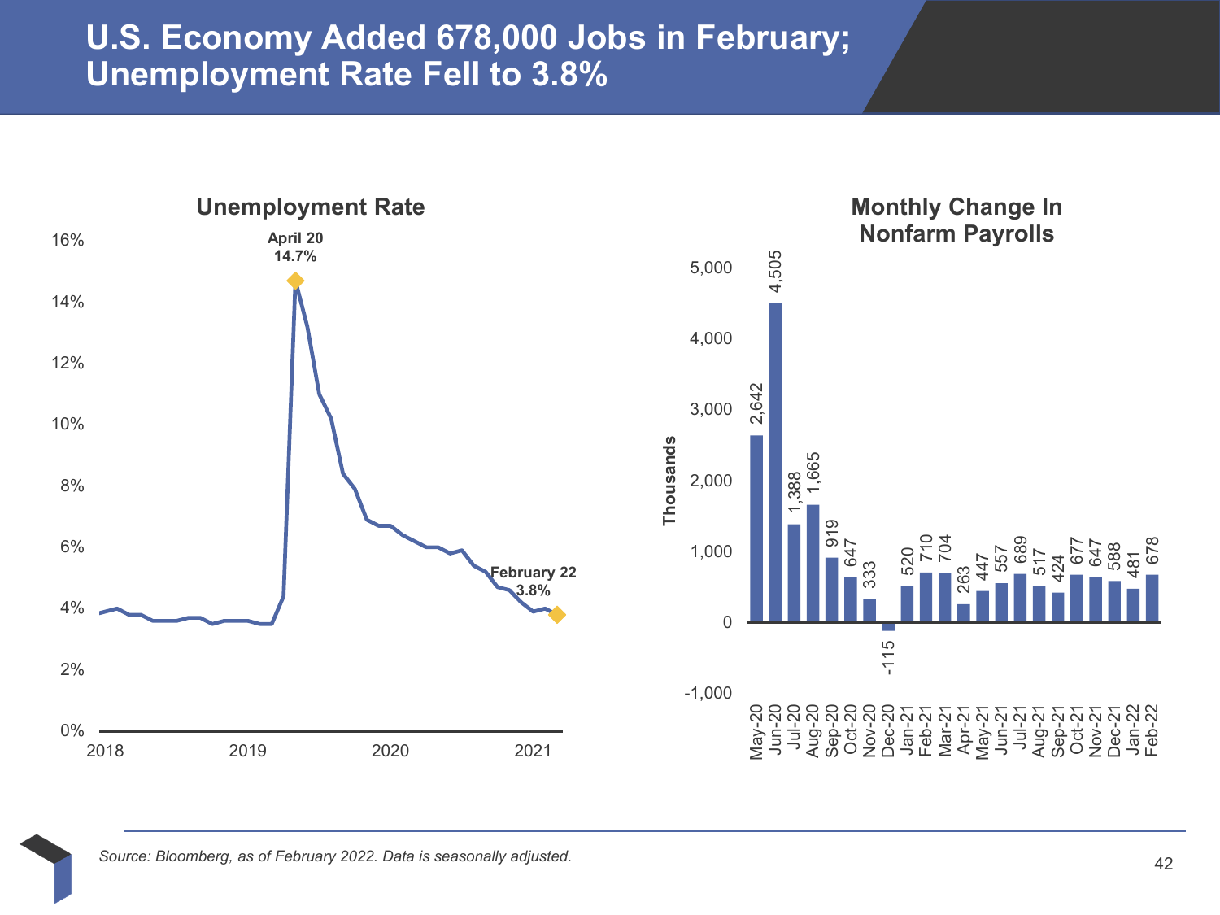# U.S. Economy Added 678,000 Jobs in February; Unemployment Rate Fell to 3.8%

**Unemployment Rate**

April 20: 14.7%

February 22: 3.8%

**Monthly Change In Nonfarm Payrolls**

| Month | Thousands |
|---|---|
| May-20 | 2,642 |
| Jun-20 | 4,505 |
| Jul-20 | 1,388 |
| Aug-20 | 1,665 |
| Sep-20 | 919 |
| Oct-20 | 647 |
| Nov-20 | 333 |
| Dec-20 | -115 |
| Jan-21 | 520 |
| Feb-21 | 710 |
| Mar-21 | 704 |
| Apr-21 | 263 |
| May-21 | 447 |
| Jun-21 | 557 |
| Jul-21 | 689 |
| Aug-21 | 517 |
| Sep-21 | 424 |
| Oct-21 | 677 |
| Nov-21 | 647 |
| Dec-21 | 588 |
| Jan-22 | 481 |
| Feb-22 | 678 |

*Source: Bloomberg, as of February 2022. Data is seasonally adjusted.*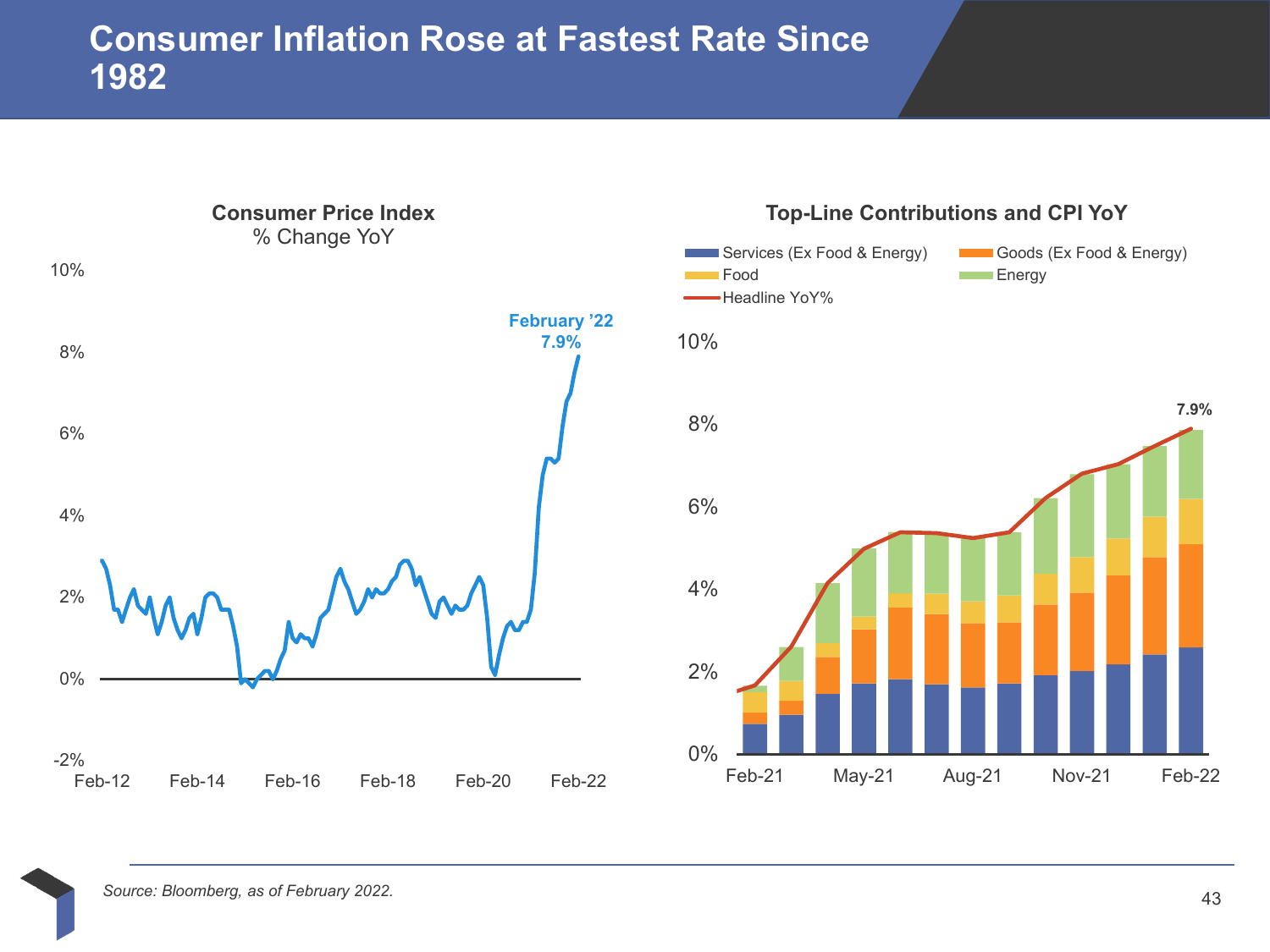# Consumer Inflation Rose at Fastest Rate Since 1982

**Consumer Price Index**
% Change YoY

February '22
7.9%

**Top-Line Contributions and CPI YoY**

Services (Ex Food & Energy) | Goods (Ex Food & Energy) | Food | Energy | Headline YoY%

7.9%

*Source: Bloomberg, as of February 2022.*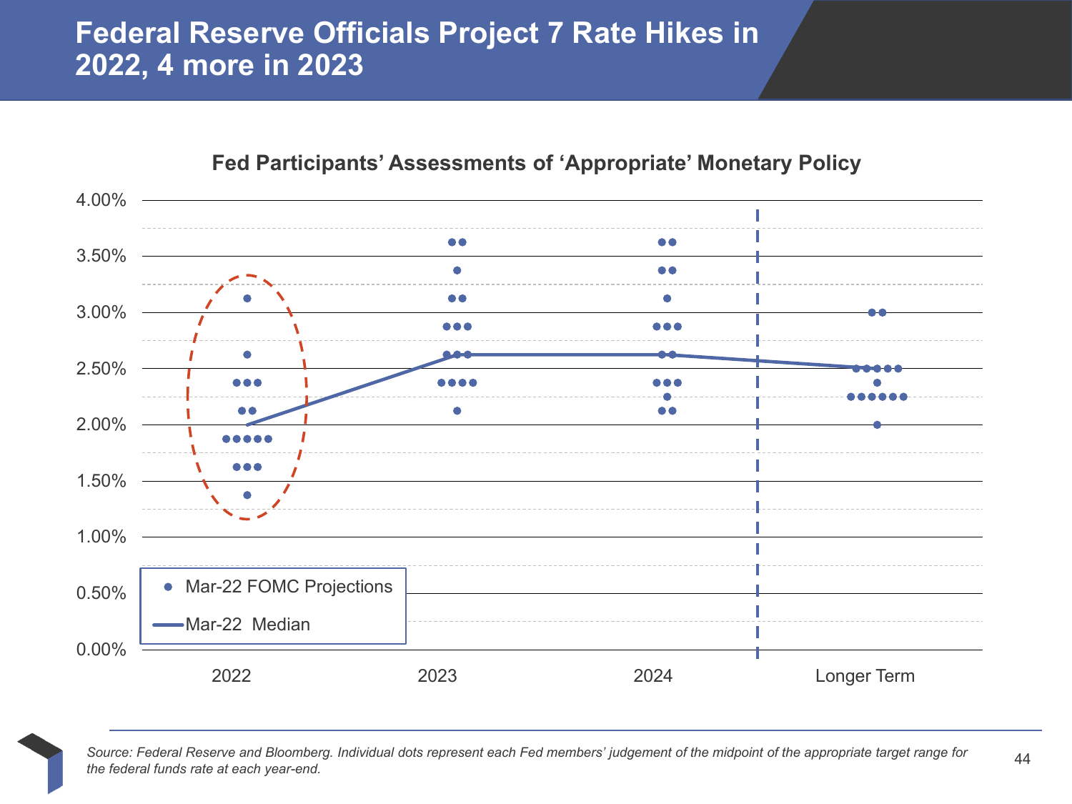# Federal Reserve Officials Project 7 Rate Hikes in 2022, 4 more in 2023

**Fed Participants' Assessments of 'Appropriate' Monetary Policy**

4.00%
3.50%
3.00%
2.50%
2.00%
1.50%
1.00%
0.50%
0.00%

2022 | 2023 | 2024 | Longer Term

- Mar-22 FOMC Projections
- Mar-22 Median

*Source: Federal Reserve and Bloomberg. Individual dots represent each Fed members' judgement of the midpoint of the appropriate target range for the federal funds rate at each year-end.*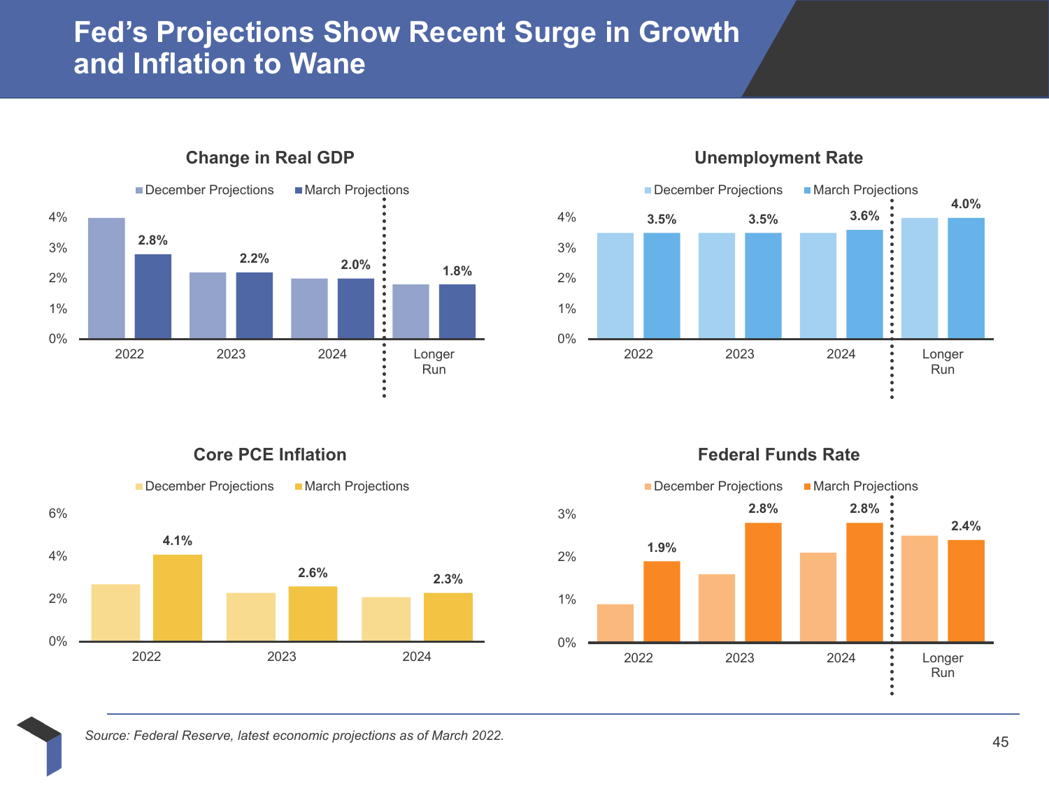# Fed's Projections Show Recent Surge in Growth and Inflation to Wane

## Change in Real GDP

December Projections / March Projections

| | 2022 | 2023 | 2024 | Longer Run |
|---|---|---|---|---|
| March Projections | 2.8% | 2.2% | 2.0% | 1.8% |

## Unemployment Rate

December Projections / March Projections

| | 2022 | 2023 | 2024 | Longer Run |
|---|---|---|---|---|
| March Projections | 3.5% | 3.5% | 3.6% | 4.0% |

## Core PCE Inflation

December Projections / March Projections

| | 2022 | 2023 | 2024 |
|---|---|---|---|
| March Projections | 4.1% | 2.6% | 2.3% |

## Federal Funds Rate

December Projections / March Projections

| | 2022 | 2023 | 2024 | Longer Run |
|---|---|---|---|---|
| March Projections | 1.9% | 2.8% | 2.8% | 2.4% |

*Source: Federal Reserve, latest economic projections as of March 2022.*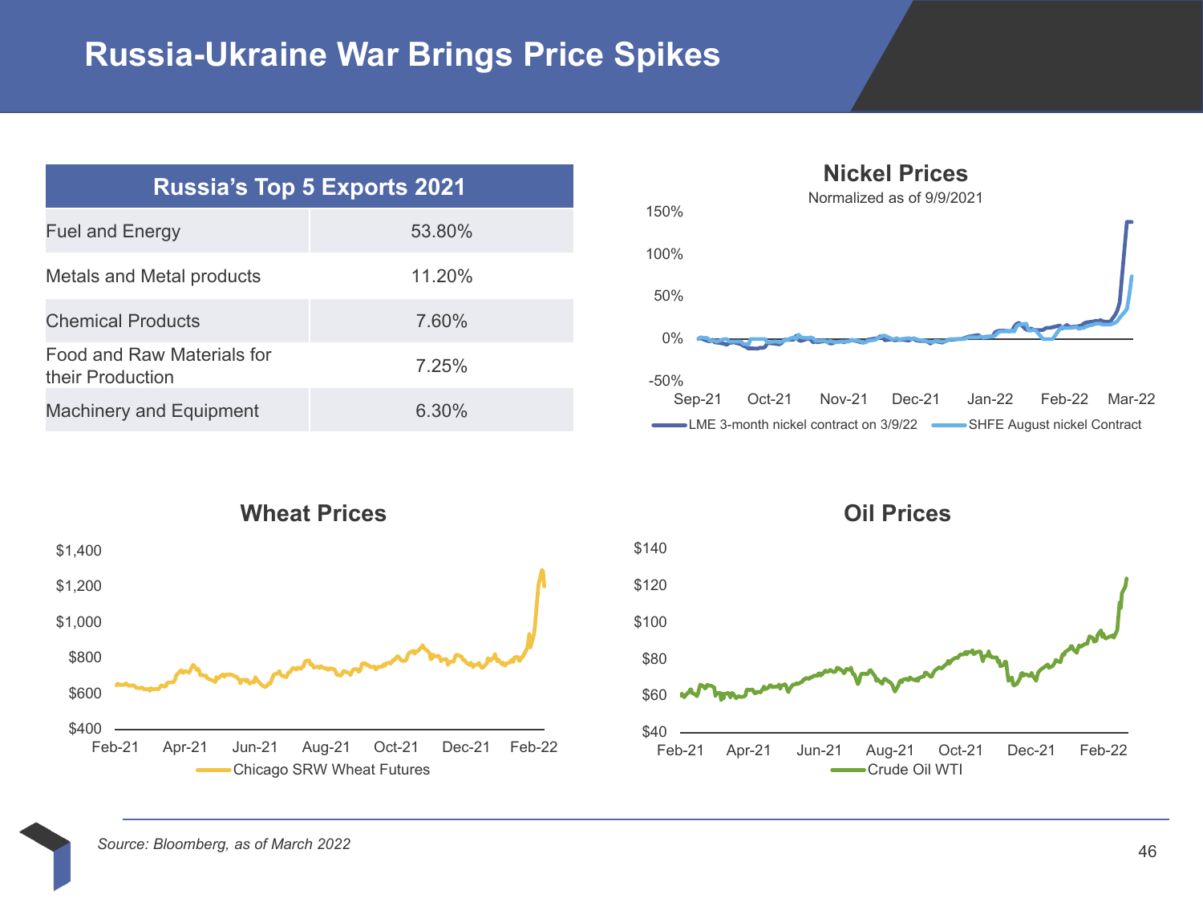# Russia-Ukraine War Brings Price Spikes

| Russia's Top 5 Exports 2021 | |
|---|---|
| Fuel and Energy | 53.80% |
| Metals and Metal products | 11.20% |
| Chemical Products | 7.60% |
| Food and Raw Materials for their Production | 7.25% |
| Machinery and Equipment | 6.30% |

**Nickel Prices**

Normalized as of 9/9/2021

150%, 100%, 50%, 0%, -50%

Sep-21, Oct-21, Nov-21, Dec-21, Jan-22, Feb-22, Mar-22

LME 3-month nickel contract on 3/9/22 — SHFE August nickel Contract

**Wheat Prices**

$1,400, $1,200, $1,000, $800, $600, $400

Feb-21, Apr-21, Jun-21, Aug-21, Oct-21, Dec-21, Feb-22

Chicago SRW Wheat Futures

**Oil Prices**

$140, $120, $100, $80, $60, $40

Feb-21, Apr-21, Jun-21, Aug-21, Oct-21, Dec-21, Feb-22

Crude Oil WTI

*Source: Bloomberg, as of March 2022*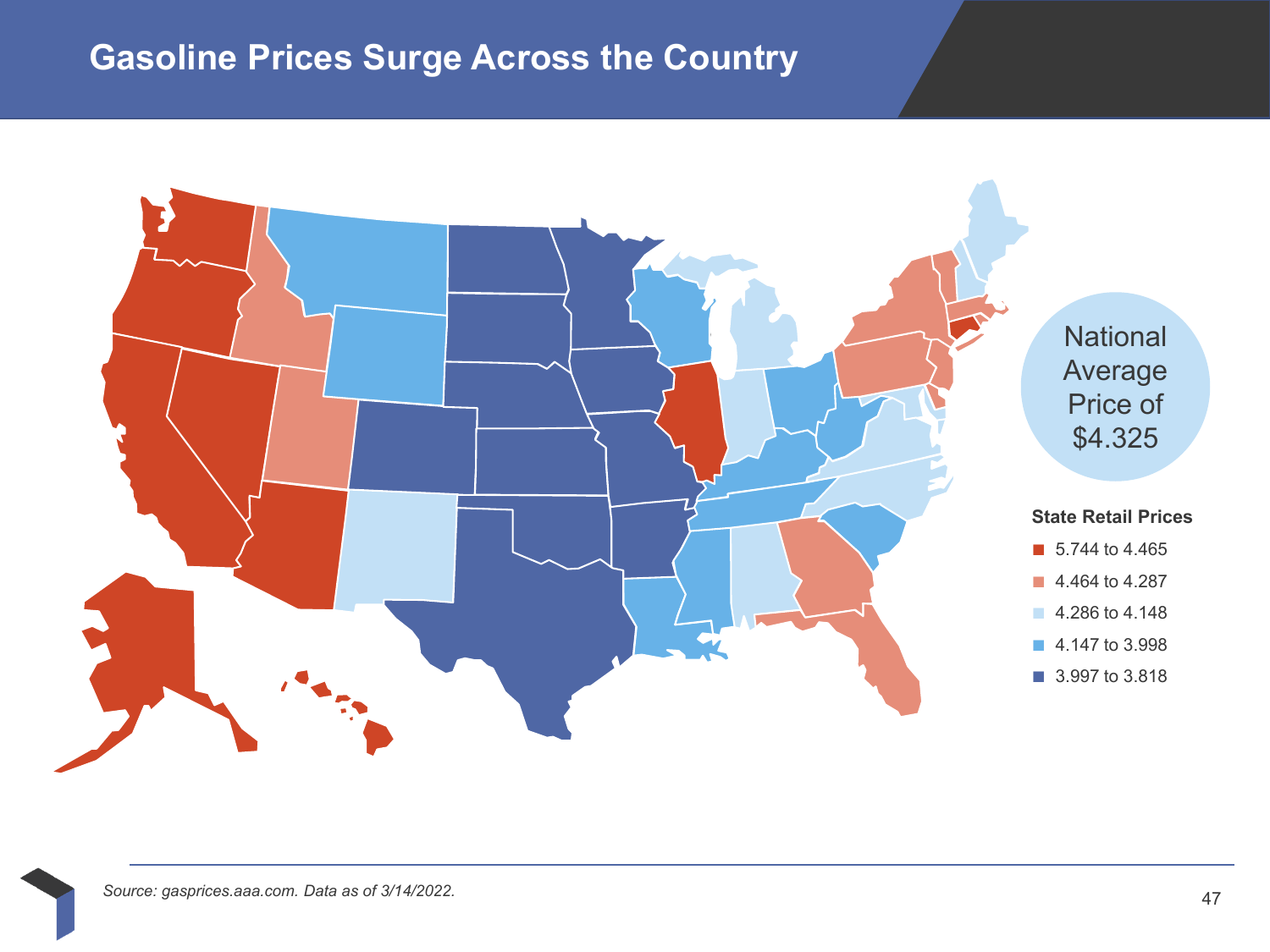# Gasoline Prices Surge Across the Country

National Average Price of $4.325

**State Retail Prices**

- 5.744 to 4.465
- 4.464 to 4.287
- 4.286 to 4.148
- 4.147 to 3.998
- 3.997 to 3.818

*Source: gasprices.aaa.com. Data as of 3/14/2022.*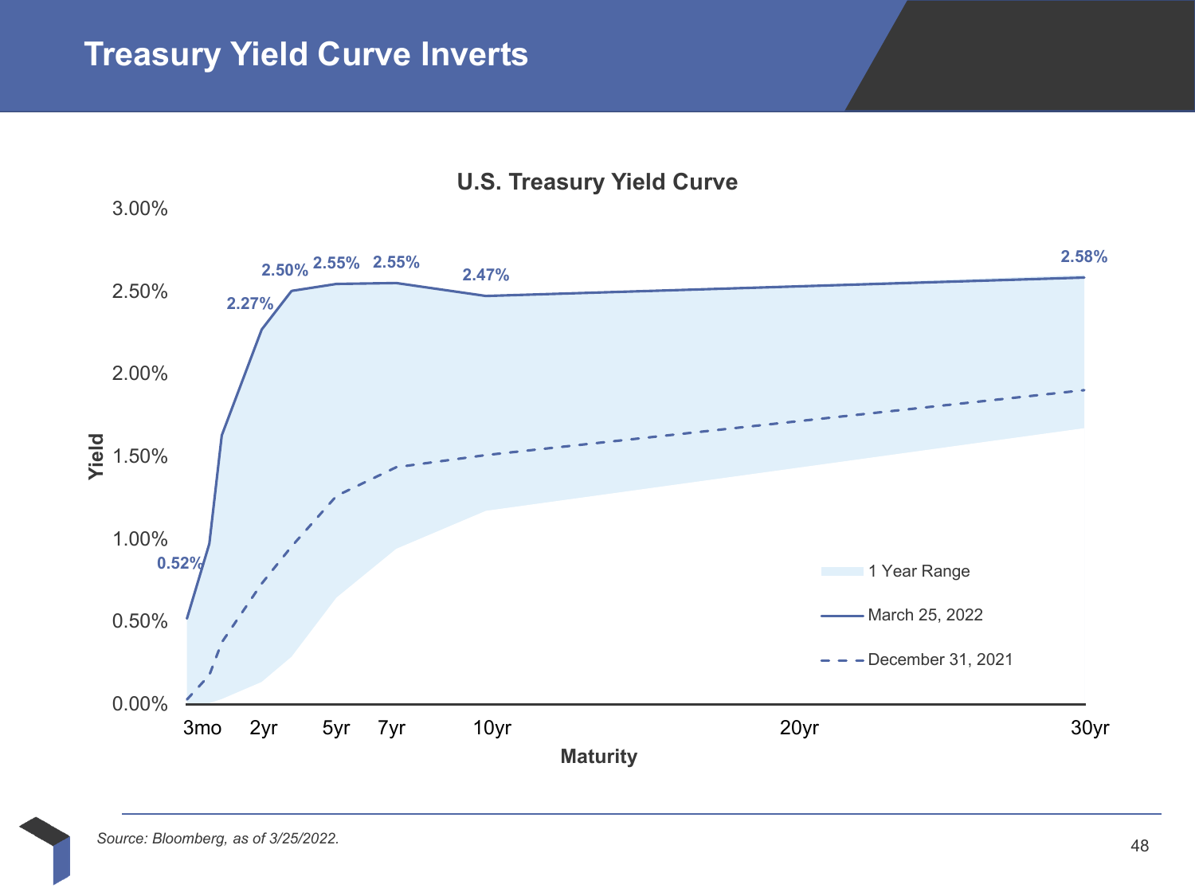# Treasury Yield Curve Inverts

## U.S. Treasury Yield Curve

| Maturity | March 25, 2022 |
| --- | --- |
| 3mo | 0.52% |
| 2yr | 2.27% |
| 3yr | 2.50% |
| 5yr | 2.55% |
| 7yr | 2.55% |
| 10yr | 2.47% |
| 30yr | 2.58% |

Legend: 1 Year Range; March 25, 2022; December 31, 2021

Yield (0.00% – 3.00%) vs. Maturity (3mo, 2yr, 5yr, 7yr, 10yr, 20yr, 30yr)

*Source: Bloomberg, as of 3/25/2022.*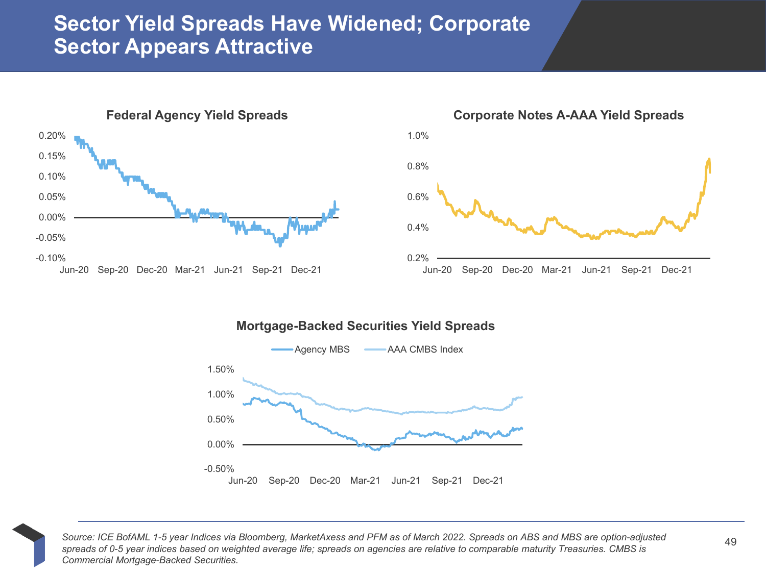# Sector Yield Spreads Have Widened; Corporate Sector Appears Attractive

### Federal Agency Yield Spreads

### Corporate Notes A-AAA Yield Spreads

### Mortgage-Backed Securities Yield Spreads

*Source: ICE BofAML 1-5 year Indices via Bloomberg, MarketAxess and PFM as of March 2022. Spreads on ABS and MBS are option-adjusted spreads of 0-5 year indices based on weighted average life; spreads on agencies are relative to comparable maturity Treasuries. CMBS is Commercial Mortgage-Backed Securities.*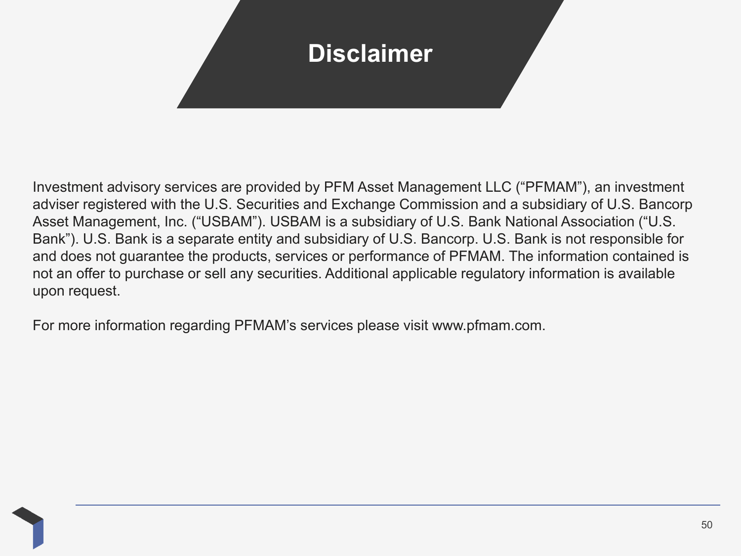# Disclaimer

Investment advisory services are provided by PFM Asset Management LLC (“PFMAM”), an investment adviser registered with the U.S. Securities and Exchange Commission and a subsidiary of U.S. Bancorp Asset Management, Inc. (“USBAM”). USBAM is a subsidiary of U.S. Bank National Association (“U.S. Bank”). U.S. Bank is a separate entity and subsidiary of U.S. Bancorp. U.S. Bank is not responsible for and does not guarantee the products, services or performance of PFMAM. The information contained is not an offer to purchase or sell any securities. Additional applicable regulatory information is available upon request.

For more information regarding PFMAM’s services please visit www.pfmam.com.